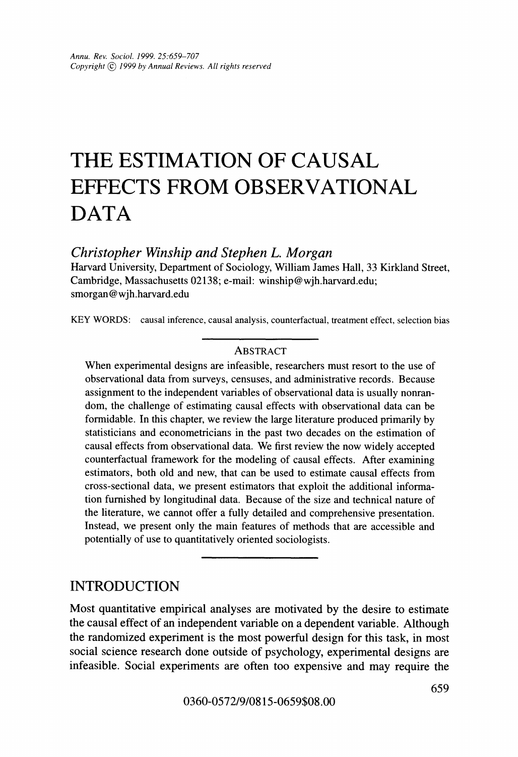# THE ESTIMATION OF CAUSAL EFFECTS FROM OBSERVATIONAL DATA

*Christopher Winship and Stephen L. Morgan*

Harvard University, Department of Sociology, William James Hall, 33 Kirkland Street, Cambridge, Massachusetts 02138; e-mail: winship@wjh.harvard.edu; smorgan@wjh.harvard.edu

KEY WORDS: causal inference, causal analysis, counterfactual, treatment effect, selection bias

## ABSTRACT

When experimental designs are infeasible, researchers must resort to the use of observational data from surveys, censuses, and administrative records. Because assignment to the independent variables of observational data is usually nonrandom, the challenge of estimating causal effects with observational data can be formidable. In this chapter, we review the large literature produced primarily by statisticians and econometricians in the past two decades on the estimation of causal effects from observational data. We first review the now widely accepted counterfactual framework for the modeling of causal effects. After examining estimators, both old and new, that can be used to estimate causal effects from cross-sectional data, we present estimators that exploit the additional information furnished by longitudinal data. Because of the size and technical nature of the literature, we cannot offer a fully detailed and comprehensive presentation. Instead, we present only the main features of methods that are accessible and potentially of use to quantitatively oriented sociologists.

## INTRODUCTION

Most quantitative empirical analyses are motivated by the desire to estimate the causal effect of an independent variable on a dependent variable. Although the randomized experiment is the most powerful design for this task, in most social science research done outside of psychology, experimental designs are infeasible. Social experiments are often too expensive and may require the

0360-0572/9/0815-0659$08.00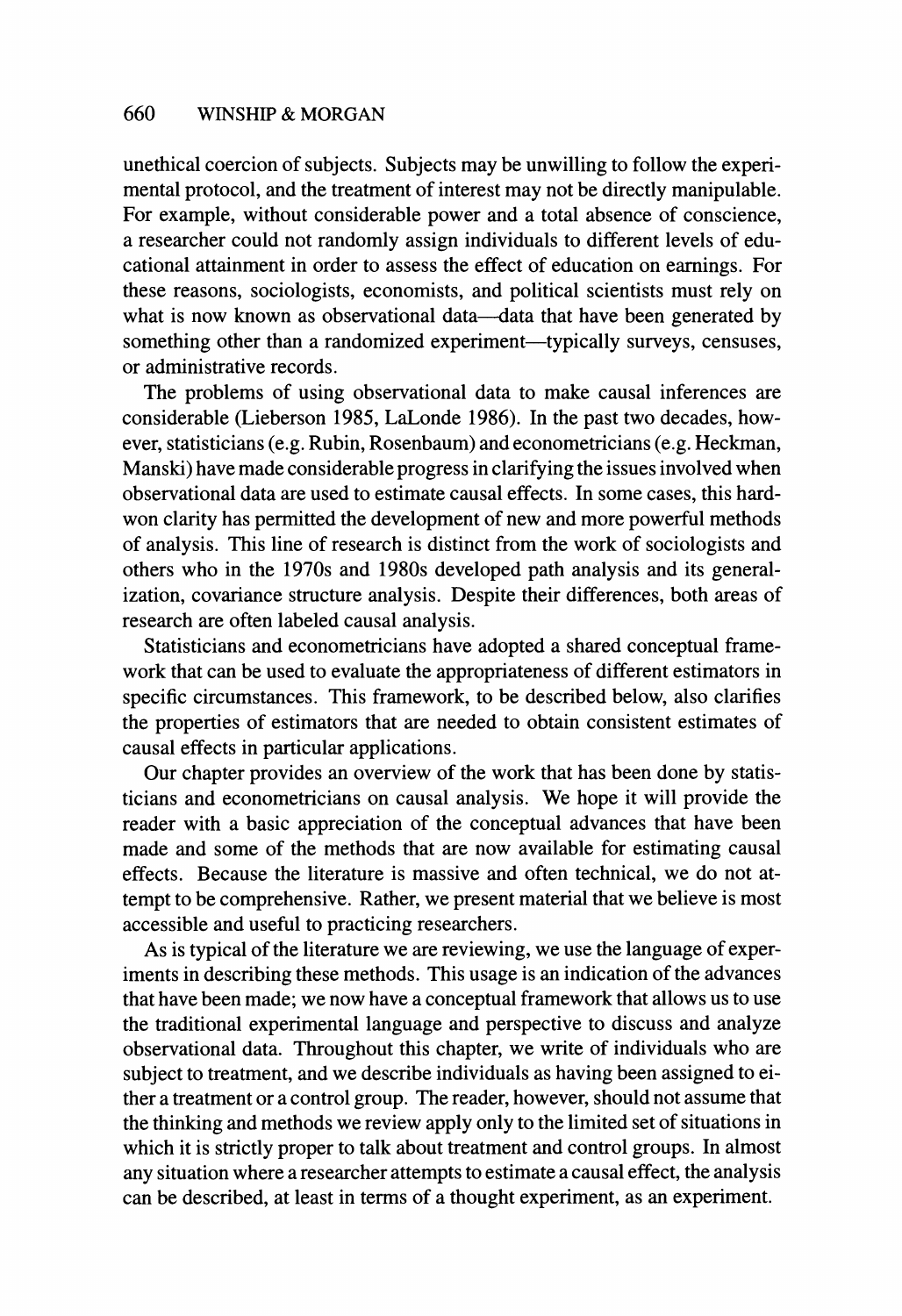unethical coercion of subjects. Subjects may be unwilling to follow the experimental protocol, and the treatment of interest may not be directly manipulable. For example, without considerable power and a total absence of conscience, a researcher could not randomly assign individuals to different levels of educational attainment in order to assess the effect of education on earnings. For these reasons, sociologists, economists, and political scientists must rely on what is now known as observational data—data that have been generated by something other than a randomized experiment—typically surveys, censuses, or administrative records.

The problems of using observational data to make causal inferences are considerable (Lieberson 1985, LaLonde 1986). In the past two decades, however, statisticians (e.g. Rubin, Rosenbaum) and econometricians (e.g. Heckman, Manski) have made considerable progress in clarifying the issues involved when observational data are used to estimate causal effects. In some cases, this hard-won clarity has permitted the development of new and more powerful methods of analysis. This line of research is distinct from the work of sociologists and others who in the 1970s and 1980s developed path analysis and its generalization, covariance structure analysis. Despite their differences, both areas of research are often labeled causal analysis.

Statisticians and econometricians have adopted a shared conceptual framework that can be used to evaluate the appropriateness of different estimators in specific circumstances. This framework, to be described below, also clarifies the properties of estimators that are needed to obtain consistent estimates of causal effects in particular applications.

Our chapter provides an overview of the work that has been done by statisticians and econometricians on causal analysis. We hope it will provide the reader with a basic appreciation of the conceptual advances that have been made and some of the methods that are now available for estimating causal effects. Because the literature is massive and often technical, we do not attempt to be comprehensive. Rather, we present material that we believe is most accessible and useful to practicing researchers.

As is typical of the literature we are reviewing, we use the language of experiments in describing these methods. This usage is an indication of the advances that have been made; we now have a conceptual framework that allows us to use the traditional experimental language and perspective to discuss and analyze observational data. Throughout this chapter, we write of individuals who are subject to treatment, and we describe individuals as having been assigned to either a treatment or a control group. The reader, however, should not assume that the thinking and methods we review apply only to the limited set of situations in which it is strictly proper to talk about treatment and control groups. In almost any situation where a researcher attempts to estimate a causal effect, the analysis can be described, at least in terms of a thought experiment, as an experiment.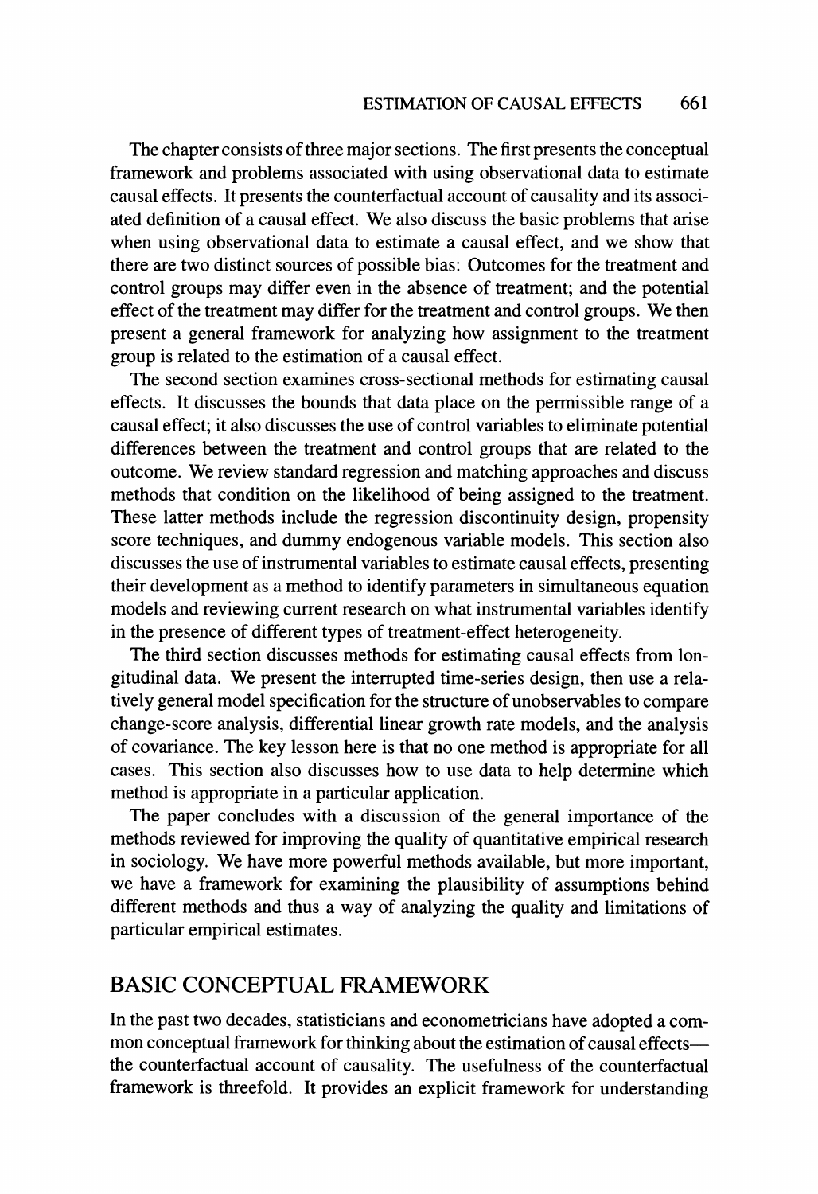The chapter consists of three major sections. The first presents the conceptual framework and problems associated with using observational data to estimate causal effects. It presents the counterfactual account of causality and its associated definition of a causal effect. We also discuss the basic problems that arise when using observational data to estimate a causal effect, and we show that there are two distinct sources of possible bias: Outcomes for the treatment and control groups may differ even in the absence of treatment; and the potential effect of the treatment may differ for the treatment and control groups. We then present a general framework for analyzing how assignment to the treatment group is related to the estimation of a causal effect.

The second section examines cross-sectional methods for estimating causal effects. It discusses the bounds that data place on the permissible range of a causal effect; it also discusses the use of control variables to eliminate potential differences between the treatment and control groups that are related to the outcome. We review standard regression and matching approaches and discuss methods that condition on the likelihood of being assigned to the treatment. These latter methods include the regression discontinuity design, propensity score techniques, and dummy endogenous variable models. This section also discusses the use of instrumental variables to estimate causal effects, presenting their development as a method to identify parameters in simultaneous equation models and reviewing current research on what instrumental variables identify in the presence of different types of treatment-effect heterogeneity.

The third section discusses methods for estimating causal effects from longitudinal data. We present the interrupted time-series design, then use a relatively general model specification for the structure of unobservables to compare change-score analysis, differential linear growth rate models, and the analysis of covariance. The key lesson here is that no one method is appropriate for all cases. This section also discusses how to use data to help determine which method is appropriate in a particular application.

The paper concludes with a discussion of the general importance of the methods reviewed for improving the quality of quantitative empirical research in sociology. We have more powerful methods available, but more important, we have a framework for examining the plausibility of assumptions behind different methods and thus a way of analyzing the quality and limitations of particular empirical estimates.

## BASIC CONCEPTUAL FRAMEWORK

In the past two decades, statisticians and econometricians have adopted a common conceptual framework for thinking about the estimation of causal effects—the counterfactual account of causality. The usefulness of the counterfactual framework is threefold. It provides an explicit framework for understanding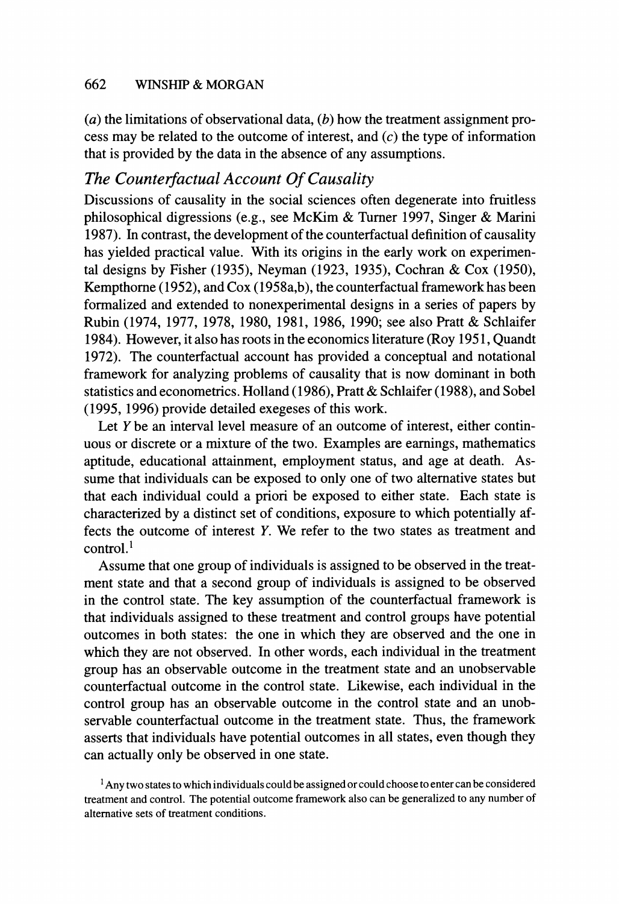(*a*) the limitations of observational data, (*b*) how the treatment assignment process may be related to the outcome of interest, and (*c*) the type of information that is provided by the data in the absence of any assumptions.

### *The Counterfactual Account Of Causality*

Discussions of causality in the social sciences often degenerate into fruitless philosophical digressions (e.g., see McKim & Turner 1997, Singer & Marini 1987). In contrast, the development of the counterfactual definition of causality has yielded practical value. With its origins in the early work on experimental designs by Fisher (1935), Neyman (1923, 1935), Cochran & Cox (1950), Kempthorne (1952), and Cox (1958a,b), the counterfactual framework has been formalized and extended to nonexperimental designs in a series of papers by Rubin (1974, 1977, 1978, 1980, 1981, 1986, 1990; see also Pratt & Schlaifer 1984). However, it also has roots in the economics literature (Roy 1951, Quandt 1972). The counterfactual account has provided a conceptual and notational framework for analyzing problems of causality that is now dominant in both statistics and econometrics. Holland (1986), Pratt & Schlaifer (1988), and Sobel (1995, 1996) provide detailed exegeses of this work.

Let $Y$ be an interval level measure of an outcome of interest, either continuous or discrete or a mixture of the two. Examples are earnings, mathematics aptitude, educational attainment, employment status, and age at death. Assume that individuals can be exposed to only one of two alternative states but that each individual could a priori be exposed to either state. Each state is characterized by a distinct set of conditions, exposure to which potentially affects the outcome of interest $Y$. We refer to the two states as treatment and control.[1]

Assume that one group of individuals is assigned to be observed in the treatment state and that a second group of individuals is assigned to be observed in the control state. The key assumption of the counterfactual framework is that individuals assigned to these treatment and control groups have potential outcomes in both states: the one in which they are observed and the one in which they are not observed. In other words, each individual in the treatment group has an observable outcome in the treatment state and an unobservable counterfactual outcome in the control state. Likewise, each individual in the control group has an observable outcome in the control state and an unobservable counterfactual outcome in the treatment state. Thus, the framework asserts that individuals have potential outcomes in all states, even though they can actually only be observed in one state.

[1] Any two states to which individuals could be assigned or could choose to enter can be considered treatment and control. The potential outcome framework also can be generalized to any number of alternative sets of treatment conditions.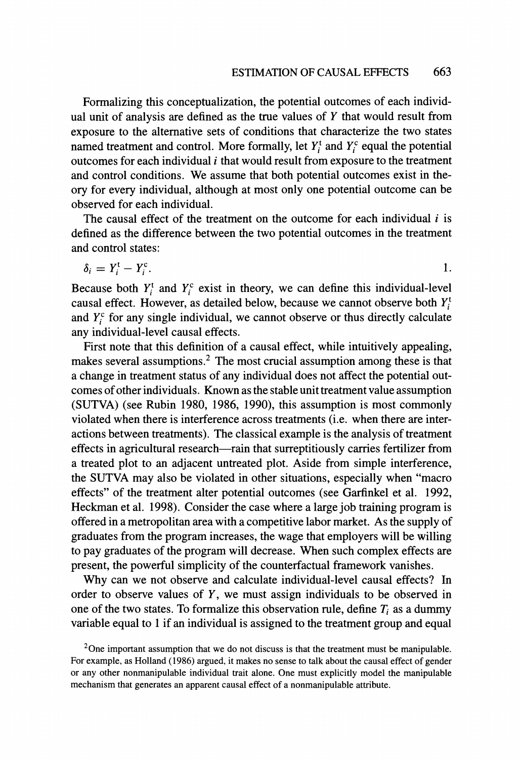Formalizing this conceptualization, the potential outcomes of each individual unit of analysis are defined as the true values of $Y$ that would result from exposure to the alternative sets of conditions that characterize the two states named treatment and control. More formally, let $Y_i^{\mathrm{t}}$ and $Y_i^{\mathrm{c}}$ equal the potential outcomes for each individual $i$ that would result from exposure to the treatment and control conditions. We assume that both potential outcomes exist in theory for every individual, although at most only one potential outcome can be observed for each individual.

The causal effect of the treatment on the outcome for each individual $i$ is defined as the difference between the two potential outcomes in the treatment and control states:

$$\delta_i = Y_i^{\mathrm{t}} - Y_i^{\mathrm{c}}. \qquad 1.$$

Because both $Y_i^{\mathrm{t}}$ and $Y_i^{\mathrm{c}}$ exist in theory, we can define this individual-level causal effect. However, as detailed below, because we cannot observe both $Y_i^{\mathrm{t}}$ and $Y_i^{\mathrm{c}}$ for any single individual, we cannot observe or thus directly calculate any individual-level causal effects.

First note that this definition of a causal effect, while intuitively appealing, makes several assumptions.[2] The most crucial assumption among these is that a change in treatment status of any individual does not affect the potential outcomes of other individuals. Known as the stable unit treatment value assumption (SUTVA) (see Rubin 1980, 1986, 1990), this assumption is most commonly violated when there is interference across treatments (i.e. when there are interactions between treatments). The classical example is the analysis of treatment effects in agricultural research—rain that surreptitiously carries fertilizer from a treated plot to an adjacent untreated plot. Aside from simple interference, the SUTVA may also be violated in other situations, especially when "macro effects" of the treatment alter potential outcomes (see Garfinkel et al. 1992, Heckman et al. 1998). Consider the case where a large job training program is offered in a metropolitan area with a competitive labor market. As the supply of graduates from the program increases, the wage that employers will be willing to pay graduates of the program will decrease. When such complex effects are present, the powerful simplicity of the counterfactual framework vanishes.

Why can we not observe and calculate individual-level causal effects? In order to observe values of $Y$, we must assign individuals to be observed in one of the two states. To formalize this observation rule, define $T_i$ as a dummy variable equal to 1 if an individual is assigned to the treatment group and equal

[2]One important assumption that we do not discuss is that the treatment must be manipulable. For example, as Holland (1986) argued, it makes no sense to talk about the causal effect of gender or any other nonmanipulable individual trait alone. One must explicitly model the manipulable mechanism that generates an apparent causal effect of a nonmanipulable attribute.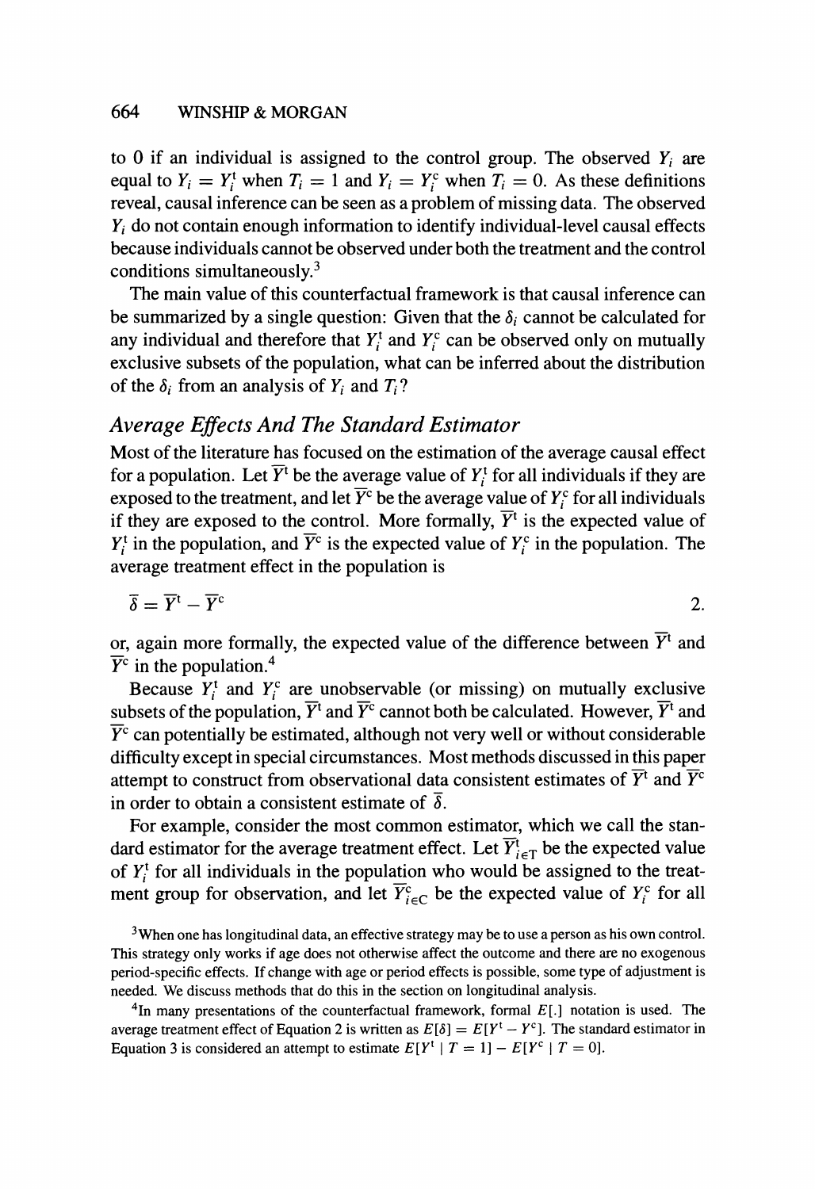to 0 if an individual is assigned to the control group. The observed $Y_i$ are equal to $Y_i = Y_i^t$ when $T_i = 1$ and $Y_i = Y_i^c$ when $T_i = 0$. As these definitions reveal, causal inference can be seen as a problem of missing data. The observed $Y_i$ do not contain enough information to identify individual-level causal effects because individuals cannot be observed under both the treatment and the control conditions simultaneously.[3]

The main value of this counterfactual framework is that causal inference can be summarized by a single question: Given that the $\delta_i$ cannot be calculated for any individual and therefore that $Y_i^t$ and $Y_i^c$ can be observed only on mutually exclusive subsets of the population, what can be inferred about the distribution of the $\delta_i$ from an analysis of $Y_i$ and $T_i$?

## *Average Effects And The Standard Estimator*

Most of the literature has focused on the estimation of the average causal effect for a population. Let $\overline{Y}^t$ be the average value of $Y_i^t$ for all individuals if they are exposed to the treatment, and let $\overline{Y}^c$ be the average value of $Y_i^c$ for all individuals if they are exposed to the control. More formally, $\overline{Y}^t$ is the expected value of $Y_i^t$ in the population, and $\overline{Y}^c$ is the expected value of $Y_i^c$ in the population. The average treatment effect in the population is

$$\overline{\delta} = \overline{Y}^t - \overline{Y}^c \qquad 2.$$

or, again more formally, the expected value of the difference between $\overline{Y}^t$ and $\overline{Y}^c$ in the population.[4]

Because $Y_i^t$ and $Y_i^c$ are unobservable (or missing) on mutually exclusive subsets of the population, $\overline{Y}^t$ and $\overline{Y}^c$ cannot both be calculated. However, $\overline{Y}^t$ and $\overline{Y}^c$ can potentially be estimated, although not very well or without considerable difficulty except in special circumstances. Most methods discussed in this paper attempt to construct from observational data consistent estimates of $\overline{Y}^t$ and $\overline{Y}^c$ in order to obtain a consistent estimate of $\overline{\delta}$.

For example, consider the most common estimator, which we call the standard estimator for the average treatment effect. Let $\overline{Y}^t_{i \in T}$ be the expected value of $Y_i^t$ for all individuals in the population who would be assigned to the treatment group for observation, and let $\overline{Y}^c_{i \in C}$ be the expected value of $Y_i^c$ for all

[3]When one has longitudinal data, an effective strategy may be to use a person as his own control. This strategy only works if age does not otherwise affect the outcome and there are no exogenous period-specific effects. If change with age or period effects is possible, some type of adjustment is needed. We discuss methods that do this in the section on longitudinal analysis.

[4]In many presentations of the counterfactual framework, formal $E[.]$ notation is used. The average treatment effect of Equation 2 is written as $E[\delta] = E[Y^t - Y^c]$. The standard estimator in Equation 3 is considered an attempt to estimate $E[Y^t \mid T = 1] - E[Y^c \mid T = 0]$.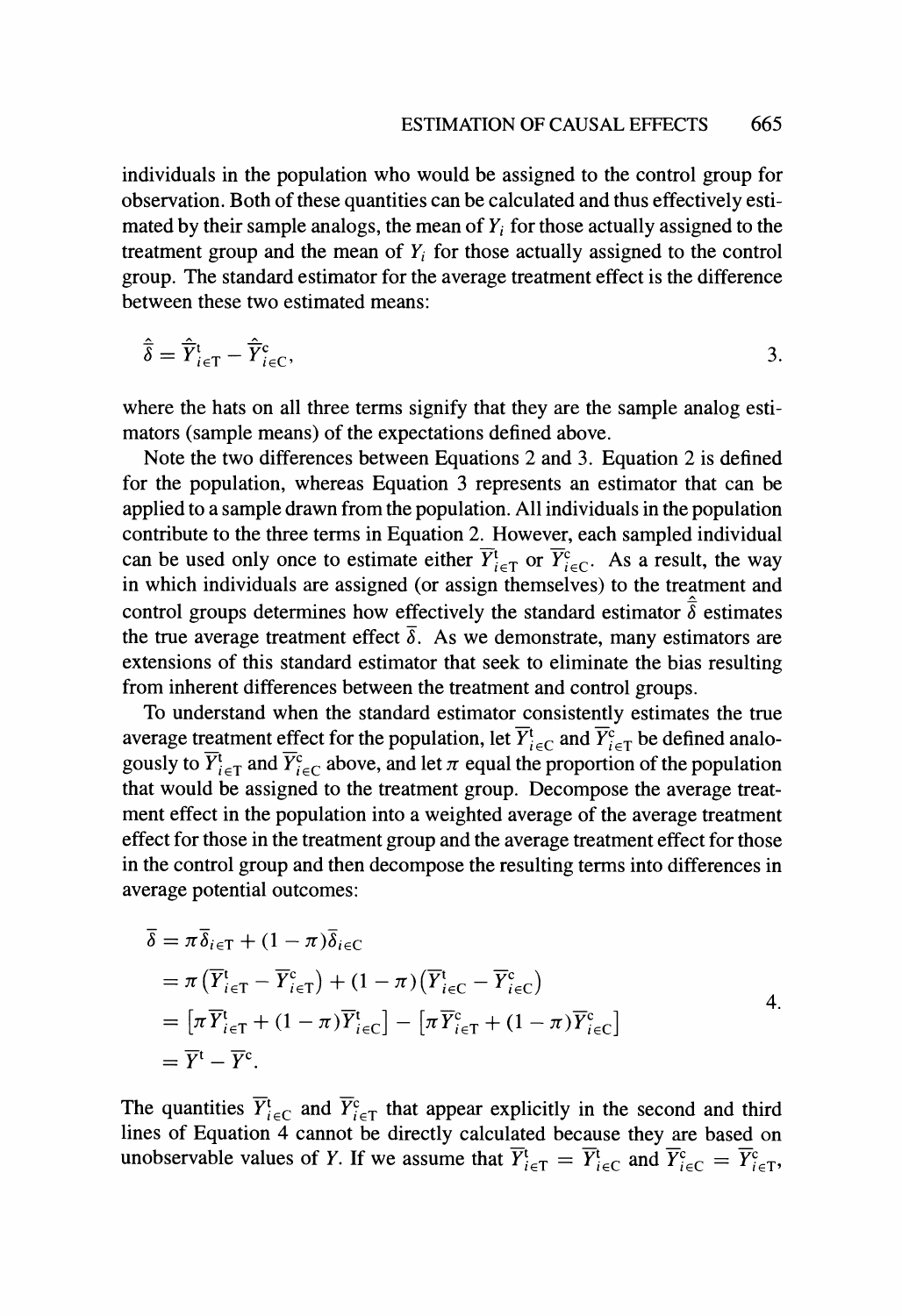individuals in the population who would be assigned to the control group for observation. Both of these quantities can be calculated and thus effectively estimated by their sample analogs, the mean of $Y_i$ for those actually assigned to the treatment group and the mean of $Y_i$ for those actually assigned to the control group. The standard estimator for the average treatment effect is the difference between these two estimated means:

$$\hat{\bar{\delta}} = \hat{\bar{Y}}^{t}_{i\in T} - \hat{\bar{Y}}^{c}_{i\in C}, \tag{3}$$

where the hats on all three terms signify that they are the sample analog estimators (sample means) of the expectations defined above.

Note the two differences between Equations 2 and 3. Equation 2 is defined for the population, whereas Equation 3 represents an estimator that can be applied to a sample drawn from the population. All individuals in the population contribute to the three terms in Equation 2. However, each sampled individual can be used only once to estimate either $\bar{Y}^{t}_{i\in T}$ or $\bar{Y}^{c}_{i\in C}$. As a result, the way in which individuals are assigned (or assign themselves) to the treatment and control groups determines how effectively the standard estimator $\hat{\bar{\delta}}$ estimates the true average treatment effect $\bar{\delta}$. As we demonstrate, many estimators are extensions of this standard estimator that seek to eliminate the bias resulting from inherent differences between the treatment and control groups.

To understand when the standard estimator consistently estimates the true average treatment effect for the population, let $\bar{Y}^{t}_{i\in C}$ and $\bar{Y}^{c}_{i\in T}$ be defined analogously to $\bar{Y}^{t}_{i\in T}$ and $\bar{Y}^{c}_{i\in C}$ above, and let $\pi$ equal the proportion of the population that would be assigned to the treatment group. Decompose the average treatment effect in the population into a weighted average of the average treatment effect for those in the treatment group and the average treatment effect for those in the control group and then decompose the resulting terms into differences in average potential outcomes:

$$\begin{aligned}
\bar{\delta} &= \pi\bar{\delta}_{i\in T} + (1-\pi)\bar{\delta}_{i\in C} \\
&= \pi\left(\bar{Y}^{t}_{i\in T} - \bar{Y}^{c}_{i\in T}\right) + (1-\pi)\left(\bar{Y}^{t}_{i\in C} - \bar{Y}^{c}_{i\in C}\right) \\
&= \left[\pi\bar{Y}^{t}_{i\in T} + (1-\pi)\bar{Y}^{t}_{i\in C}\right] - \left[\pi\bar{Y}^{c}_{i\in T} + (1-\pi)\bar{Y}^{c}_{i\in C}\right] \\
&= \bar{Y}^{t} - \bar{Y}^{c}.
\end{aligned} \tag{4}$$

The quantities $\bar{Y}^{t}_{i\in C}$ and $\bar{Y}^{c}_{i\in T}$ that appear explicitly in the second and third lines of Equation 4 cannot be directly calculated because they are based on unobservable values of $Y$. If we assume that $\bar{Y}^{t}_{i\in T} = \bar{Y}^{t}_{i\in C}$ and $\bar{Y}^{c}_{i\in C} = \bar{Y}^{c}_{i\in T}$,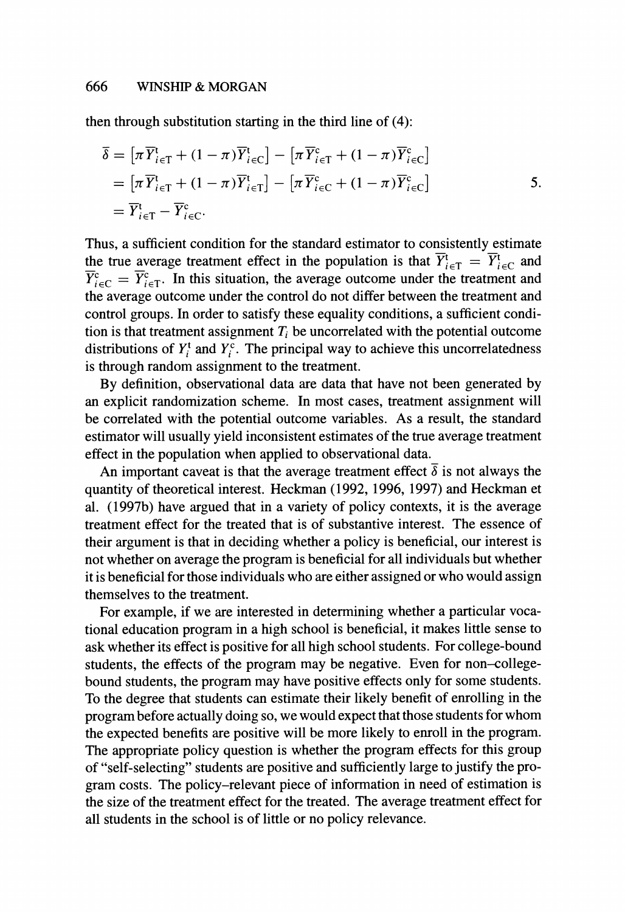then through substitution starting in the third line of (4):

$$\begin{aligned}
\overline{\delta} &= \left[\pi \overline{Y}^{t}_{i\in T} + (1-\pi)\overline{Y}^{t}_{i\in C}\right] - \left[\pi \overline{Y}^{c}_{i\in T} + (1-\pi)\overline{Y}^{c}_{i\in C}\right] \\
&= \left[\pi \overline{Y}^{t}_{i\in T} + (1-\pi)\overline{Y}^{t}_{i\in T}\right] - \left[\pi \overline{Y}^{c}_{i\in C} + (1-\pi)\overline{Y}^{c}_{i\in C}\right] \\
&= \overline{Y}^{t}_{i\in T} - \overline{Y}^{c}_{i\in C}.
\end{aligned} \qquad 5.$$

Thus, a sufficient condition for the standard estimator to consistently estimate the true average treatment effect in the population is that $\overline{Y}^{t}_{i\in T} = \overline{Y}^{t}_{i\in C}$ and $\overline{Y}^{c}_{i\in C} = \overline{Y}^{c}_{i\in T}$. In this situation, the average outcome under the treatment and the average outcome under the control do not differ between the treatment and control groups. In order to satisfy these equality conditions, a sufficient condition is that treatment assignment $T_i$ be uncorrelated with the potential outcome distributions of $Y^{t}_{i}$ and $Y^{c}_{i}$. The principal way to achieve this uncorrelatedness is through random assignment to the treatment.

By definition, observational data are data that have not been generated by an explicit randomization scheme. In most cases, treatment assignment will be correlated with the potential outcome variables. As a result, the standard estimator will usually yield inconsistent estimates of the true average treatment effect in the population when applied to observational data.

An important caveat is that the average treatment effect $\overline{\delta}$ is not always the quantity of theoretical interest. Heckman (1992, 1996, 1997) and Heckman et al. (1997b) have argued that in a variety of policy contexts, it is the average treatment effect for the treated that is of substantive interest. The essence of their argument is that in deciding whether a policy is beneficial, our interest is not whether on average the program is beneficial for all individuals but whether it is beneficial for those individuals who are either assigned or who would assign themselves to the treatment.

For example, if we are interested in determining whether a particular vocational education program in a high school is beneficial, it makes little sense to ask whether its effect is positive for all high school students. For college-bound students, the effects of the program may be negative. Even for non–college-bound students, the program may have positive effects only for some students. To the degree that students can estimate their likely benefit of enrolling in the program before actually doing so, we would expect that those students for whom the expected benefits are positive will be more likely to enroll in the program. The appropriate policy question is whether the program effects for this group of "self-selecting" students are positive and sufficiently large to justify the program costs. The policy–relevant piece of information in need of estimation is the size of the treatment effect for the treated. The average treatment effect for all students in the school is of little or no policy relevance.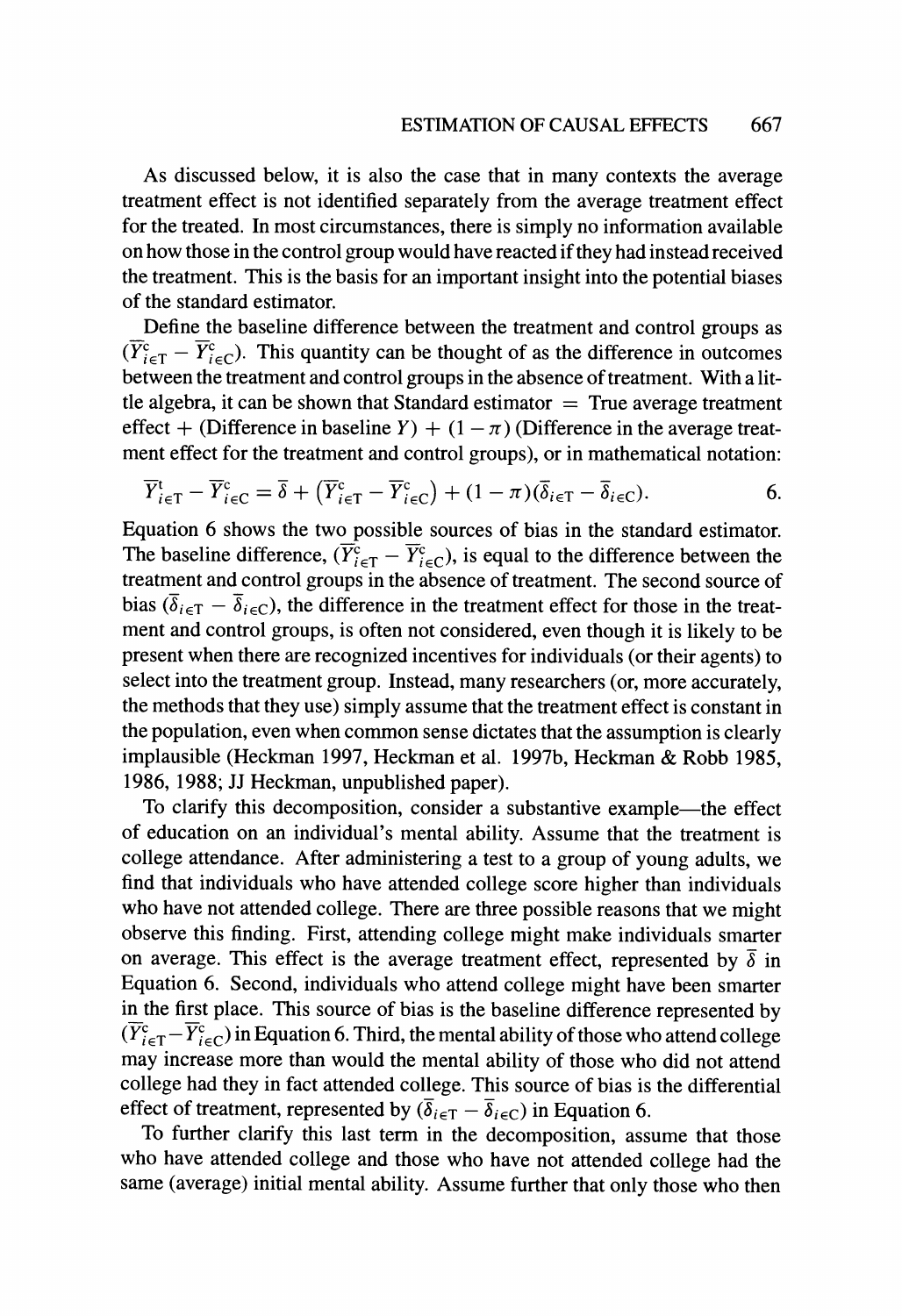As discussed below, it is also the case that in many contexts the average treatment effect is not identified separately from the average treatment effect for the treated. In most circumstances, there is simply no information available on how those in the control group would have reacted if they had instead received the treatment. This is the basis for an important insight into the potential biases of the standard estimator.

Define the baseline difference between the treatment and control groups as $(\overline{Y}^{c}_{i\in T} - \overline{Y}^{c}_{i\in C})$. This quantity can be thought of as the difference in outcomes between the treatment and control groups in the absence of treatment. With a little algebra, it can be shown that Standard estimator = True average treatment effect + (Difference in baseline $Y$) + $(1 - \pi)$ (Difference in the average treatment effect for the treatment and control groups), or in mathematical notation:

$$\overline{Y}^{t}_{i\in T} - \overline{Y}^{c}_{i\in C} = \overline{\delta} + \left(\overline{Y}^{c}_{i\in T} - \overline{Y}^{c}_{i\in C}\right) + (1 - \pi)(\overline{\delta}_{i\in T} - \overline{\delta}_{i\in C}). \qquad 6.$$

Equation 6 shows the two possible sources of bias in the standard estimator. The baseline difference, $(\overline{Y}^{c}_{i\in T} - \overline{Y}^{c}_{i\in C})$, is equal to the difference between the treatment and control groups in the absence of treatment. The second source of bias $(\overline{\delta}_{i\in T} - \overline{\delta}_{i\in C})$, the difference in the treatment effect for those in the treatment and control groups, is often not considered, even though it is likely to be present when there are recognized incentives for individuals (or their agents) to select into the treatment group. Instead, many researchers (or, more accurately, the methods that they use) simply assume that the treatment effect is constant in the population, even when common sense dictates that the assumption is clearly implausible (Heckman 1997, Heckman et al. 1997b, Heckman & Robb 1985, 1986, 1988; JJ Heckman, unpublished paper).

To clarify this decomposition, consider a substantive example—the effect of education on an individual's mental ability. Assume that the treatment is college attendance. After administering a test to a group of young adults, we find that individuals who have attended college score higher than individuals who have not attended college. There are three possible reasons that we might observe this finding. First, attending college might make individuals smarter on average. This effect is the average treatment effect, represented by $\overline{\delta}$ in Equation 6. Second, individuals who attend college might have been smarter in the first place. This source of bias is the baseline difference represented by $(\overline{Y}^{c}_{i\in T} - \overline{Y}^{c}_{i\in C})$ in Equation 6. Third, the mental ability of those who attend college may increase more than would the mental ability of those who did not attend college had they in fact attended college. This source of bias is the differential effect of treatment, represented by $(\overline{\delta}_{i\in T} - \overline{\delta}_{i\in C})$ in Equation 6.

To further clarify this last term in the decomposition, assume that those who have attended college and those who have not attended college had the same (average) initial mental ability. Assume further that only those who then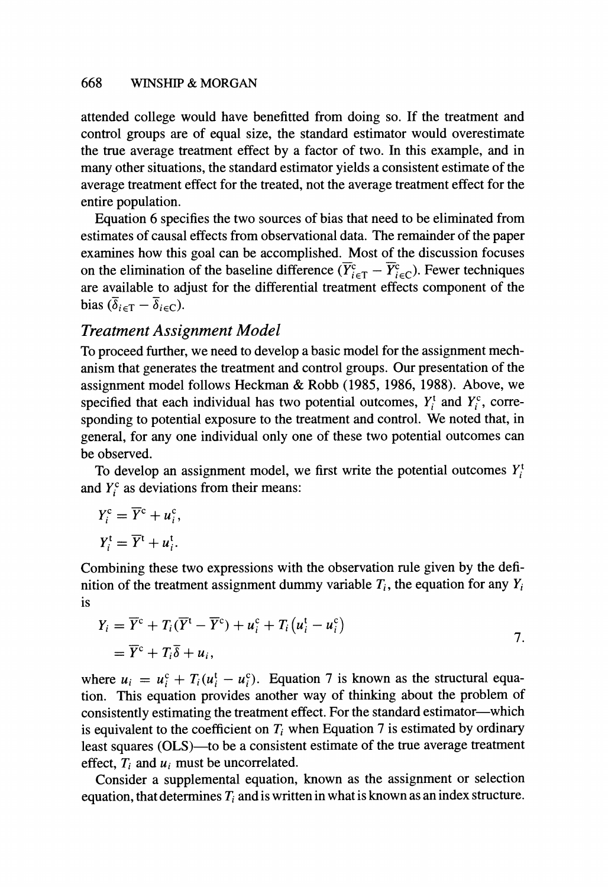attended college would have benefitted from doing so. If the treatment and control groups are of equal size, the standard estimator would overestimate the true average treatment effect by a factor of two. In this example, and in many other situations, the standard estimator yields a consistent estimate of the average treatment effect for the treated, not the average treatment effect for the entire population.

Equation 6 specifies the two sources of bias that need to be eliminated from estimates of causal effects from observational data. The remainder of the paper examines how this goal can be accomplished. Most of the discussion focuses on the elimination of the baseline difference $(\overline{Y}^{c}_{i\in T} - \overline{Y}^{c}_{i\in C})$. Fewer techniques are available to adjust for the differential treatment effects component of the bias $(\overline{\delta}_{i\in T} - \overline{\delta}_{i\in C})$.

### *Treatment Assignment Model*

To proceed further, we need to develop a basic model for the assignment mechanism that generates the treatment and control groups. Our presentation of the assignment model follows Heckman & Robb (1985, 1986, 1988). Above, we specified that each individual has two potential outcomes, $Y_i^t$ and $Y_i^c$, corresponding to potential exposure to the treatment and control. We noted that, in general, for any one individual only one of these two potential outcomes can be observed.

To develop an assignment model, we first write the potential outcomes $Y_i^t$ and $Y_i^c$ as deviations from their means:

$$Y_i^c = \overline{Y}^c + u_i^c,$$

$$Y_i^t = \overline{Y}^t + u_i^t.$$

Combining these two expressions with the observation rule given by the definition of the treatment assignment dummy variable $T_i$, the equation for any $Y_i$ is

$$\begin{aligned} Y_i &= \overline{Y}^c + T_i(\overline{Y}^t - \overline{Y}^c) + u_i^c + T_i\left(u_i^t - u_i^c\right) \\ &= \overline{Y}^c + T_i\overline{\delta} + u_i, \end{aligned} \qquad 7.$$

where $u_i = u_i^c + T_i(u_i^t - u_i^c)$. Equation 7 is known as the structural equation. This equation provides another way of thinking about the problem of consistently estimating the treatment effect. For the standard estimator—which is equivalent to the coefficient on $T_i$ when Equation 7 is estimated by ordinary least squares (OLS)—to be a consistent estimate of the true average treatment effect, $T_i$ and $u_i$ must be uncorrelated.

Consider a supplemental equation, known as the assignment or selection equation, that determines $T_i$ and is written in what is known as an index structure.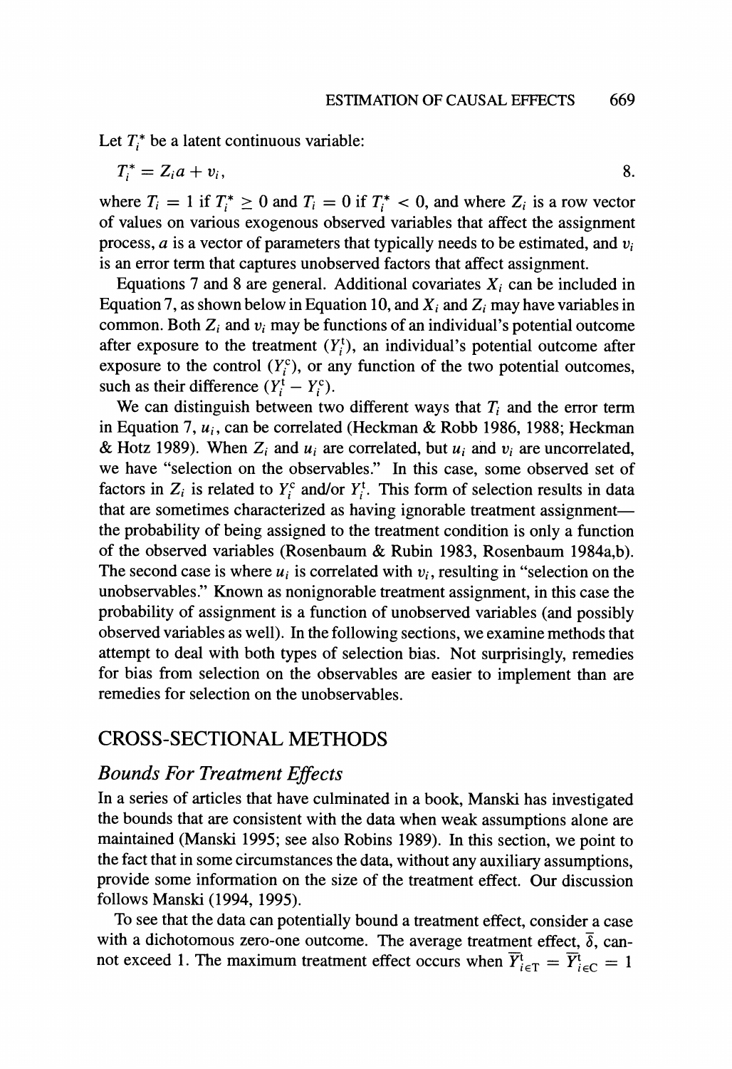Let $T_i^*$ be a latent continuous variable:

$$T_i^* = Z_i a + v_i, \qquad 8.$$

where $T_i = 1$ if $T_i^* \geq 0$ and $T_i = 0$ if $T_i^* < 0$, and where $Z_i$ is a row vector of values on various exogenous observed variables that affect the assignment process, $a$ is a vector of parameters that typically needs to be estimated, and $v_i$ is an error term that captures unobserved factors that affect assignment.

Equations 7 and 8 are general. Additional covariates $X_i$ can be included in Equation 7, as shown below in Equation 10, and $X_i$ and $Z_i$ may have variables in common. Both $Z_i$ and $v_i$ may be functions of an individual's potential outcome after exposure to the treatment ($Y_i^t$), an individual's potential outcome after exposure to the control ($Y_i^c$), or any function of the two potential outcomes, such as their difference ($Y_i^t - Y_i^c$).

We can distinguish between two different ways that $T_i$ and the error term in Equation 7, $u_i$, can be correlated (Heckman & Robb 1986, 1988; Heckman & Hotz 1989). When $Z_i$ and $u_i$ are correlated, but $u_i$ and $v_i$ are uncorrelated, we have "selection on the observables." In this case, some observed set of factors in $Z_i$ is related to $Y_i^c$ and/or $Y_i^t$. This form of selection results in data that are sometimes characterized as having ignorable treatment assignment—the probability of being assigned to the treatment condition is only a function of the observed variables (Rosenbaum & Rubin 1983, Rosenbaum 1984a,b). The second case is where $u_i$ is correlated with $v_i$, resulting in "selection on the unobservables." Known as nonignorable treatment assignment, in this case the probability of assignment is a function of unobserved variables (and possibly observed variables as well). In the following sections, we examine methods that attempt to deal with both types of selection bias. Not surprisingly, remedies for bias from selection on the observables are easier to implement than are remedies for selection on the unobservables.

## CROSS-SECTIONAL METHODS

### *Bounds For Treatment Effects*

In a series of articles that have culminated in a book, Manski has investigated the bounds that are consistent with the data when weak assumptions alone are maintained (Manski 1995; see also Robins 1989). In this section, we point to the fact that in some circumstances the data, without any auxiliary assumptions, provide some information on the size of the treatment effect. Our discussion follows Manski (1994, 1995).

To see that the data can potentially bound a treatment effect, consider a case with a dichotomous zero-one outcome. The average treatment effect, $\overline{\delta}$, cannot exceed 1. The maximum treatment effect occurs when $\overline{Y}^t_{i \in T} = \overline{Y}^t_{i \in C} = 1$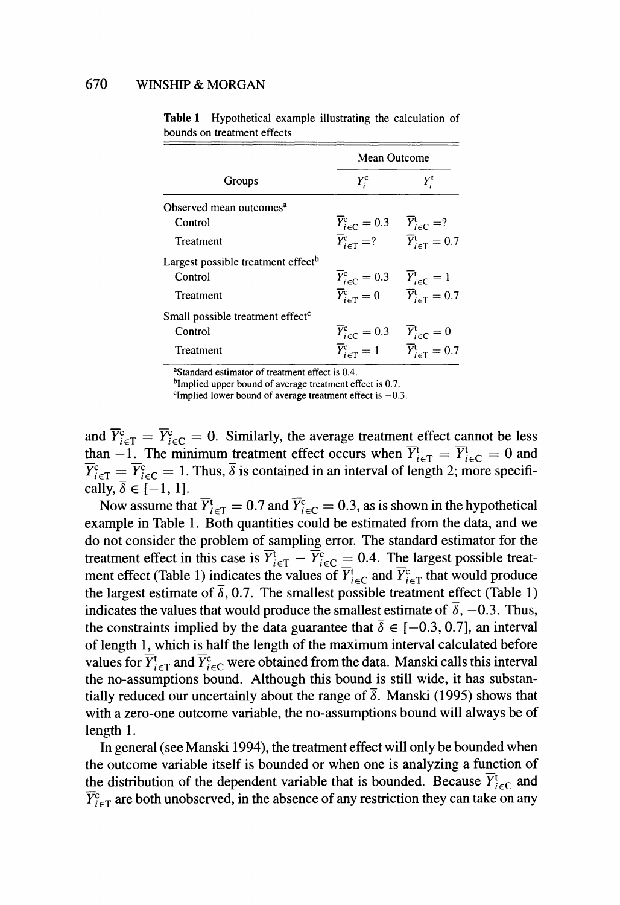**Table 1** Hypothetical example illustrating the calculation of bounds on treatment effects

| Groups | Mean Outcome | |
|---|---|---|
| | $Y_i^c$ | $Y_i^t$ |
| Observed mean outcomes[a] | | |
| Control | $\overline{Y}_{i\in C}^c = 0.3$ | $\overline{Y}_{i\in C}^t = ?$ |
| Treatment | $\overline{Y}_{i\in T}^c = ?$ | $\overline{Y}_{i\in T}^t = 0.7$ |
| Largest possible treatment effect[b] | | |
| Control | $\overline{Y}_{i\in C}^c = 0.3$ | $\overline{Y}_{i\in C}^t = 1$ |
| Treatment | $\overline{Y}_{i\in T}^c = 0$ | $\overline{Y}_{i\in T}^t = 0.7$ |
| Small possible treatment effect[c] | | |
| Control | $\overline{Y}_{i\in C}^c = 0.3$ | $\overline{Y}_{i\in C}^t = 0$ |
| Treatment | $\overline{Y}_{i\in T}^c = 1$ | $\overline{Y}_{i\in T}^t = 0.7$ |

[a]Standard estimator of treatment effect is 0.4.
[b]Implied upper bound of average treatment effect is 0.7.
[c]Implied lower bound of average treatment effect is −0.3.

and $\overline{Y}_{i\in T}^c = \overline{Y}_{i\in C}^c = 0$. Similarly, the average treatment effect cannot be less than −1. The minimum treatment effect occurs when $\overline{Y}_{i\in T}^t = \overline{Y}_{i\in C}^t = 0$ and $\overline{Y}_{i\in T}^c = \overline{Y}_{i\in C}^c = 1$. Thus, $\overline{\delta}$ is contained in an interval of length 2; more specifically, $\overline{\delta} \in [-1, 1]$.

Now assume that $\overline{Y}_{i\in T}^t = 0.7$ and $\overline{Y}_{i\in C}^c = 0.3$, as is shown in the hypothetical example in Table 1. Both quantities could be estimated from the data, and we do not consider the problem of sampling error. The standard estimator for the treatment effect in this case is $\overline{Y}_{i\in T}^t - \overline{Y}_{i\in C}^c = 0.4$. The largest possible treatment effect (Table 1) indicates the values of $\overline{Y}_{i\in C}^t$ and $\overline{Y}_{i\in T}^c$ that would produce the largest estimate of $\overline{\delta}$, 0.7. The smallest possible treatment effect (Table 1) indicates the values that would produce the smallest estimate of $\overline{\delta}$, −0.3. Thus, the constraints implied by the data guarantee that $\overline{\delta} \in [-0.3, 0.7]$, an interval of length 1, which is half the length of the maximum interval calculated before values for $\overline{Y}_{i\in T}^t$ and $\overline{Y}_{i\in C}^c$ were obtained from the data. Manski calls this interval the no-assumptions bound. Although this bound is still wide, it has substantially reduced our uncertainly about the range of $\overline{\delta}$. Manski (1995) shows that with a zero-one outcome variable, the no-assumptions bound will always be of length 1.

In general (see Manski 1994), the treatment effect will only be bounded when the outcome variable itself is bounded or when one is analyzing a function of the distribution of the dependent variable that is bounded. Because $\overline{Y}_{i\in C}^t$ and $\overline{Y}_{i\in T}^c$ are both unobserved, in the absence of any restriction they can take on any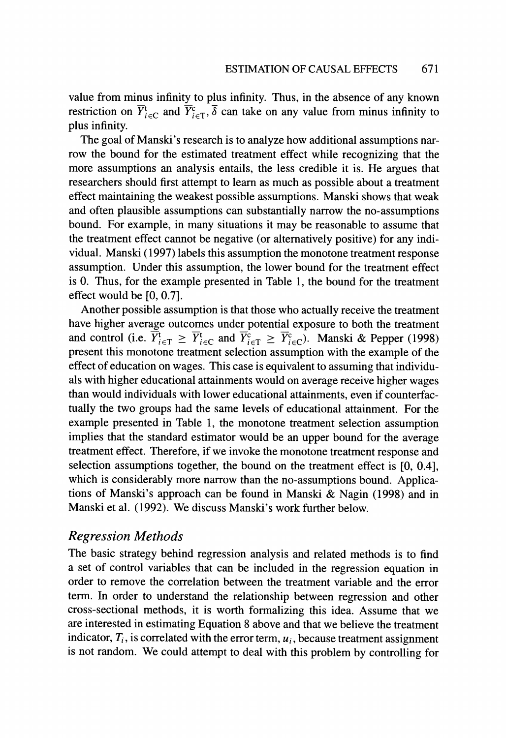value from minus infinity to plus infinity. Thus, in the absence of any known restriction on $\overline{Y}^{t}_{i\in C}$ and $\overline{Y}^{c}_{i\in T}$, $\overline{\delta}$ can take on any value from minus infinity to plus infinity.

The goal of Manski's research is to analyze how additional assumptions narrow the bound for the estimated treatment effect while recognizing that the more assumptions an analysis entails, the less credible it is. He argues that researchers should first attempt to learn as much as possible about a treatment effect maintaining the weakest possible assumptions. Manski shows that weak and often plausible assumptions can substantially narrow the no-assumptions bound. For example, in many situations it may be reasonable to assume that the treatment effect cannot be negative (or alternatively positive) for any individual. Manski (1997) labels this assumption the monotone treatment response assumption. Under this assumption, the lower bound for the treatment effect is 0. Thus, for the example presented in Table 1, the bound for the treatment effect would be [0, 0.7].

Another possible assumption is that those who actually receive the treatment have higher average outcomes under potential exposure to both the treatment and control (i.e. $\overline{Y}^{t}_{i\in T} \geq \overline{Y}^{t}_{i\in C}$ and $\overline{Y}^{c}_{i\in T} \geq \overline{Y}^{c}_{i\in C}$). Manski & Pepper (1998) present this monotone treatment selection assumption with the example of the effect of education on wages. This case is equivalent to assuming that individuals with higher educational attainments would on average receive higher wages than would individuals with lower educational attainments, even if counterfactually the two groups had the same levels of educational attainment. For the example presented in Table 1, the monotone treatment selection assumption implies that the standard estimator would be an upper bound for the average treatment effect. Therefore, if we invoke the monotone treatment response and selection assumptions together, the bound on the treatment effect is [0, 0.4], which is considerably more narrow than the no-assumptions bound. Applications of Manski's approach can be found in Manski & Nagin (1998) and in Manski et al. (1992). We discuss Manski's work further below.

### *Regression Methods*

The basic strategy behind regression analysis and related methods is to find a set of control variables that can be included in the regression equation in order to remove the correlation between the treatment variable and the error term. In order to understand the relationship between regression and other cross-sectional methods, it is worth formalizing this idea. Assume that we are interested in estimating Equation 8 above and that we believe the treatment indicator, $T_i$, is correlated with the error term, $u_i$, because treatment assignment is not random. We could attempt to deal with this problem by controlling for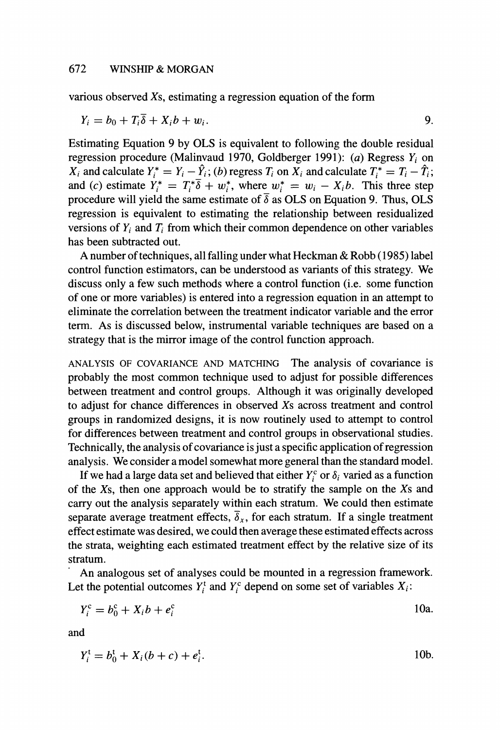various observed $X$s, estimating a regression equation of the form

$$Y_i = b_0 + T_i\overline{\delta} + X_i b + w_i. \tag{9}$$

Estimating Equation 9 by OLS is equivalent to following the double residual regression procedure (Malinvaud 1970, Goldberger 1991): (*a*) Regress $Y_i$ on $X_i$ and calculate $Y_i^* = Y_i - \hat{Y}_i$; (*b*) regress $T_i$ on $X_i$ and calculate $T_i^* = T_i - \hat{T}_i$; and (*c*) estimate $Y_i^* = T_i^*\overline{\delta} + w_i^*$, where $w_i^* = w_i - X_i b$. This three step procedure will yield the same estimate of $\overline{\delta}$ as OLS on Equation 9. Thus, OLS regression is equivalent to estimating the relationship between residualized versions of $Y_i$ and $T_i$ from which their common dependence on other variables has been subtracted out.

A number of techniques, all falling under what Heckman & Robb (1985) label control function estimators, can be understood as variants of this strategy. We discuss only a few such methods where a control function (i.e. some function of one or more variables) is entered into a regression equation in an attempt to eliminate the correlation between the treatment indicator variable and the error term. As is discussed below, instrumental variable techniques are based on a strategy that is the mirror image of the control function approach.

ANALYSIS OF COVARIANCE AND MATCHING The analysis of covariance is probably the most common technique used to adjust for possible differences between treatment and control groups. Although it was originally developed to adjust for chance differences in observed $X$s across treatment and control groups in randomized designs, it is now routinely used to attempt to control for differences between treatment and control groups in observational studies. Technically, the analysis of covariance is just a specific application of regression analysis. We consider a model somewhat more general than the standard model.

If we had a large data set and believed that either $Y_i^c$ or $\delta_i$ varied as a function of the $X$s, then one approach would be to stratify the sample on the $X$s and carry out the analysis separately within each stratum. We could then estimate separate average treatment effects, $\overline{\delta}_x$, for each stratum. If a single treatment effect estimate was desired, we could then average these estimated effects across the strata, weighting each estimated treatment effect by the relative size of its stratum.

An analogous set of analyses could be mounted in a regression framework. Let the potential outcomes $Y_i^t$ and $Y_i^c$ depend on some set of variables $X_i$:

$$Y_i^c = b_0^c + X_i b + e_i^c \tag{10a}$$

and

$$Y_i^t = b_0^t + X_i(b + c) + e_i^t. \tag{10b}$$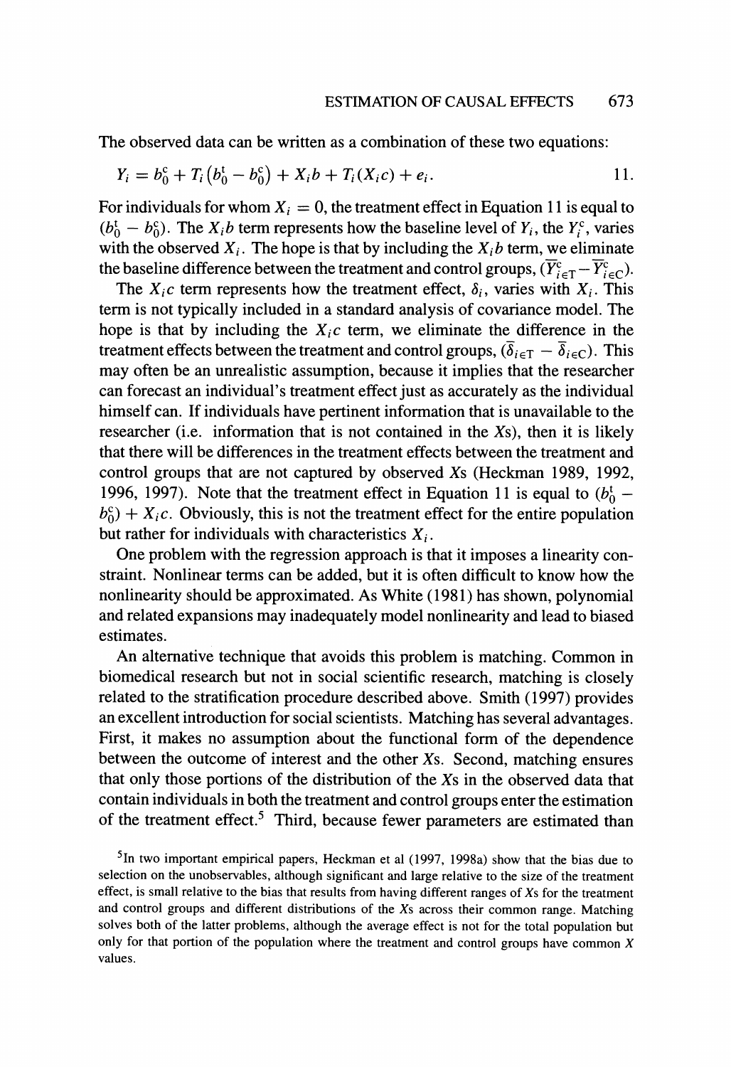The observed data can be written as a combination of these two equations:

$$Y_i = b_0^c + T_i\left(b_0^t - b_0^c\right) + X_i b + T_i(X_i c) + e_i. \tag{11}$$

For individuals for whom $X_i = 0$, the treatment effect in Equation 11 is equal to $(b_0^t - b_0^c)$. The $X_i b$ term represents how the baseline level of $Y_i$, the $Y_i^c$, varies with the observed $X_i$. The hope is that by including the $X_i b$ term, we eliminate the baseline difference between the treatment and control groups, $(\overline{Y}_{i \in T}^c - \overline{Y}_{i \in C}^c)$.

The $X_i c$ term represents how the treatment effect, $\delta_i$, varies with $X_i$. This term is not typically included in a standard analysis of covariance model. The hope is that by including the $X_i c$ term, we eliminate the difference in the treatment effects between the treatment and control groups, $(\overline{\delta}_{i \in T} - \overline{\delta}_{i \in C})$. This may often be an unrealistic assumption, because it implies that the researcher can forecast an individual's treatment effect just as accurately as the individual himself can. If individuals have pertinent information that is unavailable to the researcher (i.e. information that is not contained in the Xs), then it is likely that there will be differences in the treatment effects between the treatment and control groups that are not captured by observed Xs (Heckman 1989, 1992, 1996, 1997). Note that the treatment effect in Equation 11 is equal to $(b_0^t - b_0^c) + X_i c$. Obviously, this is not the treatment effect for the entire population but rather for individuals with characteristics $X_i$.

One problem with the regression approach is that it imposes a linearity constraint. Nonlinear terms can be added, but it is often difficult to know how the nonlinearity should be approximated. As White (1981) has shown, polynomial and related expansions may inadequately model nonlinearity and lead to biased estimates.

An alternative technique that avoids this problem is matching. Common in biomedical research but not in social scientific research, matching is closely related to the stratification procedure described above. Smith (1997) provides an excellent introduction for social scientists. Matching has several advantages. First, it makes no assumption about the functional form of the dependence between the outcome of interest and the other Xs. Second, matching ensures that only those portions of the distribution of the Xs in the observed data that contain individuals in both the treatment and control groups enter the estimation of the treatment effect.[5] Third, because fewer parameters are estimated than

[5] In two important empirical papers, Heckman et al (1997, 1998a) show that the bias due to selection on the unobservables, although significant and large relative to the size of the treatment effect, is small relative to the bias that results from having different ranges of Xs for the treatment and control groups and different distributions of the Xs across their common range. Matching solves both of the latter problems, although the average effect is not for the total population but only for that portion of the population where the treatment and control groups have common X values.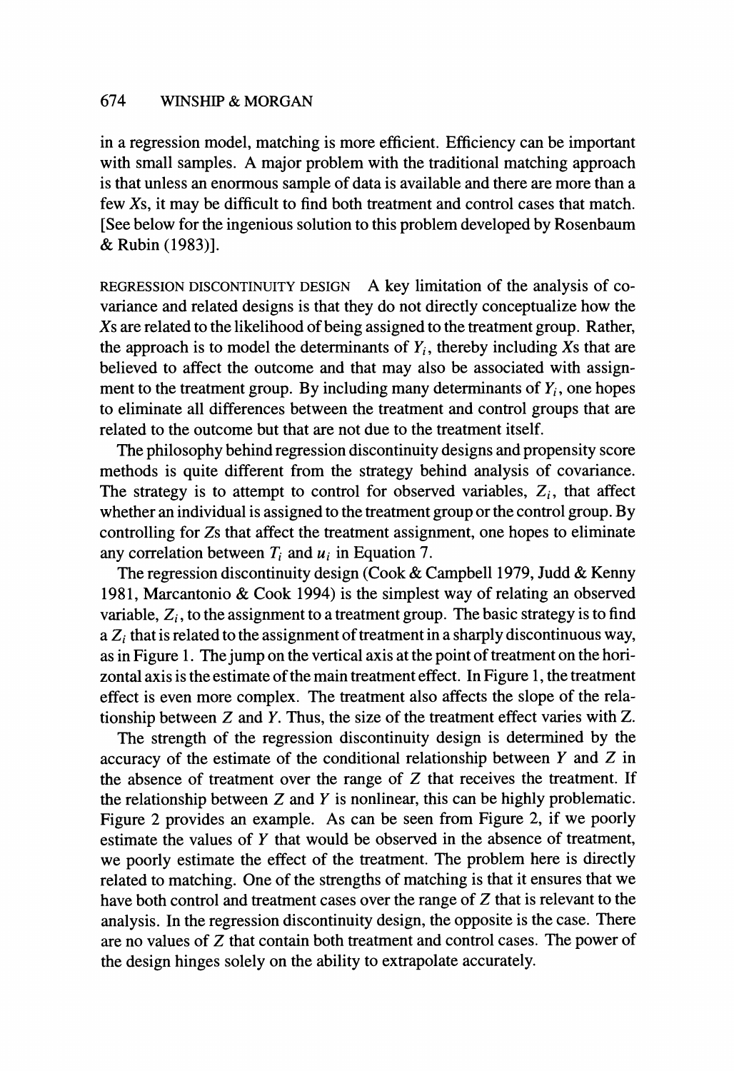in a regression model, matching is more efficient. Efficiency can be important with small samples. A major problem with the traditional matching approach is that unless an enormous sample of data is available and there are more than a few $X$s, it may be difficult to find both treatment and control cases that match. [See below for the ingenious solution to this problem developed by Rosenbaum & Rubin (1983)].

REGRESSION DISCONTINUITY DESIGN A key limitation of the analysis of covariance and related designs is that they do not directly conceptualize how the $X$s are related to the likelihood of being assigned to the treatment group. Rather, the approach is to model the determinants of $Y_i$, thereby including $X$s that are believed to affect the outcome and that may also be associated with assignment to the treatment group. By including many determinants of $Y_i$, one hopes to eliminate all differences between the treatment and control groups that are related to the outcome but that are not due to the treatment itself.

The philosophy behind regression discontinuity designs and propensity score methods is quite different from the strategy behind analysis of covariance. The strategy is to attempt to control for observed variables, $Z_i$, that affect whether an individual is assigned to the treatment group or the control group. By controlling for $Z$s that affect the treatment assignment, one hopes to eliminate any correlation between $T_i$ and $u_i$ in Equation 7.

The regression discontinuity design (Cook & Campbell 1979, Judd & Kenny 1981, Marcantonio & Cook 1994) is the simplest way of relating an observed variable, $Z_i$, to the assignment to a treatment group. The basic strategy is to find a $Z_i$ that is related to the assignment of treatment in a sharply discontinuous way, as in Figure 1. The jump on the vertical axis at the point of treatment on the horizontal axis is the estimate of the main treatment effect. In Figure 1, the treatment effect is even more complex. The treatment also affects the slope of the relationship between $Z$ and $Y$. Thus, the size of the treatment effect varies with $Z$.

The strength of the regression discontinuity design is determined by the accuracy of the estimate of the conditional relationship between $Y$ and $Z$ in the absence of treatment over the range of $Z$ that receives the treatment. If the relationship between $Z$ and $Y$ is nonlinear, this can be highly problematic. Figure 2 provides an example. As can be seen from Figure 2, if we poorly estimate the values of $Y$ that would be observed in the absence of treatment, we poorly estimate the effect of the treatment. The problem here is directly related to matching. One of the strengths of matching is that it ensures that we have both control and treatment cases over the range of $Z$ that is relevant to the analysis. In the regression discontinuity design, the opposite is the case. There are no values of $Z$ that contain both treatment and control cases. The power of the design hinges solely on the ability to extrapolate accurately.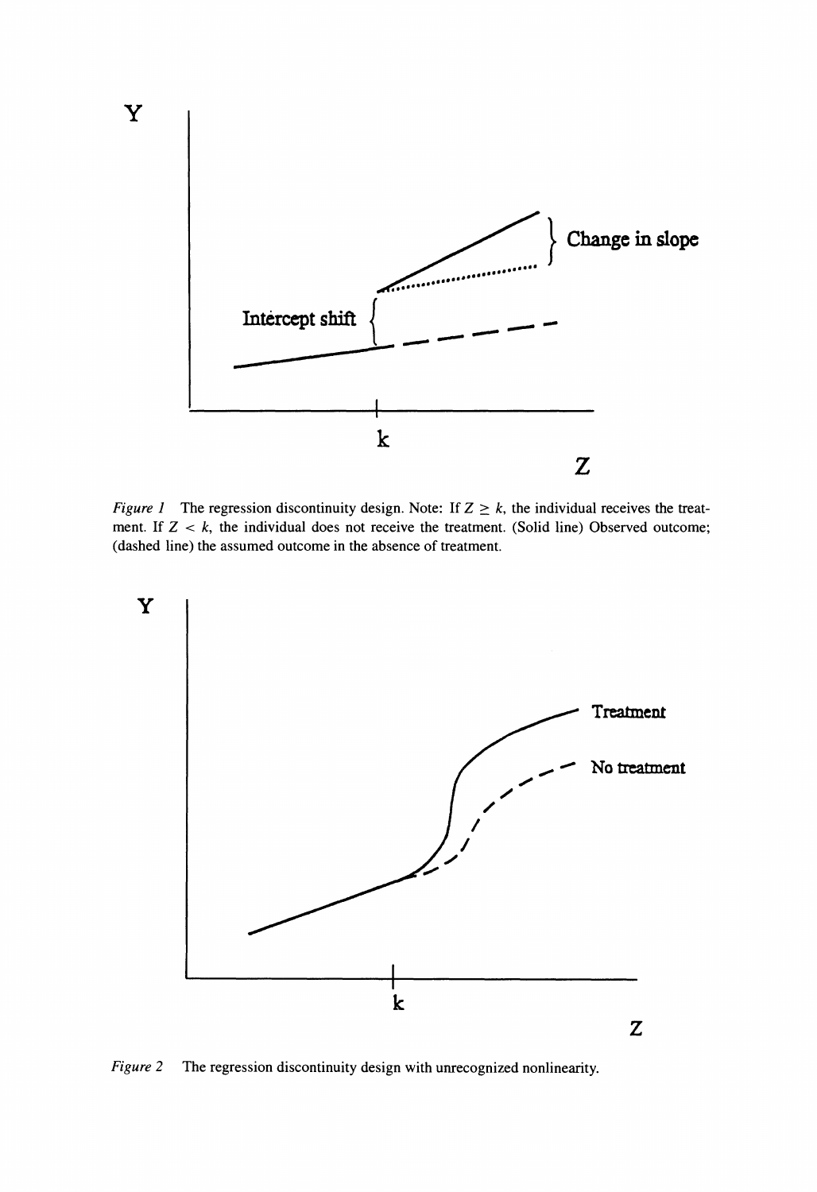*Figure 1* The regression discontinuity design. Note: If $Z \geq k$, the individual receives the treatment. If $Z < k$, the individual does not receive the treatment. (Solid line) Observed outcome; (dashed line) the assumed outcome in the absence of treatment.

*Figure 2* The regression discontinuity design with unrecognized nonlinearity.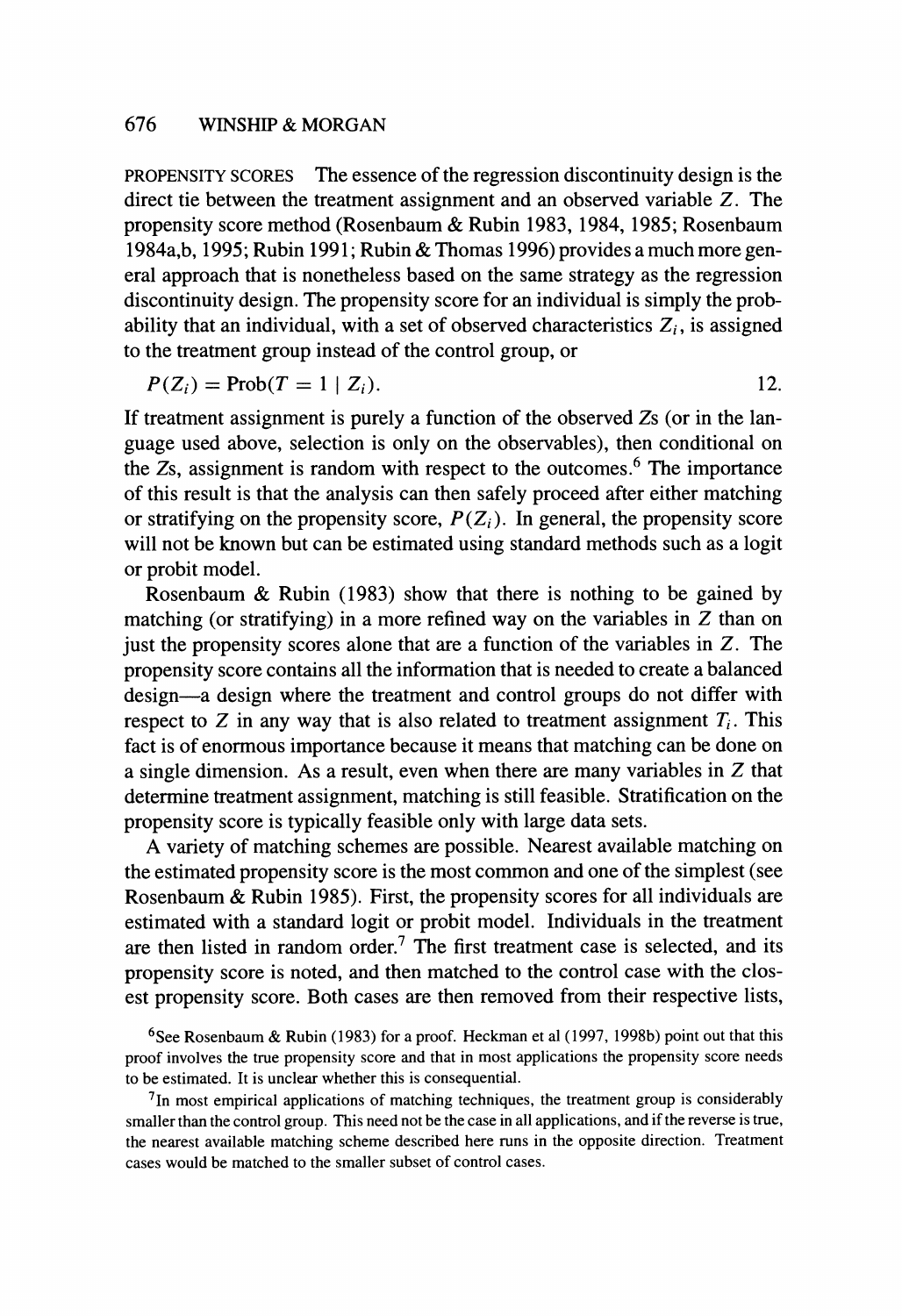**PROPENSITY SCORES** The essence of the regression discontinuity design is the direct tie between the treatment assignment and an observed variable $Z$. The propensity score method (Rosenbaum & Rubin 1983, 1984, 1985; Rosenbaum 1984a,b, 1995; Rubin 1991; Rubin & Thomas 1996) provides a much more general approach that is nonetheless based on the same strategy as the regression discontinuity design. The propensity score for an individual is simply the probability that an individual, with a set of observed characteristics $Z_i$, is assigned to the treatment group instead of the control group, or

$$P(Z_i) = \text{Prob}(T = 1 \mid Z_i). \qquad 12.$$

If treatment assignment is purely a function of the observed $Z$s (or in the language used above, selection is only on the observables), then conditional on the $Z$s, assignment is random with respect to the outcomes.[6] The importance of this result is that the analysis can then safely proceed after either matching or stratifying on the propensity score, $P(Z_i)$. In general, the propensity score will not be known but can be estimated using standard methods such as a logit or probit model.

Rosenbaum & Rubin (1983) show that there is nothing to be gained by matching (or stratifying) in a more refined way on the variables in $Z$ than on just the propensity scores alone that are a function of the variables in $Z$. The propensity score contains all the information that is needed to create a balanced design—a design where the treatment and control groups do not differ with respect to $Z$ in any way that is also related to treatment assignment $T_i$. This fact is of enormous importance because it means that matching can be done on a single dimension. As a result, even when there are many variables in $Z$ that determine treatment assignment, matching is still feasible. Stratification on the propensity score is typically feasible only with large data sets.

A variety of matching schemes are possible. Nearest available matching on the estimated propensity score is the most common and one of the simplest (see Rosenbaum & Rubin 1985). First, the propensity scores for all individuals are estimated with a standard logit or probit model. Individuals in the treatment are then listed in random order.[7] The first treatment case is selected, and its propensity score is noted, and then matched to the control case with the closest propensity score. Both cases are then removed from their respective lists,

[6]See Rosenbaum & Rubin (1983) for a proof. Heckman et al (1997, 1998b) point out that this proof involves the true propensity score and that in most applications the propensity score needs to be estimated. It is unclear whether this is consequential.

[7]In most empirical applications of matching techniques, the treatment group is considerably smaller than the control group. This need not be the case in all applications, and if the reverse is true, the nearest available matching scheme described here runs in the opposite direction. Treatment cases would be matched to the smaller subset of control cases.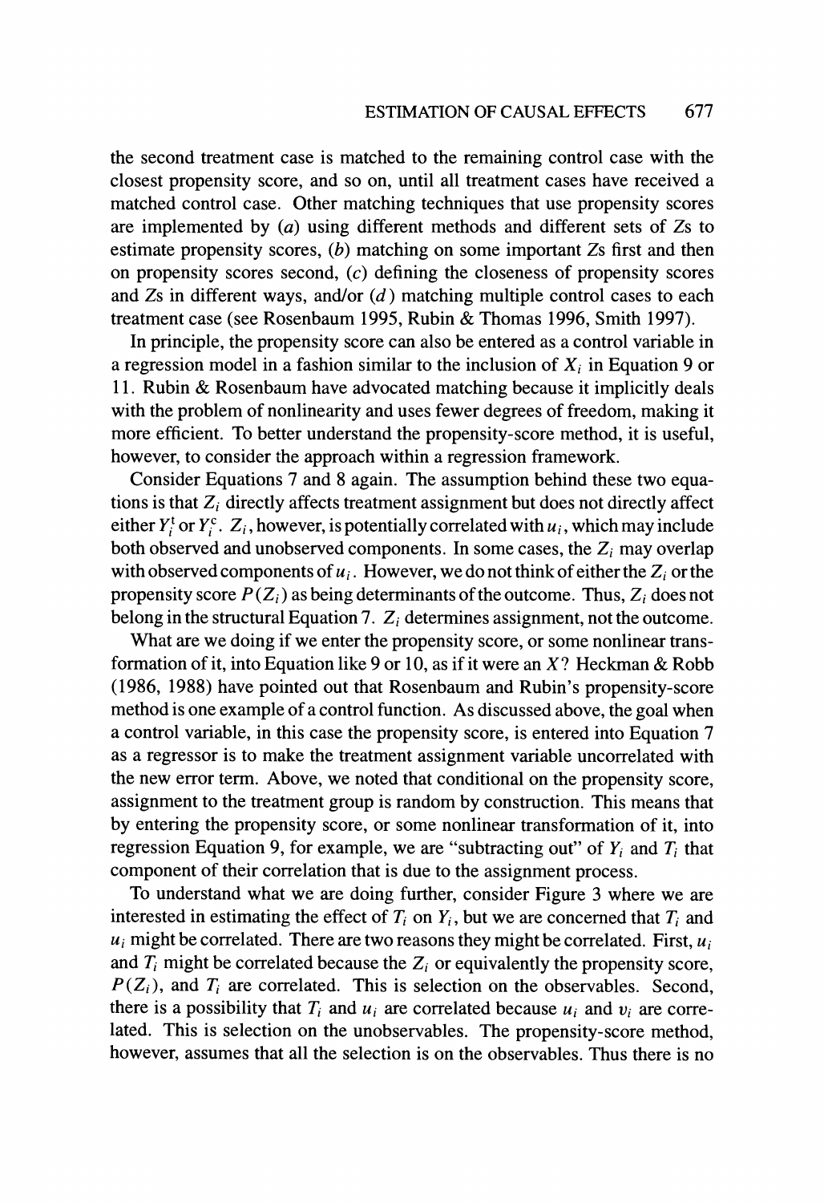the second treatment case is matched to the remaining control case with the closest propensity score, and so on, until all treatment cases have received a matched control case. Other matching techniques that use propensity scores are implemented by (*a*) using different methods and different sets of *Z*s to estimate propensity scores, (*b*) matching on some important *Z*s first and then on propensity scores second, (*c*) defining the closeness of propensity scores and *Z*s in different ways, and/or (*d*) matching multiple control cases to each treatment case (see Rosenbaum 1995, Rubin & Thomas 1996, Smith 1997).

In principle, the propensity score can also be entered as a control variable in a regression model in a fashion similar to the inclusion of $X_i$ in Equation 9 or 11. Rubin & Rosenbaum have advocated matching because it implicitly deals with the problem of nonlinearity and uses fewer degrees of freedom, making it more efficient. To better understand the propensity-score method, it is useful, however, to consider the approach within a regression framework.

Consider Equations 7 and 8 again. The assumption behind these two equations is that $Z_i$ directly affects treatment assignment but does not directly affect either $Y_i^t$ or $Y_i^c$. $Z_i$, however, is potentially correlated with $u_i$, which may include both observed and unobserved components. In some cases, the $Z_i$ may overlap with observed components of $u_i$. However, we do not think of either the $Z_i$ or the propensity score $P(Z_i)$ as being determinants of the outcome. Thus, $Z_i$ does not belong in the structural Equation 7. $Z_i$ determines assignment, not the outcome.

What are we doing if we enter the propensity score, or some nonlinear transformation of it, into Equation like 9 or 10, as if it were an $X$? Heckman & Robb (1986, 1988) have pointed out that Rosenbaum and Rubin's propensity-score method is one example of a control function. As discussed above, the goal when a control variable, in this case the propensity score, is entered into Equation 7 as a regressor is to make the treatment assignment variable uncorrelated with the new error term. Above, we noted that conditional on the propensity score, assignment to the treatment group is random by construction. This means that by entering the propensity score, or some nonlinear transformation of it, into regression Equation 9, for example, we are "subtracting out" of $Y_i$ and $T_i$ that component of their correlation that is due to the assignment process.

To understand what we are doing further, consider Figure 3 where we are interested in estimating the effect of $T_i$ on $Y_i$, but we are concerned that $T_i$ and $u_i$ might be correlated. There are two reasons they might be correlated. First, $u_i$ and $T_i$ might be correlated because the $Z_i$ or equivalently the propensity score, $P(Z_i)$, and $T_i$ are correlated. This is selection on the observables. Second, there is a possibility that $T_i$ and $u_i$ are correlated because $u_i$ and $v_i$ are correlated. This is selection on the unobservables. The propensity-score method, however, assumes that all the selection is on the observables. Thus there is no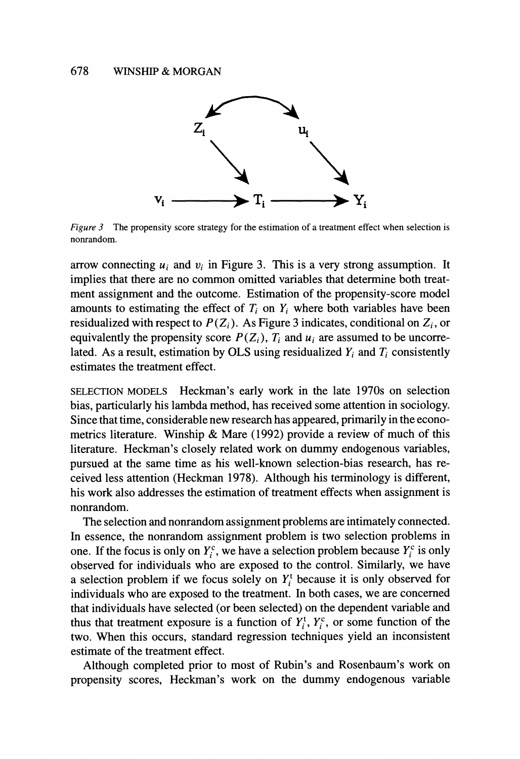*Figure 3* The propensity score strategy for the estimation of a treatment effect when selection is nonrandom.

arrow connecting $u_i$ and $v_i$ in Figure 3. This is a very strong assumption. It implies that there are no common omitted variables that determine both treatment assignment and the outcome. Estimation of the propensity-score model amounts to estimating the effect of $T_i$ on $Y_i$ where both variables have been residualized with respect to $P(Z_i)$. As Figure 3 indicates, conditional on $Z_i$, or equivalently the propensity score $P(Z_i)$, $T_i$ and $u_i$ are assumed to be uncorrelated. As a result, estimation by OLS using residualized $Y_i$ and $T_i$ consistently estimates the treatment effect.

SELECTION MODELS Heckman's early work in the late 1970s on selection bias, particularly his lambda method, has received some attention in sociology. Since that time, considerable new research has appeared, primarily in the econometrics literature. Winship & Mare (1992) provide a review of much of this literature. Heckman's closely related work on dummy endogenous variables, pursued at the same time as his well-known selection-bias research, has received less attention (Heckman 1978). Although his terminology is different, his work also addresses the estimation of treatment effects when assignment is nonrandom.

The selection and nonrandom assignment problems are intimately connected. In essence, the nonrandom assignment problem is two selection problems in one. If the focus is only on $Y_i^c$, we have a selection problem because $Y_i^c$ is only observed for individuals who are exposed to the control. Similarly, we have a selection problem if we focus solely on $Y_i^t$ because it is only observed for individuals who are exposed to the treatment. In both cases, we are concerned that individuals have selected (or been selected) on the dependent variable and thus that treatment exposure is a function of $Y_i^t$, $Y_i^c$, or some function of the two. When this occurs, standard regression techniques yield an inconsistent estimate of the treatment effect.

Although completed prior to most of Rubin's and Rosenbaum's work on propensity scores, Heckman's work on the dummy endogenous variable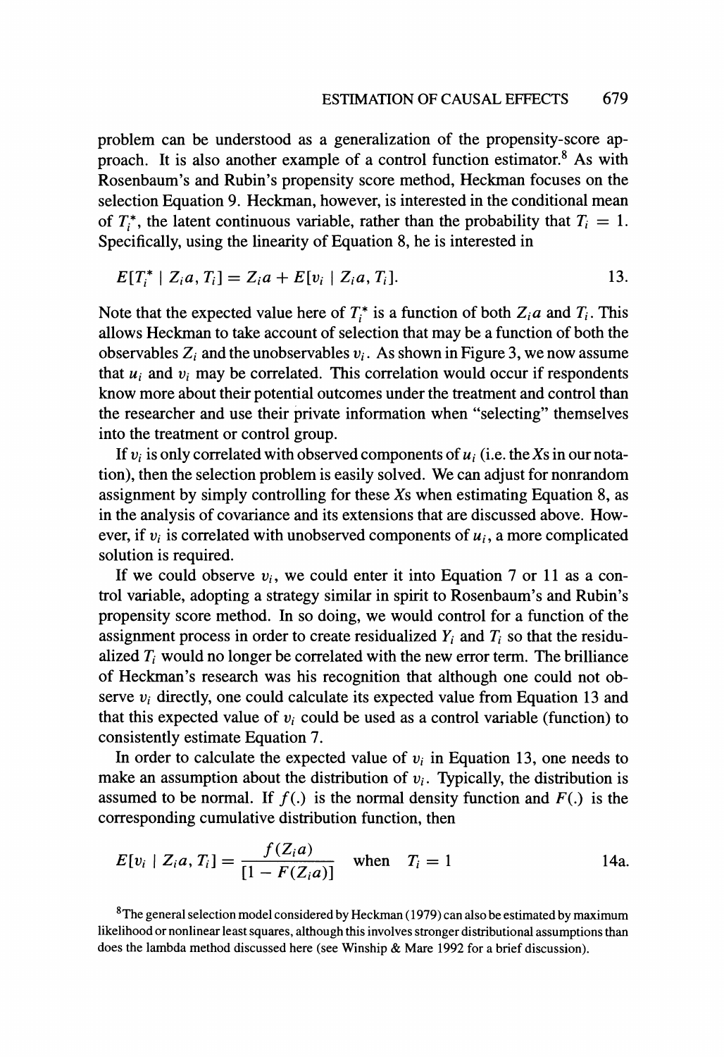problem can be understood as a generalization of the propensity-score approach. It is also another example of a control function estimator.[8] As with Rosenbaum's and Rubin's propensity score method, Heckman focuses on the selection Equation 9. Heckman, however, is interested in the conditional mean of $T_i^*$, the latent continuous variable, rather than the probability that $T_i = 1$. Specifically, using the linearity of Equation 8, he is interested in

$$E[T_i^* \mid Z_i a, T_i] = Z_i a + E[v_i \mid Z_i a, T_i]. \tag{13}$$

Note that the expected value here of $T_i^*$ is a function of both $Z_i a$ and $T_i$. This allows Heckman to take account of selection that may be a function of both the observables $Z_i$ and the unobservables $v_i$. As shown in Figure 3, we now assume that $u_i$ and $v_i$ may be correlated. This correlation would occur if respondents know more about their potential outcomes under the treatment and control than the researcher and use their private information when "selecting" themselves into the treatment or control group.

If $v_i$ is only correlated with observed components of $u_i$ (i.e. the $X$s in our notation), then the selection problem is easily solved. We can adjust for nonrandom assignment by simply controlling for these $X$s when estimating Equation 8, as in the analysis of covariance and its extensions that are discussed above. However, if $v_i$ is correlated with unobserved components of $u_i$, a more complicated solution is required.

If we could observe $v_i$, we could enter it into Equation 7 or 11 as a control variable, adopting a strategy similar in spirit to Rosenbaum's and Rubin's propensity score method. In so doing, we would control for a function of the assignment process in order to create residualized $Y_i$ and $T_i$ so that the residualized $T_i$ would no longer be correlated with the new error term. The brilliance of Heckman's research was his recognition that although one could not observe $v_i$ directly, one could calculate its expected value from Equation 13 and that this expected value of $v_i$ could be used as a control variable (function) to consistently estimate Equation 7.

In order to calculate the expected value of $v_i$ in Equation 13, one needs to make an assumption about the distribution of $v_i$. Typically, the distribution is assumed to be normal. If $f(.)$ is the normal density function and $F(.)$ is the corresponding cumulative distribution function, then

$$E[v_i \mid Z_i a, T_i] = \frac{f(Z_i a)}{[1 - F(Z_i a)]} \quad \text{when} \quad T_i = 1 \tag{14a}$$

[8] The general selection model considered by Heckman (1979) can also be estimated by maximum likelihood or nonlinear least squares, although this involves stronger distributional assumptions than does the lambda method discussed here (see Winship & Mare 1992 for a brief discussion).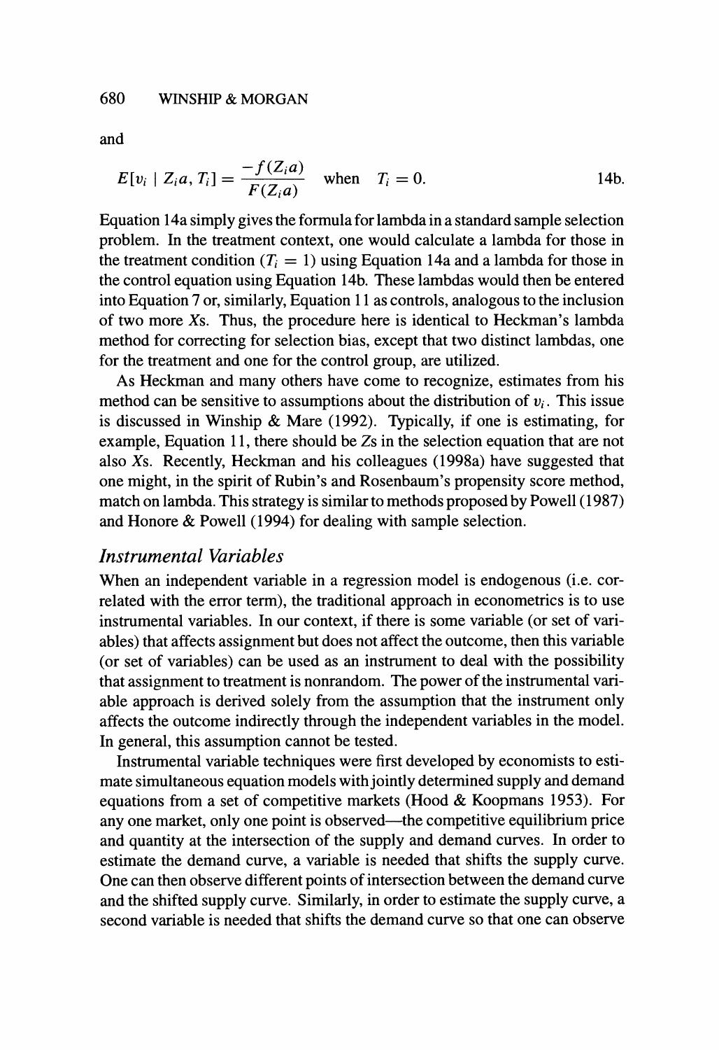and

$$E[v_i \mid Z_i a, T_i] = \frac{-f(Z_i a)}{F(Z_i a)} \quad \text{when} \quad T_i = 0. \tag{14b}$$

Equation 14a simply gives the formula for lambda in a standard sample selection problem. In the treatment context, one would calculate a lambda for those in the treatment condition ($T_i = 1$) using Equation 14a and a lambda for those in the control equation using Equation 14b. These lambdas would then be entered into Equation 7 or, similarly, Equation 11 as controls, analogous to the inclusion of two more Xs. Thus, the procedure here is identical to Heckman's lambda method for correcting for selection bias, except that two distinct lambdas, one for the treatment and one for the control group, are utilized.

As Heckman and many others have come to recognize, estimates from his method can be sensitive to assumptions about the distribution of $v_i$. This issue is discussed in Winship & Mare (1992). Typically, if one is estimating, for example, Equation 11, there should be Zs in the selection equation that are not also Xs. Recently, Heckman and his colleagues (1998a) have suggested that one might, in the spirit of Rubin's and Rosenbaum's propensity score method, match on lambda. This strategy is similar to methods proposed by Powell (1987) and Honore & Powell (1994) for dealing with sample selection.

### *Instrumental Variables*

When an independent variable in a regression model is endogenous (i.e. correlated with the error term), the traditional approach in econometrics is to use instrumental variables. In our context, if there is some variable (or set of variables) that affects assignment but does not affect the outcome, then this variable (or set of variables) can be used as an instrument to deal with the possibility that assignment to treatment is nonrandom. The power of the instrumental variable approach is derived solely from the assumption that the instrument only affects the outcome indirectly through the independent variables in the model. In general, this assumption cannot be tested.

Instrumental variable techniques were first developed by economists to estimate simultaneous equation models with jointly determined supply and demand equations from a set of competitive markets (Hood & Koopmans 1953). For any one market, only one point is observed—the competitive equilibrium price and quantity at the intersection of the supply and demand curves. In order to estimate the demand curve, a variable is needed that shifts the supply curve. One can then observe different points of intersection between the demand curve and the shifted supply curve. Similarly, in order to estimate the supply curve, a second variable is needed that shifts the demand curve so that one can observe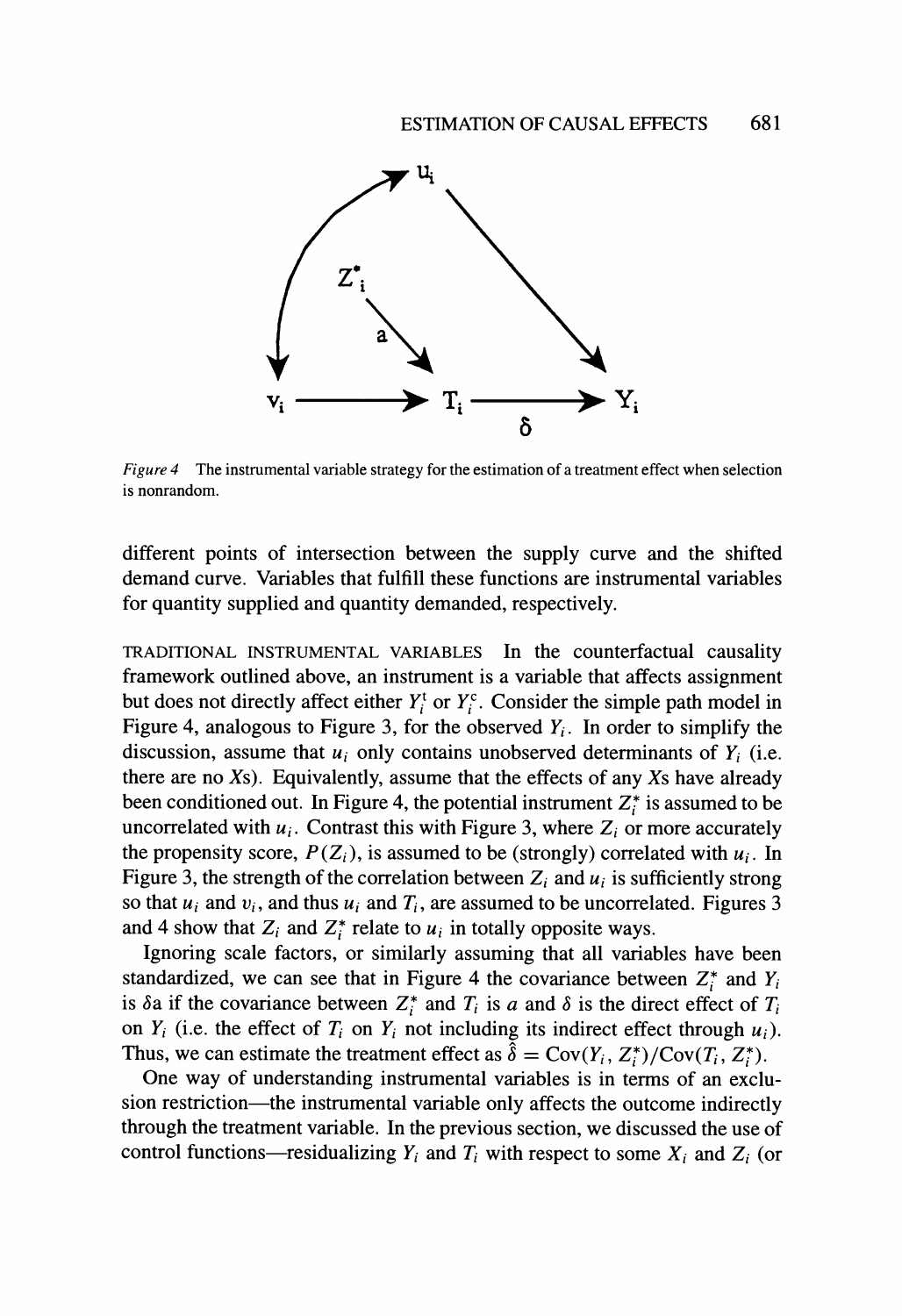Figure 4 The instrumental variable strategy for the estimation of a treatment effect when selection is nonrandom.

different points of intersection between the supply curve and the shifted demand curve. Variables that fulfill these functions are instrumental variables for quantity supplied and quantity demanded, respectively.

TRADITIONAL INSTRUMENTAL VARIABLES In the counterfactual causality framework outlined above, an instrument is a variable that affects assignment but does not directly affect either $Y_i^t$ or $Y_i^c$. Consider the simple path model in Figure 4, analogous to Figure 3, for the observed $Y_i$. In order to simplify the discussion, assume that $u_i$ only contains unobserved determinants of $Y_i$ (i.e. there are no $X$s). Equivalently, assume that the effects of any $X$s have already been conditioned out. In Figure 4, the potential instrument $Z_i^*$ is assumed to be uncorrelated with $u_i$. Contrast this with Figure 3, where $Z_i$ or more accurately the propensity score, $P(Z_i)$, is assumed to be (strongly) correlated with $u_i$. In Figure 3, the strength of the correlation between $Z_i$ and $u_i$ is sufficiently strong so that $u_i$ and $v_i$, and thus $u_i$ and $T_i$, are assumed to be uncorrelated. Figures 3 and 4 show that $Z_i$ and $Z_i^*$ relate to $u_i$ in totally opposite ways.

Ignoring scale factors, or similarly assuming that all variables have been standardized, we can see that in Figure 4 the covariance between $Z_i^*$ and $Y_i$ is $\delta a$ if the covariance between $Z_i^*$ and $T_i$ is $a$ and $\delta$ is the direct effect of $T_i$ on $Y_i$ (i.e. the effect of $T_i$ on $Y_i$ not including its indirect effect through $u_i$). Thus, we can estimate the treatment effect as $\hat{\delta} = \text{Cov}(Y_i, Z_i^*)/\text{Cov}(T_i, Z_i^*)$.

One way of understanding instrumental variables is in terms of an exclusion restriction—the instrumental variable only affects the outcome indirectly through the treatment variable. In the previous section, we discussed the use of control functions—residualizing $Y_i$ and $T_i$ with respect to some $X_i$ and $Z_i$ (or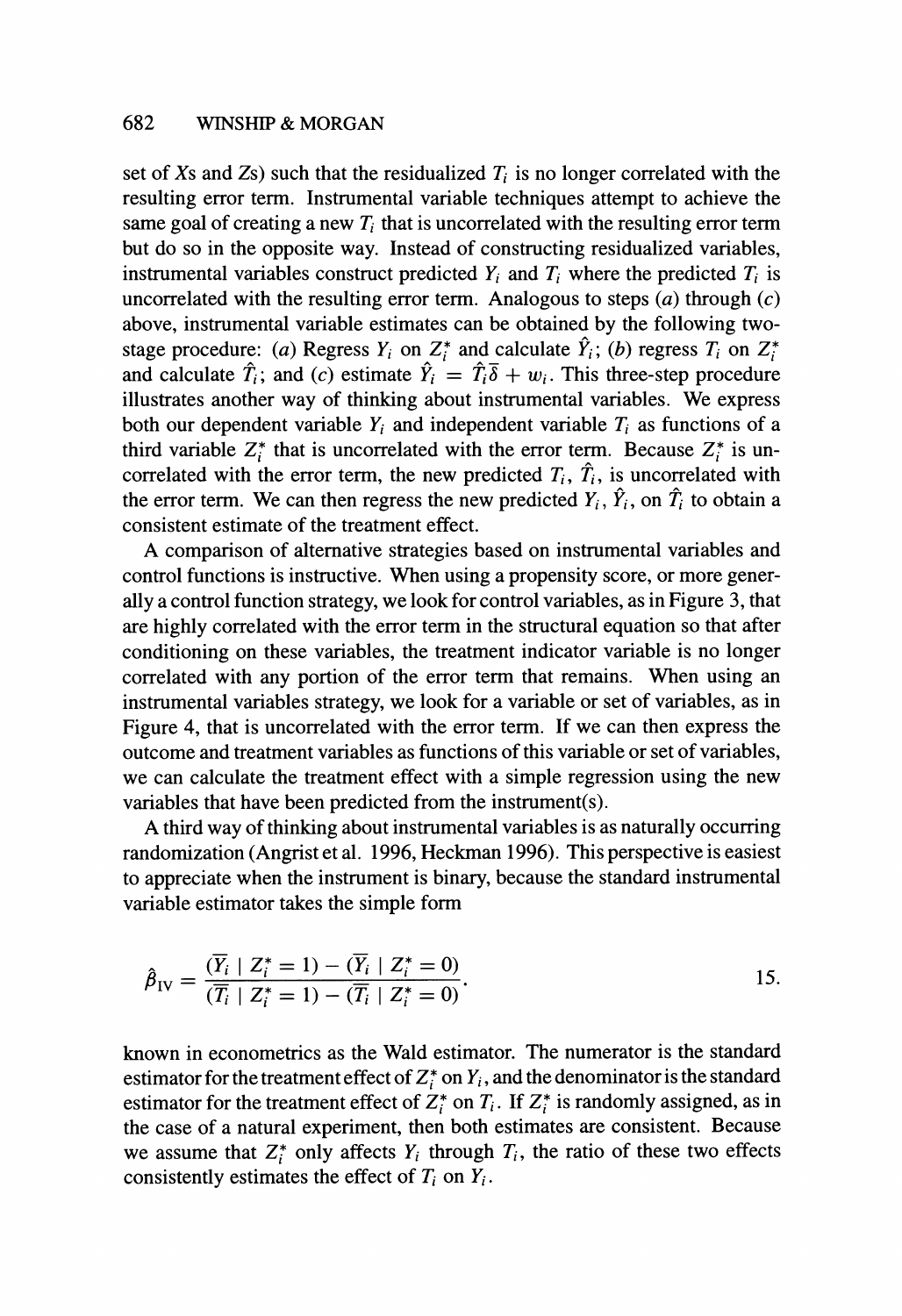set of Xs and Zs) such that the residualized $T_i$ is no longer correlated with the resulting error term. Instrumental variable techniques attempt to achieve the same goal of creating a new $T_i$ that is uncorrelated with the resulting error term but do so in the opposite way. Instead of constructing residualized variables, instrumental variables construct predicted $Y_i$ and $T_i$ where the predicted $T_i$ is uncorrelated with the resulting error term. Analogous to steps (*a*) through (*c*) above, instrumental variable estimates can be obtained by the following two-stage procedure: (*a*) Regress $Y_i$ on $Z_i^*$ and calculate $\hat{Y}_i$; (*b*) regress $T_i$ on $Z_i^*$ and calculate $\hat{T}_i$; and (*c*) estimate $\hat{Y}_i = \hat{T}_i \overline{\delta} + w_i$. This three-step procedure illustrates another way of thinking about instrumental variables. We express both our dependent variable $Y_i$ and independent variable $T_i$ as functions of a third variable $Z_i^*$ that is uncorrelated with the error term. Because $Z_i^*$ is uncorrelated with the error term, the new predicted $T_i$, $\hat{T}_i$, is uncorrelated with the error term. We can then regress the new predicted $Y_i$, $\hat{Y}_i$, on $\hat{T}_i$ to obtain a consistent estimate of the treatment effect.

A comparison of alternative strategies based on instrumental variables and control functions is instructive. When using a propensity score, or more generally a control function strategy, we look for control variables, as in Figure 3, that are highly correlated with the error term in the structural equation so that after conditioning on these variables, the treatment indicator variable is no longer correlated with any portion of the error term that remains. When using an instrumental variables strategy, we look for a variable or set of variables, as in Figure 4, that is uncorrelated with the error term. If we can then express the outcome and treatment variables as functions of this variable or set of variables, we can calculate the treatment effect with a simple regression using the new variables that have been predicted from the instrument(s).

A third way of thinking about instrumental variables is as naturally occurring randomization (Angrist et al. 1996, Heckman 1996). This perspective is easiest to appreciate when the instrument is binary, because the standard instrumental variable estimator takes the simple form

$$\hat{\beta}_{\text{IV}} = \frac{(\overline{Y}_i \mid Z_i^* = 1) - (\overline{Y}_i \mid Z_i^* = 0)}{(\overline{T}_i \mid Z_i^* = 1) - (\overline{T}_i \mid Z_i^* = 0)}. \qquad 15.$$

known in econometrics as the Wald estimator. The numerator is the standard estimator for the treatment effect of $Z_i^*$ on $Y_i$, and the denominator is the standard estimator for the treatment effect of $Z_i^*$ on $T_i$. If $Z_i^*$ is randomly assigned, as in the case of a natural experiment, then both estimates are consistent. Because we assume that $Z_i^*$ only affects $Y_i$ through $T_i$, the ratio of these two effects consistently estimates the effect of $T_i$ on $Y_i$.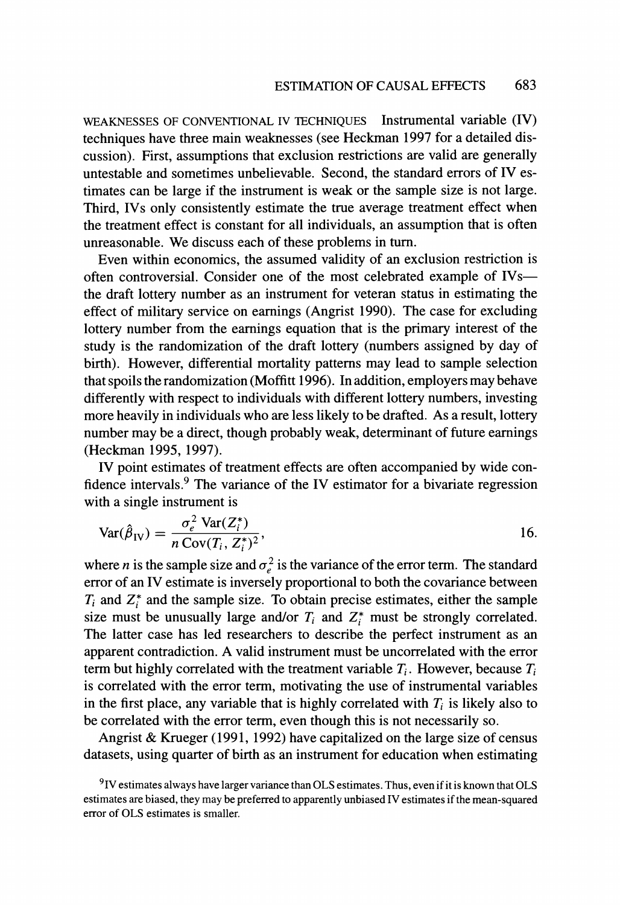WEAKNESSES OF CONVENTIONAL IV TECHNIQUES Instrumental variable (IV) techniques have three main weaknesses (see Heckman 1997 for a detailed discussion). First, assumptions that exclusion restrictions are valid are generally untestable and sometimes unbelievable. Second, the standard errors of IV estimates can be large if the instrument is weak or the sample size is not large. Third, IVs only consistently estimate the true average treatment effect when the treatment effect is constant for all individuals, an assumption that is often unreasonable. We discuss each of these problems in turn.

Even within economics, the assumed validity of an exclusion restriction is often controversial. Consider one of the most celebrated example of IVs—the draft lottery number as an instrument for veteran status in estimating the effect of military service on earnings (Angrist 1990). The case for excluding lottery number from the earnings equation that is the primary interest of the study is the randomization of the draft lottery (numbers assigned by day of birth). However, differential mortality patterns may lead to sample selection that spoils the randomization (Moffitt 1996). In addition, employers may behave differently with respect to individuals with different lottery numbers, investing more heavily in individuals who are less likely to be drafted. As a result, lottery number may be a direct, though probably weak, determinant of future earnings (Heckman 1995, 1997).

IV point estimates of treatment effects are often accompanied by wide confidence intervals.[9] The variance of the IV estimator for a bivariate regression with a single instrument is

$$\mathrm{Var}(\hat{\beta}_{\mathrm{IV}}) = \frac{\sigma_e^2 \, \mathrm{Var}(Z_i^*)}{n \, \mathrm{Cov}(T_i, Z_i^*)^2}, \qquad 16.$$

where $n$ is the sample size and $\sigma_e^2$ is the variance of the error term. The standard error of an IV estimate is inversely proportional to both the covariance between $T_i$ and $Z_i^*$ and the sample size. To obtain precise estimates, either the sample size must be unusually large and/or $T_i$ and $Z_i^*$ must be strongly correlated. The latter case has led researchers to describe the perfect instrument as an apparent contradiction. A valid instrument must be uncorrelated with the error term but highly correlated with the treatment variable $T_i$. However, because $T_i$ is correlated with the error term, motivating the use of instrumental variables in the first place, any variable that is highly correlated with $T_i$ is likely also to be correlated with the error term, even though this is not necessarily so.

Angrist & Krueger (1991, 1992) have capitalized on the large size of census datasets, using quarter of birth as an instrument for education when estimating

[9] IV estimates always have larger variance than OLS estimates. Thus, even if it is known that OLS estimates are biased, they may be preferred to apparently unbiased IV estimates if the mean-squared error of OLS estimates is smaller.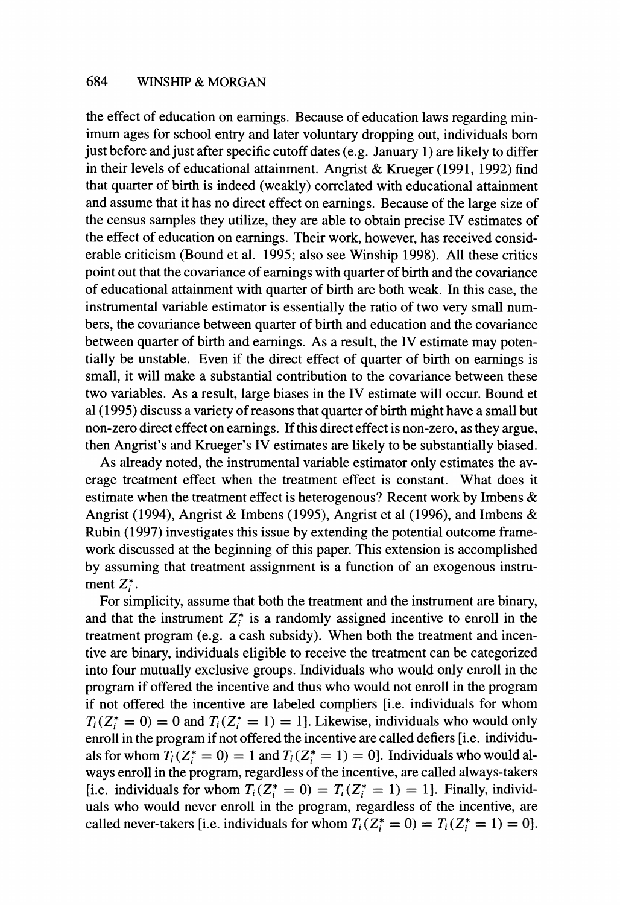the effect of education on earnings. Because of education laws regarding minimum ages for school entry and later voluntary dropping out, individuals born just before and just after specific cutoff dates (e.g. January 1) are likely to differ in their levels of educational attainment. Angrist & Krueger (1991, 1992) find that quarter of birth is indeed (weakly) correlated with educational attainment and assume that it has no direct effect on earnings. Because of the large size of the census samples they utilize, they are able to obtain precise IV estimates of the effect of education on earnings. Their work, however, has received considerable criticism (Bound et al. 1995; also see Winship 1998). All these critics point out that the covariance of earnings with quarter of birth and the covariance of educational attainment with quarter of birth are both weak. In this case, the instrumental variable estimator is essentially the ratio of two very small numbers, the covariance between quarter of birth and education and the covariance between quarter of birth and earnings. As a result, the IV estimate may potentially be unstable. Even if the direct effect of quarter of birth on earnings is small, it will make a substantial contribution to the covariance between these two variables. As a result, large biases in the IV estimate will occur. Bound et al (1995) discuss a variety of reasons that quarter of birth might have a small but non-zero direct effect on earnings. If this direct effect is non-zero, as they argue, then Angrist's and Krueger's IV estimates are likely to be substantially biased.

As already noted, the instrumental variable estimator only estimates the average treatment effect when the treatment effect is constant. What does it estimate when the treatment effect is heterogenous? Recent work by Imbens & Angrist (1994), Angrist & Imbens (1995), Angrist et al (1996), and Imbens & Rubin (1997) investigates this issue by extending the potential outcome framework discussed at the beginning of this paper. This extension is accomplished by assuming that treatment assignment is a function of an exogenous instrument $Z_i^*$.

For simplicity, assume that both the treatment and the instrument are binary, and that the instrument $Z_i^*$ is a randomly assigned incentive to enroll in the treatment program (e.g. a cash subsidy). When both the treatment and incentive are binary, individuals eligible to receive the treatment can be categorized into four mutually exclusive groups. Individuals who would only enroll in the program if offered the incentive and thus who would not enroll in the program if not offered the incentive are labeled compliers [i.e. individuals for whom $T_i(Z_i^* = 0) = 0$ and $T_i(Z_i^* = 1) = 1$]. Likewise, individuals who would only enroll in the program if not offered the incentive are called defiers [i.e. individuals for whom $T_i(Z_i^* = 0) = 1$ and $T_i(Z_i^* = 1) = 0$]. Individuals who would always enroll in the program, regardless of the incentive, are called always-takers [i.e. individuals for whom $T_i(Z_i^* = 0) = T_i(Z_i^* = 1) = 1$]. Finally, individuals who would never enroll in the program, regardless of the incentive, are called never-takers [i.e. individuals for whom $T_i(Z_i^* = 0) = T_i(Z_i^* = 1) = 0$].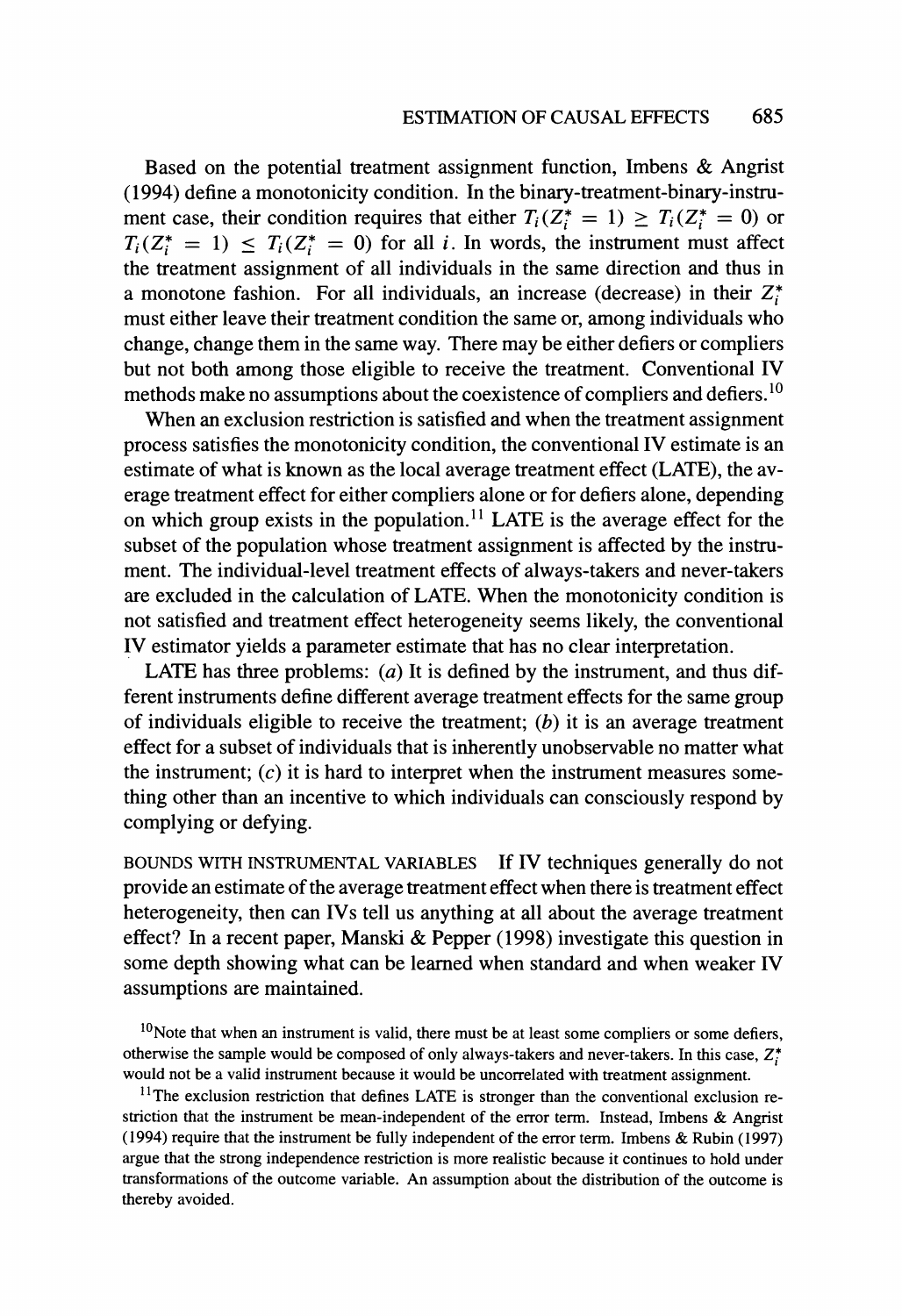Based on the potential treatment assignment function, Imbens & Angrist (1994) define a monotonicity condition. In the binary-treatment-binary-instrument case, their condition requires that either $T_i(Z_i^* = 1) \geq T_i(Z_i^* = 0)$ or $T_i(Z_i^* = 1) \leq T_i(Z_i^* = 0)$ for all $i$. In words, the instrument must affect the treatment assignment of all individuals in the same direction and thus in a monotone fashion. For all individuals, an increase (decrease) in their $Z_i^*$ must either leave their treatment condition the same or, among individuals who change, change them in the same way. There may be either defiers or compliers but not both among those eligible to receive the treatment. Conventional IV methods make no assumptions about the coexistence of compliers and defiers.[10]

When an exclusion restriction is satisfied and when the treatment assignment process satisfies the monotonicity condition, the conventional IV estimate is an estimate of what is known as the local average treatment effect (LATE), the average treatment effect for either compliers alone or for defiers alone, depending on which group exists in the population.[11] LATE is the average effect for the subset of the population whose treatment assignment is affected by the instrument. The individual-level treatment effects of always-takers and never-takers are excluded in the calculation of LATE. When the monotonicity condition is not satisfied and treatment effect heterogeneity seems likely, the conventional IV estimator yields a parameter estimate that has no clear interpretation.

LATE has three problems: *(a)* It is defined by the instrument, and thus different instruments define different average treatment effects for the same group of individuals eligible to receive the treatment; *(b)* it is an average treatment effect for a subset of individuals that is inherently unobservable no matter what the instrument; *(c)* it is hard to interpret when the instrument measures something other than an incentive to which individuals can consciously respond by complying or defying.

BOUNDS WITH INSTRUMENTAL VARIABLES If IV techniques generally do not provide an estimate of the average treatment effect when there is treatment effect heterogeneity, then can IVs tell us anything at all about the average treatment effect? In a recent paper, Manski & Pepper (1998) investigate this question in some depth showing what can be learned when standard and when weaker IV assumptions are maintained.

[10]Note that when an instrument is valid, there must be at least some compliers or some defiers, otherwise the sample would be composed of only always-takers and never-takers. In this case, $Z_i^*$ would not be a valid instrument because it would be uncorrelated with treatment assignment.

[11]The exclusion restriction that defines LATE is stronger than the conventional exclusion restriction that the instrument be mean-independent of the error term. Instead, Imbens & Angrist (1994) require that the instrument be fully independent of the error term. Imbens & Rubin (1997) argue that the strong independence restriction is more realistic because it continues to hold under transformations of the outcome variable. An assumption about the distribution of the outcome is thereby avoided.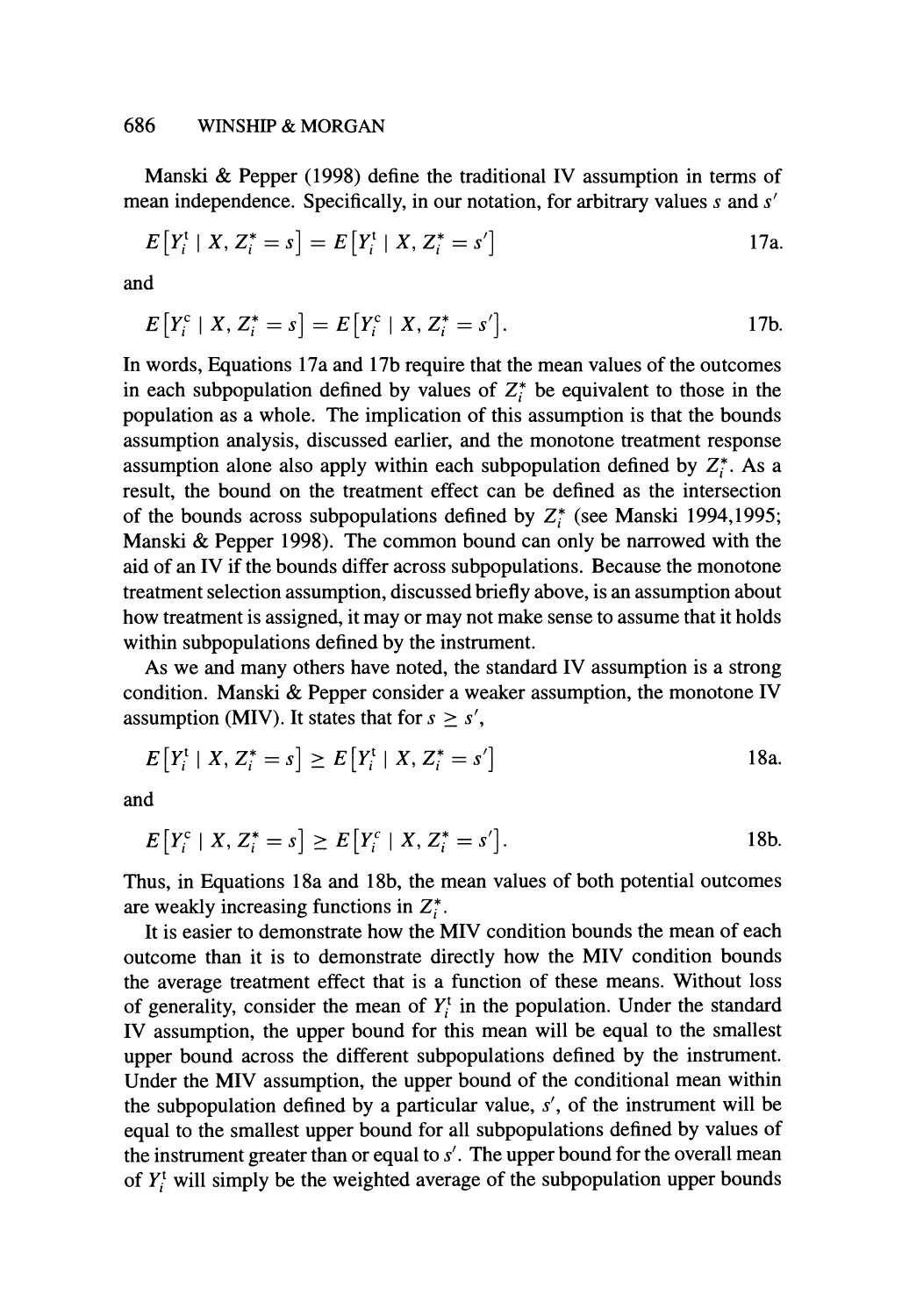Manski & Pepper (1998) define the traditional IV assumption in terms of mean independence. Specifically, in our notation, for arbitrary values $s$ and $s'$

$$E\left[Y_i^{\mathrm{t}} \mid X, Z_i^* = s\right] = E\left[Y_i^{\mathrm{t}} \mid X, Z_i^* = s'\right] \tag{17a.}$$

and

$$E\left[Y_i^{\mathrm{c}} \mid X, Z_i^* = s\right] = E\left[Y_i^{\mathrm{c}} \mid X, Z_i^* = s'\right]. \tag{17b.}$$

In words, Equations 17a and 17b require that the mean values of the outcomes in each subpopulation defined by values of $Z_i^*$ be equivalent to those in the population as a whole. The implication of this assumption is that the bounds assumption analysis, discussed earlier, and the monotone treatment response assumption alone also apply within each subpopulation defined by $Z_i^*$. As a result, the bound on the treatment effect can be defined as the intersection of the bounds across subpopulations defined by $Z_i^*$ (see Manski 1994,1995; Manski & Pepper 1998). The common bound can only be narrowed with the aid of an IV if the bounds differ across subpopulations. Because the monotone treatment selection assumption, discussed briefly above, is an assumption about how treatment is assigned, it may or may not make sense to assume that it holds within subpopulations defined by the instrument.

As we and many others have noted, the standard IV assumption is a strong condition. Manski & Pepper consider a weaker assumption, the monotone IV assumption (MIV). It states that for $s \geq s'$,

$$E\left[Y_i^{\mathrm{t}} \mid X, Z_i^* = s\right] \geq E\left[Y_i^{\mathrm{t}} \mid X, Z_i^* = s'\right] \tag{18a.}$$

and

$$E\left[Y_i^{c} \mid X, Z_i^* = s\right] \geq E\left[Y_i^{c} \mid X, Z_i^* = s'\right]. \tag{18b.}$$

Thus, in Equations 18a and 18b, the mean values of both potential outcomes are weakly increasing functions in $Z_i^*$.

It is easier to demonstrate how the MIV condition bounds the mean of each outcome than it is to demonstrate directly how the MIV condition bounds the average treatment effect that is a function of these means. Without loss of generality, consider the mean of $Y_i^{\mathrm{t}}$ in the population. Under the standard IV assumption, the upper bound for this mean will be equal to the smallest upper bound across the different subpopulations defined by the instrument. Under the MIV assumption, the upper bound of the conditional mean within the subpopulation defined by a particular value, $s'$, of the instrument will be equal to the smallest upper bound for all subpopulations defined by values of the instrument greater than or equal to $s'$. The upper bound for the overall mean of $Y_i^{\mathrm{t}}$ will simply be the weighted average of the subpopulation upper bounds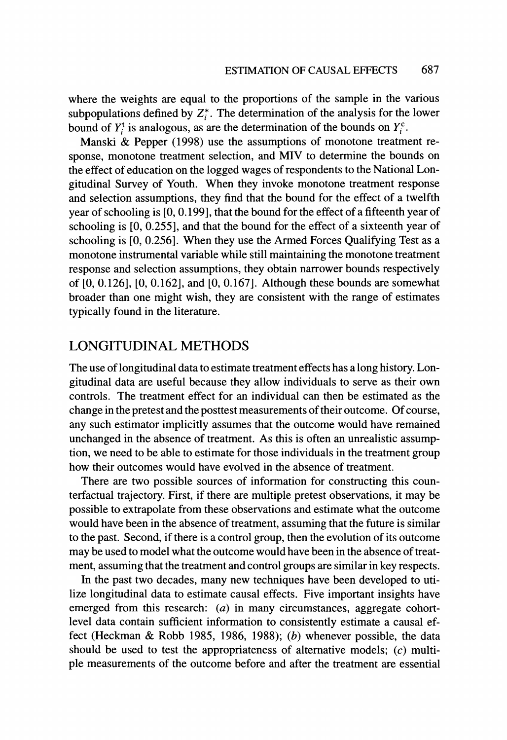where the weights are equal to the proportions of the sample in the various subpopulations defined by $Z_i^*$. The determination of the analysis for the lower bound of $Y_i^t$ is analogous, as are the determination of the bounds on $Y_i^c$.

Manski & Pepper (1998) use the assumptions of monotone treatment response, monotone treatment selection, and MIV to determine the bounds on the effect of education on the logged wages of respondents to the National Longitudinal Survey of Youth. When they invoke monotone treatment response and selection assumptions, they find that the bound for the effect of a twelfth year of schooling is [0, 0.199], that the bound for the effect of a fifteenth year of schooling is [0, 0.255], and that the bound for the effect of a sixteenth year of schooling is [0, 0.256]. When they use the Armed Forces Qualifying Test as a monotone instrumental variable while still maintaining the monotone treatment response and selection assumptions, they obtain narrower bounds respectively of [0, 0.126], [0, 0.162], and [0, 0.167]. Although these bounds are somewhat broader than one might wish, they are consistent with the range of estimates typically found in the literature.

## LONGITUDINAL METHODS

The use of longitudinal data to estimate treatment effects has a long history. Longitudinal data are useful because they allow individuals to serve as their own controls. The treatment effect for an individual can then be estimated as the change in the pretest and the posttest measurements of their outcome. Of course, any such estimator implicitly assumes that the outcome would have remained unchanged in the absence of treatment. As this is often an unrealistic assumption, we need to be able to estimate for those individuals in the treatment group how their outcomes would have evolved in the absence of treatment.

There are two possible sources of information for constructing this counterfactual trajectory. First, if there are multiple pretest observations, it may be possible to extrapolate from these observations and estimate what the outcome would have been in the absence of treatment, assuming that the future is similar to the past. Second, if there is a control group, then the evolution of its outcome may be used to model what the outcome would have been in the absence of treatment, assuming that the treatment and control groups are similar in key respects.

In the past two decades, many new techniques have been developed to utilize longitudinal data to estimate causal effects. Five important insights have emerged from this research: (*a*) in many circumstances, aggregate cohort-level data contain sufficient information to consistently estimate a causal effect (Heckman & Robb 1985, 1986, 1988); (*b*) whenever possible, the data should be used to test the appropriateness of alternative models; (*c*) multiple measurements of the outcome before and after the treatment are essential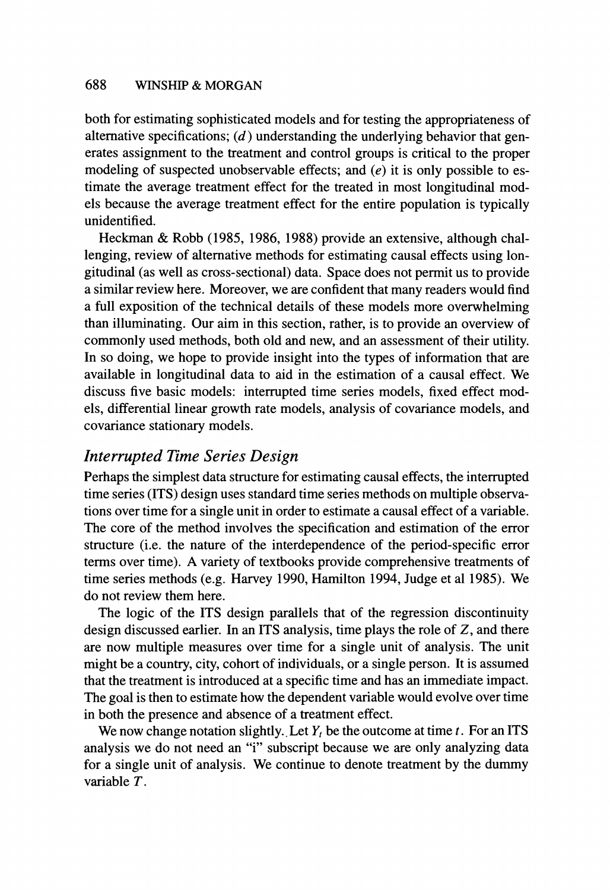both for estimating sophisticated models and for testing the appropriateness of alternative specifications; (*d*) understanding the underlying behavior that generates assignment to the treatment and control groups is critical to the proper modeling of suspected unobservable effects; and (*e*) it is only possible to estimate the average treatment effect for the treated in most longitudinal models because the average treatment effect for the entire population is typically unidentified.

Heckman & Robb (1985, 1986, 1988) provide an extensive, although challenging, review of alternative methods for estimating causal effects using longitudinal (as well as cross-sectional) data. Space does not permit us to provide a similar review here. Moreover, we are confident that many readers would find a full exposition of the technical details of these models more overwhelming than illuminating. Our aim in this section, rather, is to provide an overview of commonly used methods, both old and new, and an assessment of their utility. In so doing, we hope to provide insight into the types of information that are available in longitudinal data to aid in the estimation of a causal effect. We discuss five basic models: interrupted time series models, fixed effect models, differential linear growth rate models, analysis of covariance models, and covariance stationary models.

### *Interrupted Time Series Design*

Perhaps the simplest data structure for estimating causal effects, the interrupted time series (ITS) design uses standard time series methods on multiple observations over time for a single unit in order to estimate a causal effect of a variable. The core of the method involves the specification and estimation of the error structure (i.e. the nature of the interdependence of the period-specific error terms over time). A variety of textbooks provide comprehensive treatments of time series methods (e.g. Harvey 1990, Hamilton 1994, Judge et al 1985). We do not review them here.

The logic of the ITS design parallels that of the regression discontinuity design discussed earlier. In an ITS analysis, time plays the role of $Z$, and there are now multiple measures over time for a single unit of analysis. The unit might be a country, city, cohort of individuals, or a single person. It is assumed that the treatment is introduced at a specific time and has an immediate impact. The goal is then to estimate how the dependent variable would evolve over time in both the presence and absence of a treatment effect.

We now change notation slightly. Let $Y_t$ be the outcome at time $t$. For an ITS analysis we do not need an "i" subscript because we are only analyzing data for a single unit of analysis. We continue to denote treatment by the dummy variable $T$.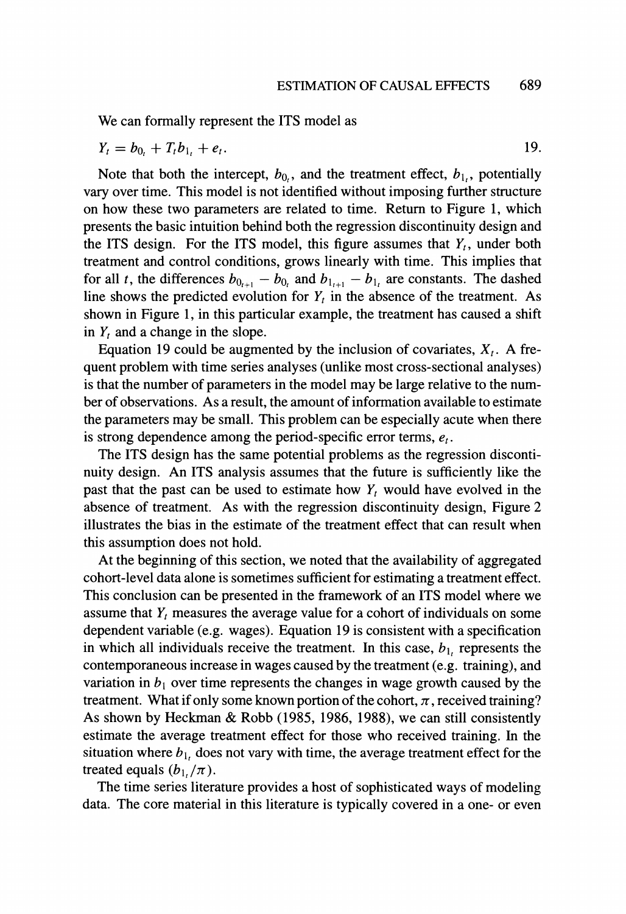We can formally represent the ITS model as

$$Y_t = b_{0_t} + T_t b_{1_t} + e_t. \qquad 19.$$

Note that both the intercept, $b_{0_t}$, and the treatment effect, $b_{1_t}$, potentially vary over time. This model is not identified without imposing further structure on how these two parameters are related to time. Return to Figure 1, which presents the basic intuition behind both the regression discontinuity design and the ITS design. For the ITS model, this figure assumes that $Y_t$, under both treatment and control conditions, grows linearly with time. This implies that for all $t$, the differences $b_{0_{t+1}} - b_{0_t}$ and $b_{1_{t+1}} - b_{1_t}$ are constants. The dashed line shows the predicted evolution for $Y_t$ in the absence of the treatment. As shown in Figure 1, in this particular example, the treatment has caused a shift in $Y_t$ and a change in the slope.

Equation 19 could be augmented by the inclusion of covariates, $X_t$. A frequent problem with time series analyses (unlike most cross-sectional analyses) is that the number of parameters in the model may be large relative to the number of observations. As a result, the amount of information available to estimate the parameters may be small. This problem can be especially acute when there is strong dependence among the period-specific error terms, $e_t$.

The ITS design has the same potential problems as the regression discontinuity design. An ITS analysis assumes that the future is sufficiently like the past that the past can be used to estimate how $Y_t$ would have evolved in the absence of treatment. As with the regression discontinuity design, Figure 2 illustrates the bias in the estimate of the treatment effect that can result when this assumption does not hold.

At the beginning of this section, we noted that the availability of aggregated cohort-level data alone is sometimes sufficient for estimating a treatment effect. This conclusion can be presented in the framework of an ITS model where we assume that $Y_t$ measures the average value for a cohort of individuals on some dependent variable (e.g. wages). Equation 19 is consistent with a specification in which all individuals receive the treatment. In this case, $b_{1_t}$ represents the contemporaneous increase in wages caused by the treatment (e.g. training), and variation in $b_1$ over time represents the changes in wage growth caused by the treatment. What if only some known portion of the cohort, $\pi$, received training? As shown by Heckman & Robb (1985, 1986, 1988), we can still consistently estimate the average treatment effect for those who received training. In the situation where $b_{1_t}$ does not vary with time, the average treatment effect for the treated equals $(b_{1_t}/\pi)$.

The time series literature provides a host of sophisticated ways of modeling data. The core material in this literature is typically covered in a one- or even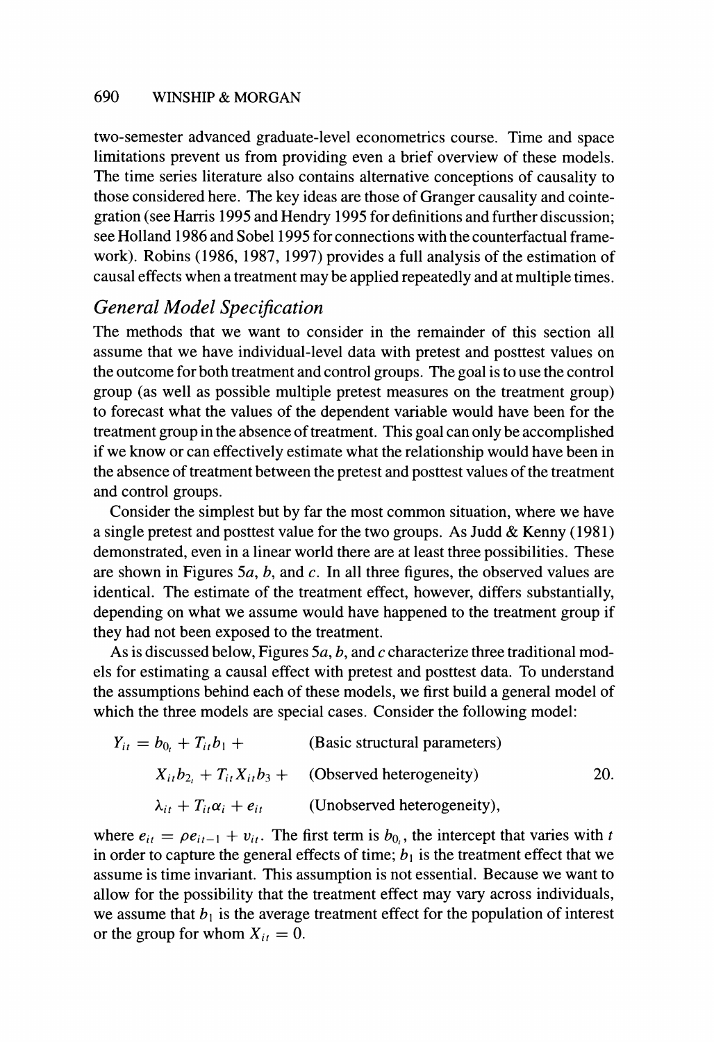two-semester advanced graduate-level econometrics course. Time and space limitations prevent us from providing even a brief overview of these models. The time series literature also contains alternative conceptions of causality to those considered here. The key ideas are those of Granger causality and cointegration (see Harris 1995 and Hendry 1995 for definitions and further discussion; see Holland 1986 and Sobel 1995 for connections with the counterfactual framework). Robins (1986, 1987, 1997) provides a full analysis of the estimation of causal effects when a treatment may be applied repeatedly and at multiple times.

## *General Model Specification*

The methods that we want to consider in the remainder of this section all assume that we have individual-level data with pretest and posttest values on the outcome for both treatment and control groups. The goal is to use the control group (as well as possible multiple pretest measures on the treatment group) to forecast what the values of the dependent variable would have been for the treatment group in the absence of treatment. This goal can only be accomplished if we know or can effectively estimate what the relationship would have been in the absence of treatment between the pretest and posttest values of the treatment and control groups.

Consider the simplest but by far the most common situation, where we have a single pretest and posttest value for the two groups. As Judd & Kenny (1981) demonstrated, even in a linear world there are at least three possibilities. These are shown in Figures 5*a*, *b*, and *c*. In all three figures, the observed values are identical. The estimate of the treatment effect, however, differs substantially, depending on what we assume would have happened to the treatment group if they had not been exposed to the treatment.

As is discussed below, Figures 5*a*, *b*, and *c* characterize three traditional models for estimating a causal effect with pretest and posttest data. To understand the assumptions behind each of these models, we first build a general model of which the three models are special cases. Consider the following model:

$$
\begin{aligned}
Y_{it} = b_{0_t} + T_{it}b_1 + & \quad \text{(Basic structural parameters)} \\
X_{it}b_{2_t} + T_{it}X_{it}b_3 + & \quad \text{(Observed heterogeneity)} \qquad\qquad 20. \\
\lambda_{it} + T_{it}\alpha_i + e_{it} & \quad \text{(Unobserved heterogeneity),}
\end{aligned}
$$

where $e_{it} = \rho e_{it-1} + v_{it}$. The first term is $b_{0_t}$, the intercept that varies with $t$ in order to capture the general effects of time; $b_1$ is the treatment effect that we assume is time invariant. This assumption is not essential. Because we want to allow for the possibility that the treatment effect may vary across individuals, we assume that $b_1$ is the average treatment effect for the population of interest or the group for whom $X_{it} = 0$.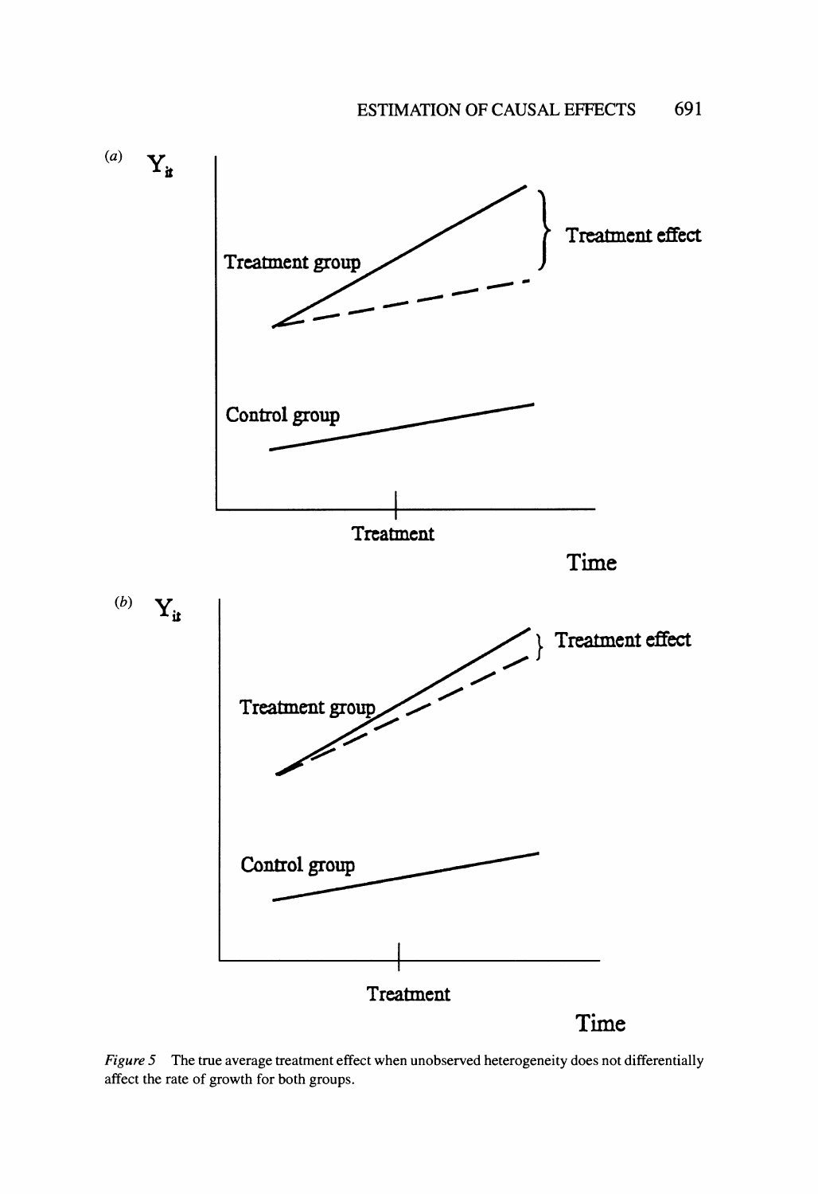*Figure 5* The true average treatment effect when unobserved heterogeneity does not differentially affect the rate of growth for both groups.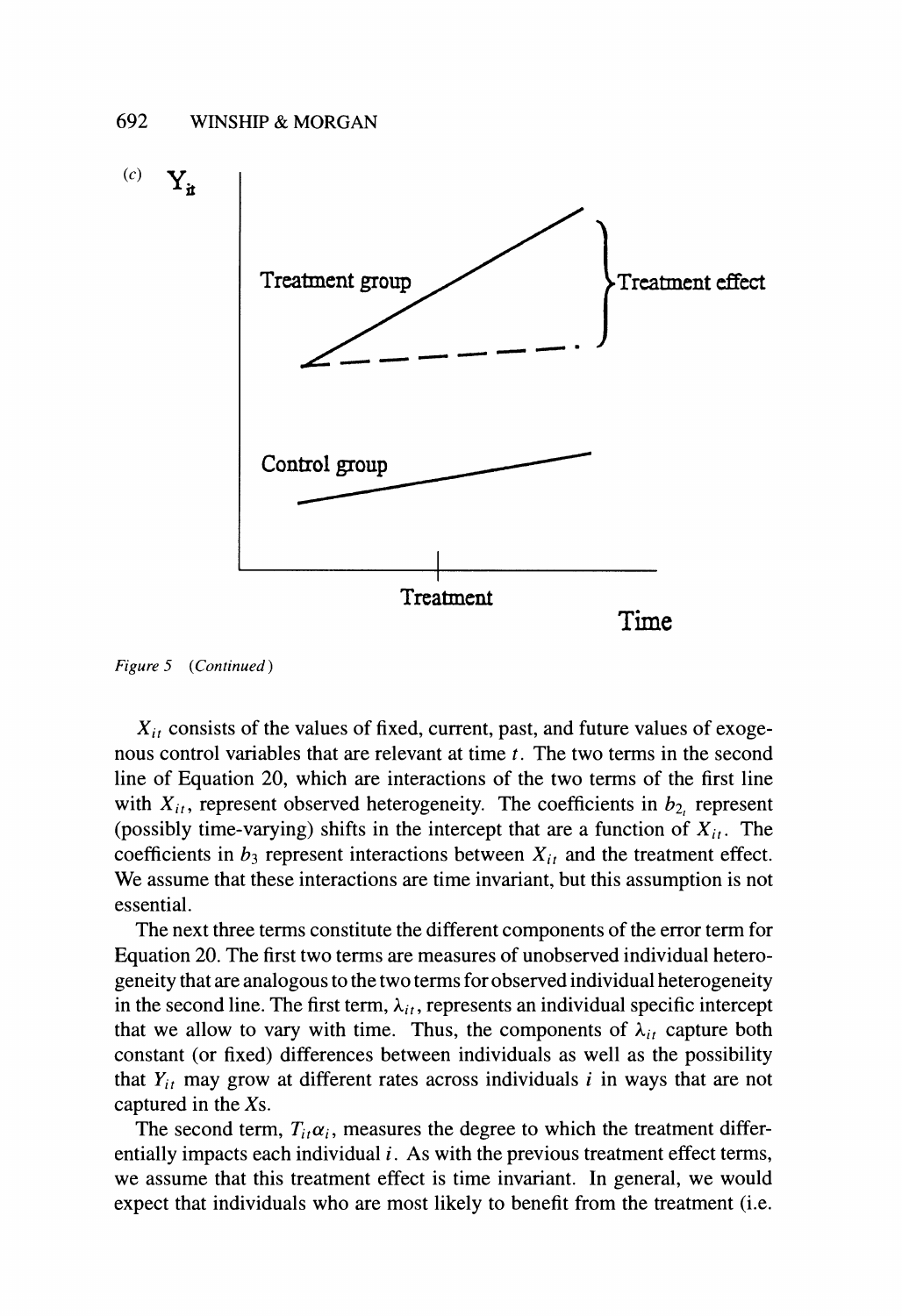(c)

Figure 5 (Continued)

$X_{it}$ consists of the values of fixed, current, past, and future values of exogenous control variables that are relevant at time $t$. The two terms in the second line of Equation 20, which are interactions of the two terms of the first line with $X_{it}$, represent observed heterogeneity. The coefficients in $b_{2_t}$ represent (possibly time-varying) shifts in the intercept that are a function of $X_{it}$. The coefficients in $b_3$ represent interactions between $X_{it}$ and the treatment effect. We assume that these interactions are time invariant, but this assumption is not essential.

The next three terms constitute the different components of the error term for Equation 20. The first two terms are measures of unobserved individual heterogeneity that are analogous to the two terms for observed individual heterogeneity in the second line. The first term, $\lambda_{it}$, represents an individual specific intercept that we allow to vary with time. Thus, the components of $\lambda_{it}$ capture both constant (or fixed) differences between individuals as well as the possibility that $Y_{it}$ may grow at different rates across individuals $i$ in ways that are not captured in the $X$s.

The second term, $T_{it}\alpha_i$, measures the degree to which the treatment differentially impacts each individual $i$. As with the previous treatment effect terms, we assume that this treatment effect is time invariant. In general, we would expect that individuals who are most likely to benefit from the treatment (i.e.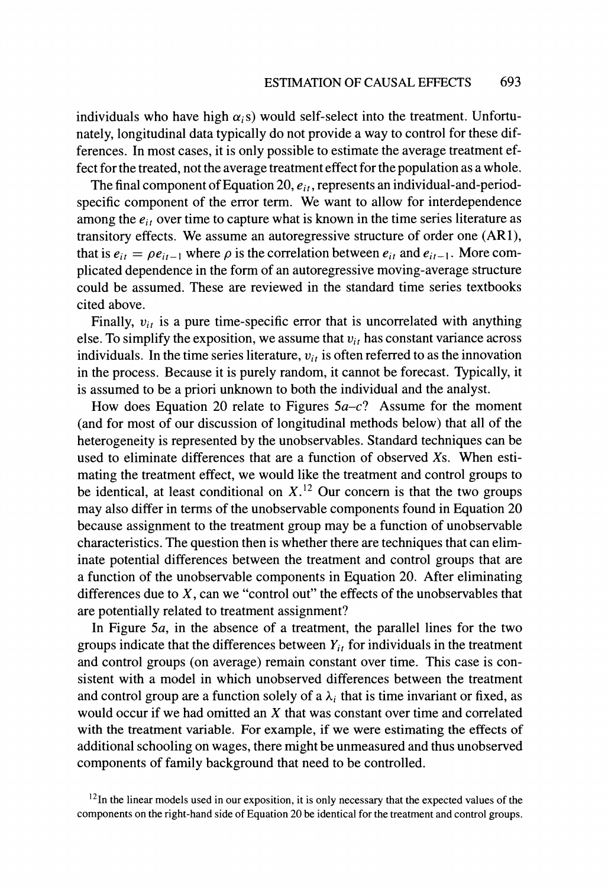individuals who have high $\alpha_i$s) would self-select into the treatment. Unfortunately, longitudinal data typically do not provide a way to control for these differences. In most cases, it is only possible to estimate the average treatment effect for the treated, not the average treatment effect for the population as a whole.

The final component of Equation 20, $e_{it}$, represents an individual-and-period-specific component of the error term. We want to allow for interdependence among the $e_{it}$ over time to capture what is known in the time series literature as transitory effects. We assume an autoregressive structure of order one (AR1), that is $e_{it} = \rho e_{it-1}$ where $\rho$ is the correlation between $e_{it}$ and $e_{it-1}$. More complicated dependence in the form of an autoregressive moving-average structure could be assumed. These are reviewed in the standard time series textbooks cited above.

Finally, $v_{it}$ is a pure time-specific error that is uncorrelated with anything else. To simplify the exposition, we assume that $v_{it}$ has constant variance across individuals. In the time series literature, $v_{it}$ is often referred to as the innovation in the process. Because it is purely random, it cannot be forecast. Typically, it is assumed to be a priori unknown to both the individual and the analyst.

How does Equation 20 relate to Figures 5*a*–*c*? Assume for the moment (and for most of our discussion of longitudinal methods below) that all of the heterogeneity is represented by the unobservables. Standard techniques can be used to eliminate differences that are a function of observed *X*s. When estimating the treatment effect, we would like the treatment and control groups to be identical, at least conditional on $X$.[12] Our concern is that the two groups may also differ in terms of the unobservable components found in Equation 20 because assignment to the treatment group may be a function of unobservable characteristics. The question then is whether there are techniques that can eliminate potential differences between the treatment and control groups that are a function of the unobservable components in Equation 20. After eliminating differences due to $X$, can we "control out" the effects of the unobservables that are potentially related to treatment assignment?

In Figure 5*a*, in the absence of a treatment, the parallel lines for the two groups indicate that the differences between $Y_{it}$ for individuals in the treatment and control groups (on average) remain constant over time. This case is consistent with a model in which unobserved differences between the treatment and control group are a function solely of a $\lambda_i$ that is time invariant or fixed, as would occur if we had omitted an $X$ that was constant over time and correlated with the treatment variable. For example, if we were estimating the effects of additional schooling on wages, there might be unmeasured and thus unobserved components of family background that need to be controlled.

[12] In the linear models used in our exposition, it is only necessary that the expected values of the components on the right-hand side of Equation 20 be identical for the treatment and control groups.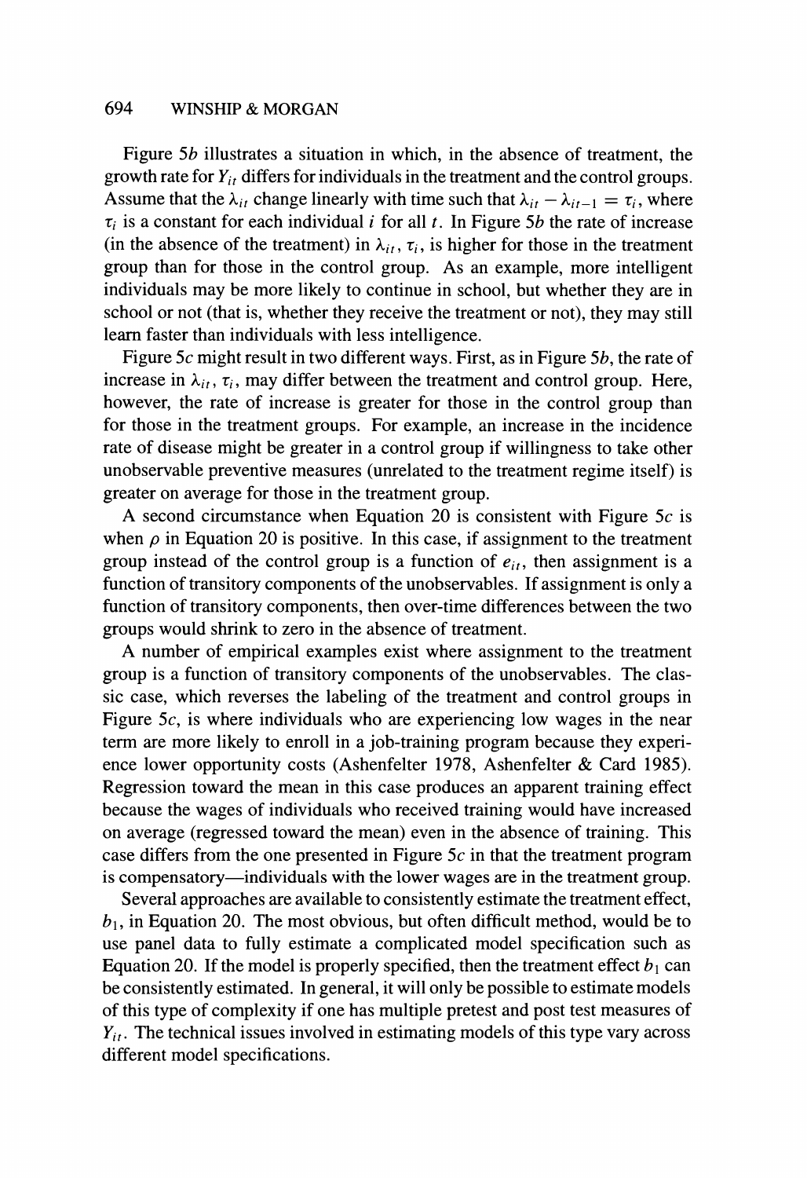Figure 5*b* illustrates a situation in which, in the absence of treatment, the growth rate for $Y_{it}$ differs for individuals in the treatment and the control groups. Assume that the $\lambda_{it}$ change linearly with time such that $\lambda_{it} - \lambda_{it-1} = \tau_i$, where $\tau_i$ is a constant for each individual $i$ for all $t$. In Figure 5*b* the rate of increase (in the absence of the treatment) in $\lambda_{it}$, $\tau_i$, is higher for those in the treatment group than for those in the control group. As an example, more intelligent individuals may be more likely to continue in school, but whether they are in school or not (that is, whether they receive the treatment or not), they may still learn faster than individuals with less intelligence.

Figure 5*c* might result in two different ways. First, as in Figure 5*b*, the rate of increase in $\lambda_{it}$, $\tau_i$, may differ between the treatment and control group. Here, however, the rate of increase is greater for those in the control group than for those in the treatment groups. For example, an increase in the incidence rate of disease might be greater in a control group if willingness to take other unobservable preventive measures (unrelated to the treatment regime itself) is greater on average for those in the treatment group.

A second circumstance when Equation 20 is consistent with Figure 5*c* is when $\rho$ in Equation 20 is positive. In this case, if assignment to the treatment group instead of the control group is a function of $e_{it}$, then assignment is a function of transitory components of the unobservables. If assignment is only a function of transitory components, then over-time differences between the two groups would shrink to zero in the absence of treatment.

A number of empirical examples exist where assignment to the treatment group is a function of transitory components of the unobservables. The classic case, which reverses the labeling of the treatment and control groups in Figure 5*c*, is where individuals who are experiencing low wages in the near term are more likely to enroll in a job-training program because they experience lower opportunity costs (Ashenfelter 1978, Ashenfelter & Card 1985). Regression toward the mean in this case produces an apparent training effect because the wages of individuals who received training would have increased on average (regressed toward the mean) even in the absence of training. This case differs from the one presented in Figure 5*c* in that the treatment program is compensatory—individuals with the lower wages are in the treatment group.

Several approaches are available to consistently estimate the treatment effect, $b_1$, in Equation 20. The most obvious, but often difficult method, would be to use panel data to fully estimate a complicated model specification such as Equation 20. If the model is properly specified, then the treatment effect $b_1$ can be consistently estimated. In general, it will only be possible to estimate models of this type of complexity if one has multiple pretest and post test measures of $Y_{it}$. The technical issues involved in estimating models of this type vary across different model specifications.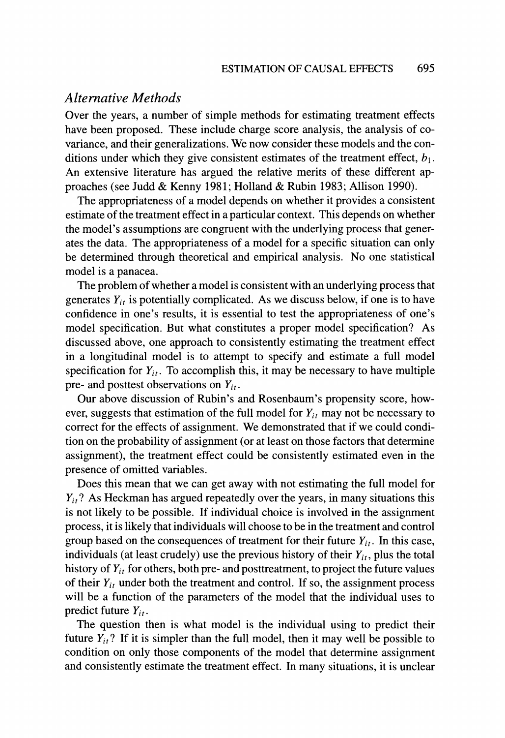## *Alternative Methods*

Over the years, a number of simple methods for estimating treatment effects have been proposed. These include charge score analysis, the analysis of covariance, and their generalizations. We now consider these models and the conditions under which they give consistent estimates of the treatment effect, $b_1$. An extensive literature has argued the relative merits of these different approaches (see Judd & Kenny 1981; Holland & Rubin 1983; Allison 1990).

The appropriateness of a model depends on whether it provides a consistent estimate of the treatment effect in a particular context. This depends on whether the model's assumptions are congruent with the underlying process that generates the data. The appropriateness of a model for a specific situation can only be determined through theoretical and empirical analysis. No one statistical model is a panacea.

The problem of whether a model is consistent with an underlying process that generates $Y_{it}$ is potentially complicated. As we discuss below, if one is to have confidence in one's results, it is essential to test the appropriateness of one's model specification. But what constitutes a proper model specification? As discussed above, one approach to consistently estimating the treatment effect in a longitudinal model is to attempt to specify and estimate a full model specification for $Y_{it}$. To accomplish this, it may be necessary to have multiple pre- and posttest observations on $Y_{it}$.

Our above discussion of Rubin's and Rosenbaum's propensity score, however, suggests that estimation of the full model for $Y_{it}$ may not be necessary to correct for the effects of assignment. We demonstrated that if we could condition on the probability of assignment (or at least on those factors that determine assignment), the treatment effect could be consistently estimated even in the presence of omitted variables.

Does this mean that we can get away with not estimating the full model for $Y_{it}$? As Heckman has argued repeatedly over the years, in many situations this is not likely to be possible. If individual choice is involved in the assignment process, it is likely that individuals will choose to be in the treatment and control group based on the consequences of treatment for their future $Y_{it}$. In this case, individuals (at least crudely) use the previous history of their $Y_{it}$, plus the total history of $Y_{it}$ for others, both pre- and posttreatment, to project the future values of their $Y_{it}$ under both the treatment and control. If so, the assignment process will be a function of the parameters of the model that the individual uses to predict future $Y_{it}$.

The question then is what model is the individual using to predict their future $Y_{it}$? If it is simpler than the full model, then it may well be possible to condition on only those components of the model that determine assignment and consistently estimate the treatment effect. In many situations, it is unclear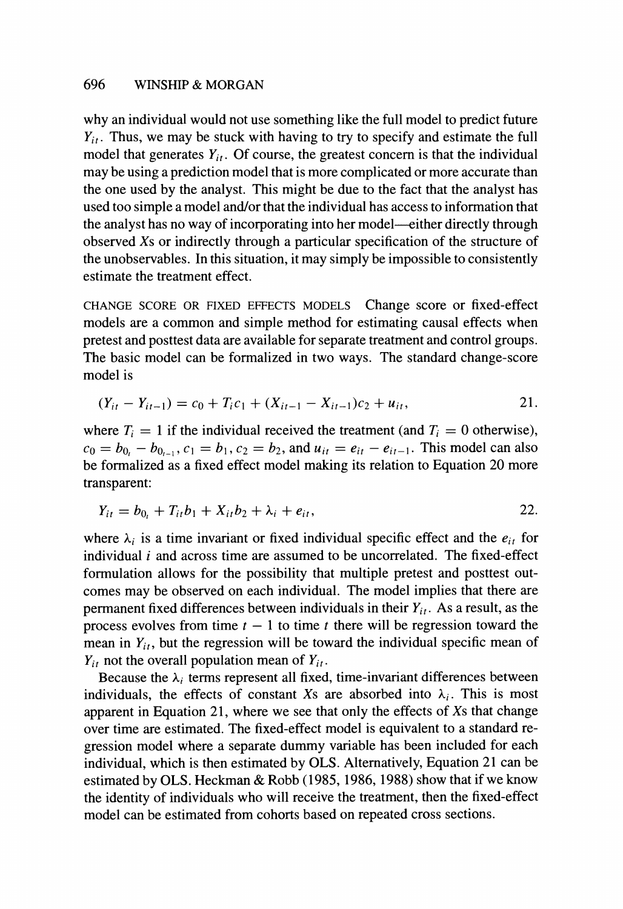why an individual would not use something like the full model to predict future $Y_{it}$. Thus, we may be stuck with having to try to specify and estimate the full model that generates $Y_{it}$. Of course, the greatest concern is that the individual may be using a prediction model that is more complicated or more accurate than the one used by the analyst. This might be due to the fact that the analyst has used too simple a model and/or that the individual has access to information that the analyst has no way of incorporating into her model—either directly through observed Xs or indirectly through a particular specification of the structure of the unobservables. In this situation, it may simply be impossible to consistently estimate the treatment effect.

CHANGE SCORE OR FIXED EFFECTS MODELS Change score or fixed-effect models are a common and simple method for estimating causal effects when pretest and posttest data are available for separate treatment and control groups. The basic model can be formalized in two ways. The standard change-score model is

$$(Y_{it} - Y_{it-1}) = c_0 + T_i c_1 + (X_{it-1} - X_{it-1})c_2 + u_{it}, \qquad 21.$$

where $T_i = 1$ if the individual received the treatment (and $T_i = 0$ otherwise), $c_0 = b_{0_t} - b_{0_{t-1}}$, $c_1 = b_1$, $c_2 = b_2$, and $u_{it} = e_{it} - e_{it-1}$. This model can also be formalized as a fixed effect model making its relation to Equation 20 more transparent:

$$Y_{it} = b_{0_t} + T_{it} b_1 + X_{it} b_2 + \lambda_i + e_{it}, \qquad 22.$$

where $\lambda_i$ is a time invariant or fixed individual specific effect and the $e_{it}$ for individual $i$ and across time are assumed to be uncorrelated. The fixed-effect formulation allows for the possibility that multiple pretest and posttest outcomes may be observed on each individual. The model implies that there are permanent fixed differences between individuals in their $Y_{it}$. As a result, as the process evolves from time $t-1$ to time $t$ there will be regression toward the mean in $Y_{it}$, but the regression will be toward the individual specific mean of $Y_{it}$ not the overall population mean of $Y_{it}$.

Because the $\lambda_i$ terms represent all fixed, time-invariant differences between individuals, the effects of constant Xs are absorbed into $\lambda_i$. This is most apparent in Equation 21, where we see that only the effects of Xs that change over time are estimated. The fixed-effect model is equivalent to a standard regression model where a separate dummy variable has been included for each individual, which is then estimated by OLS. Alternatively, Equation 21 can be estimated by OLS. Heckman & Robb (1985, 1986, 1988) show that if we know the identity of individuals who will receive the treatment, then the fixed-effect model can be estimated from cohorts based on repeated cross sections.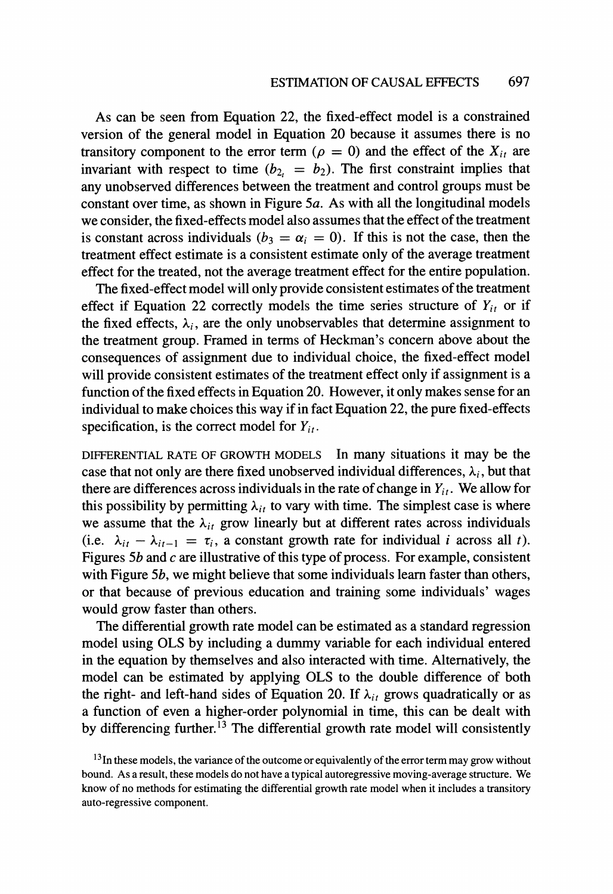As can be seen from Equation 22, the fixed-effect model is a constrained version of the general model in Equation 20 because it assumes there is no transitory component to the error term ($\rho = 0$) and the effect of the $X_{it}$ are invariant with respect to time ($b_{2_t} = b_2$). The first constraint implies that any unobserved differences between the treatment and control groups must be constant over time, as shown in Figure 5*a*. As with all the longitudinal models we consider, the fixed-effects model also assumes that the effect of the treatment is constant across individuals ($b_3 = \alpha_i = 0$). If this is not the case, then the treatment effect estimate is a consistent estimate only of the average treatment effect for the treated, not the average treatment effect for the entire population.

The fixed-effect model will only provide consistent estimates of the treatment effect if Equation 22 correctly models the time series structure of $Y_{it}$ or if the fixed effects, $\lambda_i$, are the only unobservables that determine assignment to the treatment group. Framed in terms of Heckman's concern above about the consequences of assignment due to individual choice, the fixed-effect model will provide consistent estimates of the treatment effect only if assignment is a function of the fixed effects in Equation 20. However, it only makes sense for an individual to make choices this way if in fact Equation 22, the pure fixed-effects specification, is the correct model for $Y_{it}$.

DIFFERENTIAL RATE OF GROWTH MODELS In many situations it may be the case that not only are there fixed unobserved individual differences, $\lambda_i$, but that there are differences across individuals in the rate of change in $Y_{it}$. We allow for this possibility by permitting $\lambda_{it}$ to vary with time. The simplest case is where we assume that the $\lambda_{it}$ grow linearly but at different rates across individuals (i.e. $\lambda_{it} - \lambda_{it-1} = \tau_i$, a constant growth rate for individual $i$ across all $t$). Figures 5*b* and *c* are illustrative of this type of process. For example, consistent with Figure 5*b*, we might believe that some individuals learn faster than others, or that because of previous education and training some individuals' wages would grow faster than others.

The differential growth rate model can be estimated as a standard regression model using OLS by including a dummy variable for each individual entered in the equation by themselves and also interacted with time. Alternatively, the model can be estimated by applying OLS to the double difference of both the right- and left-hand sides of Equation 20. If $\lambda_{it}$ grows quadratically or as a function of even a higher-order polynomial in time, this can be dealt with by differencing further.[13] The differential growth rate model will consistently

[13] In these models, the variance of the outcome or equivalently of the error term may grow without bound. As a result, these models do not have a typical autoregressive moving-average structure. We know of no methods for estimating the differential growth rate model when it includes a transitory auto-regressive component.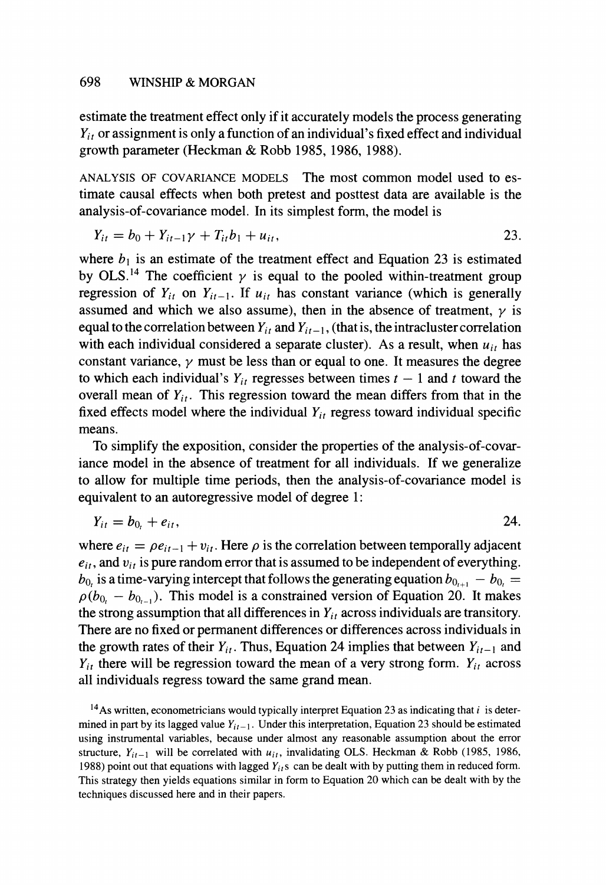estimate the treatment effect only if it accurately models the process generating $Y_{it}$ or assignment is only a function of an individual's fixed effect and individual growth parameter (Heckman & Robb 1985, 1986, 1988).

ANALYSIS OF COVARIANCE MODELS The most common model used to estimate causal effects when both pretest and posttest data are available is the analysis-of-covariance model. In its simplest form, the model is

$$Y_{it} = b_0 + Y_{it-1}\gamma + T_{it}b_1 + u_{it}, \tag{23}$$

where $b_1$ is an estimate of the treatment effect and Equation 23 is estimated by OLS.[14] The coefficient $\gamma$ is equal to the pooled within-treatment group regression of $Y_{it}$ on $Y_{it-1}$. If $u_{it}$ has constant variance (which is generally assumed and which we also assume), then in the absence of treatment, $\gamma$ is equal to the correlation between $Y_{it}$ and $Y_{it-1}$, (that is, the intracluster correlation with each individual considered a separate cluster). As a result, when $u_{it}$ has constant variance, $\gamma$ must be less than or equal to one. It measures the degree to which each individual's $Y_{it}$ regresses between times $t-1$ and $t$ toward the overall mean of $Y_{it}$. This regression toward the mean differs from that in the fixed effects model where the individual $Y_{it}$ regress toward individual specific means.

To simplify the exposition, consider the properties of the analysis-of-covariance model in the absence of treatment for all individuals. If we generalize to allow for multiple time periods, then the analysis-of-covariance model is equivalent to an autoregressive model of degree 1:

$$Y_{it} = b_{0_t} + e_{it}, \tag{24}$$

where $e_{it} = \rho e_{it-1} + v_{it}$. Here $\rho$ is the correlation between temporally adjacent $e_{it}$, and $v_{it}$ is pure random error that is assumed to be independent of everything. $b_{0_t}$ is a time-varying intercept that follows the generating equation $b_{0_{t+1}} - b_{0_t} = \rho(b_{0_t} - b_{0_{t-1}})$. This model is a constrained version of Equation 20. It makes the strong assumption that all differences in $Y_{it}$ across individuals are transitory. There are no fixed or permanent differences or differences across individuals in the growth rates of their $Y_{it}$. Thus, Equation 24 implies that between $Y_{it-1}$ and $Y_{it}$ there will be regression toward the mean of a very strong form. $Y_{it}$ across all individuals regress toward the same grand mean.

[14] As written, econometricians would typically interpret Equation 23 as indicating that $i$ is determined in part by its lagged value $Y_{it-1}$. Under this interpretation, Equation 23 should be estimated using instrumental variables, because under almost any reasonable assumption about the error structure, $Y_{it-1}$ will be correlated with $u_{it}$, invalidating OLS. Heckman & Robb (1985, 1986, 1988) point out that equations with lagged $Y_{it}$s can be dealt with by putting them in reduced form. This strategy then yields equations similar in form to Equation 20 which can be dealt with by the techniques discussed here and in their papers.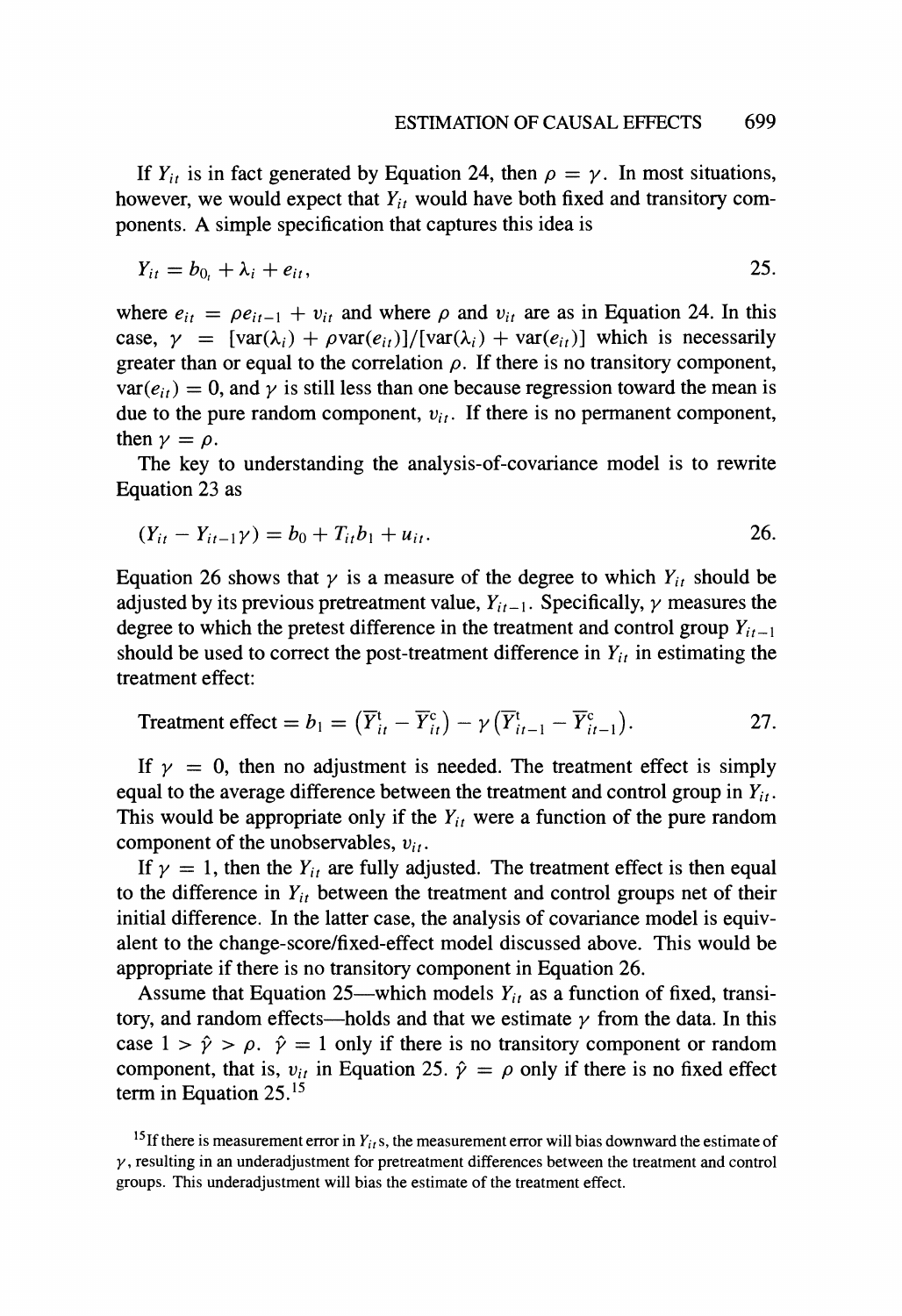If $Y_{it}$ is in fact generated by Equation 24, then $\rho = \gamma$. In most situations, however, we would expect that $Y_{it}$ would have both fixed and transitory components. A simple specification that captures this idea is

$$Y_{it} = b_{0_t} + \lambda_i + e_{it}, \qquad 25.$$

where $e_{it} = \rho e_{it-1} + v_{it}$ and where $\rho$ and $v_{it}$ are as in Equation 24. In this case, $\gamma = [\text{var}(\lambda_i) + \rho \text{var}(e_{it})]/[\text{var}(\lambda_i) + \text{var}(e_{it})]$ which is necessarily greater than or equal to the correlation $\rho$. If there is no transitory component, $\text{var}(e_{it}) = 0$, and $\gamma$ is still less than one because regression toward the mean is due to the pure random component, $v_{it}$. If there is no permanent component, then $\gamma = \rho$.

The key to understanding the analysis-of-covariance model is to rewrite Equation 23 as

$$(Y_{it} - Y_{it-1}\gamma) = b_0 + T_{it}b_1 + u_{it}. \qquad 26.$$

Equation 26 shows that $\gamma$ is a measure of the degree to which $Y_{it}$ should be adjusted by its previous pretreatment value, $Y_{it-1}$. Specifically, $\gamma$ measures the degree to which the pretest difference in the treatment and control group $Y_{it-1}$ should be used to correct the post-treatment difference in $Y_{it}$ in estimating the treatment effect:

$$\text{Treatment effect} = b_1 = \left(\overline{Y}^{\text{t}}_{it} - \overline{Y}^{\text{c}}_{it}\right) - \gamma\left(\overline{Y}^{\text{t}}_{it-1} - \overline{Y}^{\text{c}}_{it-1}\right). \qquad 27.$$

If $\gamma = 0$, then no adjustment is needed. The treatment effect is simply equal to the average difference between the treatment and control group in $Y_{it}$. This would be appropriate only if the $Y_{it}$ were a function of the pure random component of the unobservables, $v_{it}$.

If $\gamma = 1$, then the $Y_{it}$ are fully adjusted. The treatment effect is then equal to the difference in $Y_{it}$ between the treatment and control groups net of their initial difference. In the latter case, the analysis of covariance model is equivalent to the change-score/fixed-effect model discussed above. This would be appropriate if there is no transitory component in Equation 26.

Assume that Equation 25—which models $Y_{it}$ as a function of fixed, transitory, and random effects—holds and that we estimate $\gamma$ from the data. In this case $1 > \hat{\gamma} > \rho$. $\hat{\gamma} = 1$ only if there is no transitory component or random component, that is, $v_{it}$ in Equation 25. $\hat{\gamma} = \rho$ only if there is no fixed effect term in Equation 25.[15]

[15] If there is measurement error in $Y_{it}$s, the measurement error will bias downward the estimate of $\gamma$, resulting in an underadjustment for pretreatment differences between the treatment and control groups. This underadjustment will bias the estimate of the treatment effect.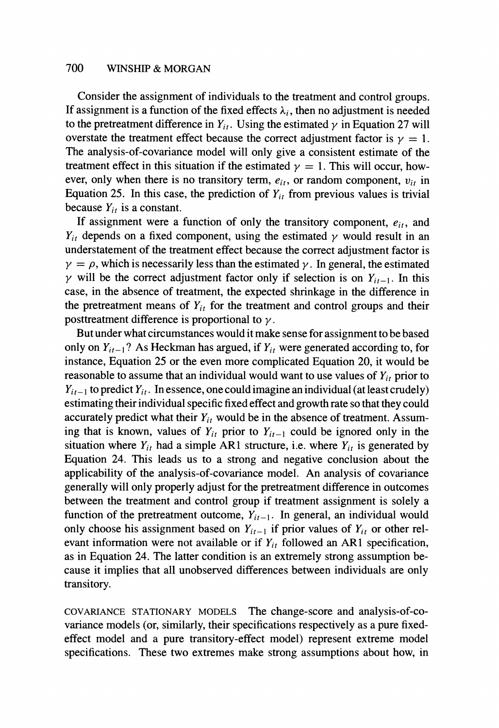Consider the assignment of individuals to the treatment and control groups. If assignment is a function of the fixed effects $\lambda_i$, then no adjustment is needed to the pretreatment difference in $Y_{it}$. Using the estimated $\gamma$ in Equation 27 will overstate the treatment effect because the correct adjustment factor is $\gamma = 1$. The analysis-of-covariance model will only give a consistent estimate of the treatment effect in this situation if the estimated $\gamma = 1$. This will occur, however, only when there is no transitory term, $e_{it}$, or random component, $v_{it}$ in Equation 25. In this case, the prediction of $Y_{it}$ from previous values is trivial because $Y_{it}$ is a constant.

If assignment were a function of only the transitory component, $e_{it}$, and $Y_{it}$ depends on a fixed component, using the estimated $\gamma$ would result in an understatement of the treatment effect because the correct adjustment factor is $\gamma = \rho$, which is necessarily less than the estimated $\gamma$. In general, the estimated $\gamma$ will be the correct adjustment factor only if selection is on $Y_{it-1}$. In this case, in the absence of treatment, the expected shrinkage in the difference in the pretreatment means of $Y_{it}$ for the treatment and control groups and their posttreatment difference is proportional to $\gamma$.

But under what circumstances would it make sense for assignment to be based only on $Y_{it-1}$? As Heckman has argued, if $Y_{it}$ were generated according to, for instance, Equation 25 or the even more complicated Equation 20, it would be reasonable to assume that an individual would want to use values of $Y_{it}$ prior to $Y_{it-1}$ to predict $Y_{it}$. In essence, one could imagine an individual (at least crudely) estimating their individual specific fixed effect and growth rate so that they could accurately predict what their $Y_{it}$ would be in the absence of treatment. Assuming that is known, values of $Y_{it}$ prior to $Y_{it-1}$ could be ignored only in the situation where $Y_{it}$ had a simple AR1 structure, i.e. where $Y_{it}$ is generated by Equation 24. This leads us to a strong and negative conclusion about the applicability of the analysis-of-covariance model. An analysis of covariance generally will only properly adjust for the pretreatment difference in outcomes between the treatment and control group if treatment assignment is solely a function of the pretreatment outcome, $Y_{it-1}$. In general, an individual would only choose his assignment based on $Y_{it-1}$ if prior values of $Y_{it}$ or other relevant information were not available or if $Y_{it}$ followed an AR1 specification, as in Equation 24. The latter condition is an extremely strong assumption because it implies that all unobserved differences between individuals are only transitory.

COVARIANCE STATIONARY MODELS The change-score and analysis-of-covariance models (or, similarly, their specifications respectively as a pure fixed-effect model and a pure transitory-effect model) represent extreme model specifications. These two extremes make strong assumptions about how, in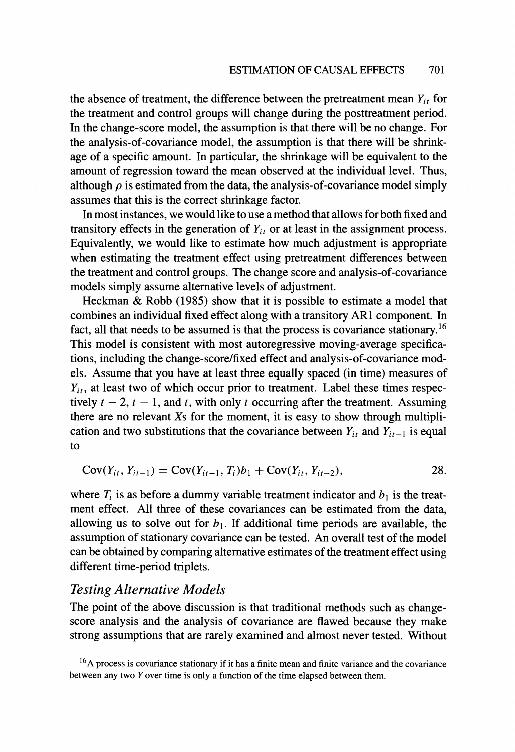the absence of treatment, the difference between the pretreatment mean $Y_{it}$ for the treatment and control groups will change during the posttreatment period. In the change-score model, the assumption is that there will be no change. For the analysis-of-covariance model, the assumption is that there will be shrinkage of a specific amount. In particular, the shrinkage will be equivalent to the amount of regression toward the mean observed at the individual level. Thus, although $\rho$ is estimated from the data, the analysis-of-covariance model simply assumes that this is the correct shrinkage factor.

In most instances, we would like to use a method that allows for both fixed and transitory effects in the generation of $Y_{it}$ or at least in the assignment process. Equivalently, we would like to estimate how much adjustment is appropriate when estimating the treatment effect using pretreatment differences between the treatment and control groups. The change score and analysis-of-covariance models simply assume alternative levels of adjustment.

Heckman & Robb (1985) show that it is possible to estimate a model that combines an individual fixed effect along with a transitory AR1 component. In fact, all that needs to be assumed is that the process is covariance stationary.[16] This model is consistent with most autoregressive moving-average specifications, including the change-score/fixed effect and analysis-of-covariance models. Assume that you have at least three equally spaced (in time) measures of $Y_{it}$, at least two of which occur prior to treatment. Label these times respectively $t-2$, $t-1$, and $t$, with only $t$ occurring after the treatment. Assuming there are no relevant $X$s for the moment, it is easy to show through multiplication and two substitutions that the covariance between $Y_{it}$ and $Y_{it-1}$ is equal to

$$\mathrm{Cov}(Y_{it}, Y_{it-1}) = \mathrm{Cov}(Y_{it-1}, T_i)b_1 + \mathrm{Cov}(Y_{it}, Y_{it-2}), \qquad 28.$$

where $T_i$ is as before a dummy variable treatment indicator and $b_1$ is the treatment effect. All three of these covariances can be estimated from the data, allowing us to solve out for $b_1$. If additional time periods are available, the assumption of stationary covariance can be tested. An overall test of the model can be obtained by comparing alternative estimates of the treatment effect using different time-period triplets.

### *Testing Alternative Models*

The point of the above discussion is that traditional methods such as change-score analysis and the analysis of covariance are flawed because they make strong assumptions that are rarely examined and almost never tested. Without

[16] A process is covariance stationary if it has a finite mean and finite variance and the covariance between any two $Y$ over time is only a function of the time elapsed between them.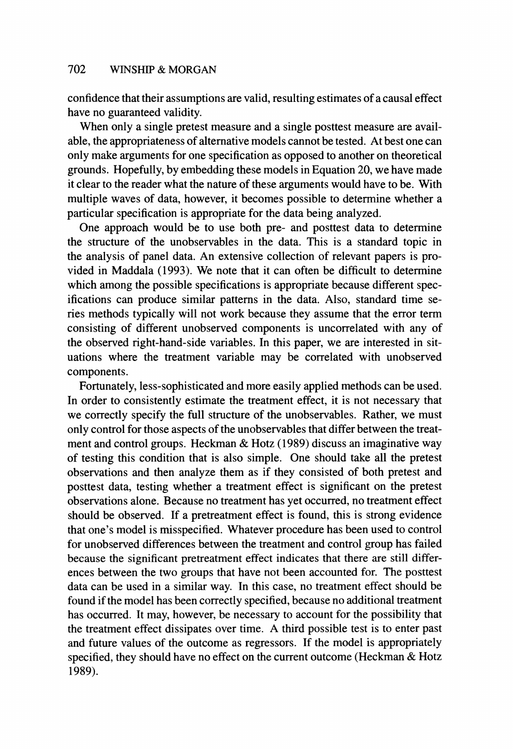confidence that their assumptions are valid, resulting estimates of a causal effect have no guaranteed validity.

When only a single pretest measure and a single posttest measure are available, the appropriateness of alternative models cannot be tested. At best one can only make arguments for one specification as opposed to another on theoretical grounds. Hopefully, by embedding these models in Equation 20, we have made it clear to the reader what the nature of these arguments would have to be. With multiple waves of data, however, it becomes possible to determine whether a particular specification is appropriate for the data being analyzed.

One approach would be to use both pre- and posttest data to determine the structure of the unobservables in the data. This is a standard topic in the analysis of panel data. An extensive collection of relevant papers is provided in Maddala (1993). We note that it can often be difficult to determine which among the possible specifications is appropriate because different specifications can produce similar patterns in the data. Also, standard time series methods typically will not work because they assume that the error term consisting of different unobserved components is uncorrelated with any of the observed right-hand-side variables. In this paper, we are interested in situations where the treatment variable may be correlated with unobserved components.

Fortunately, less-sophisticated and more easily applied methods can be used. In order to consistently estimate the treatment effect, it is not necessary that we correctly specify the full structure of the unobservables. Rather, we must only control for those aspects of the unobservables that differ between the treatment and control groups. Heckman & Hotz (1989) discuss an imaginative way of testing this condition that is also simple. One should take all the pretest observations and then analyze them as if they consisted of both pretest and posttest data, testing whether a treatment effect is significant on the pretest observations alone. Because no treatment has yet occurred, no treatment effect should be observed. If a pretreatment effect is found, this is strong evidence that one's model is misspecified. Whatever procedure has been used to control for unobserved differences between the treatment and control group has failed because the significant pretreatment effect indicates that there are still differences between the two groups that have not been accounted for. The posttest data can be used in a similar way. In this case, no treatment effect should be found if the model has been correctly specified, because no additional treatment has occurred. It may, however, be necessary to account for the possibility that the treatment effect dissipates over time. A third possible test is to enter past and future values of the outcome as regressors. If the model is appropriately specified, they should have no effect on the current outcome (Heckman & Hotz 1989).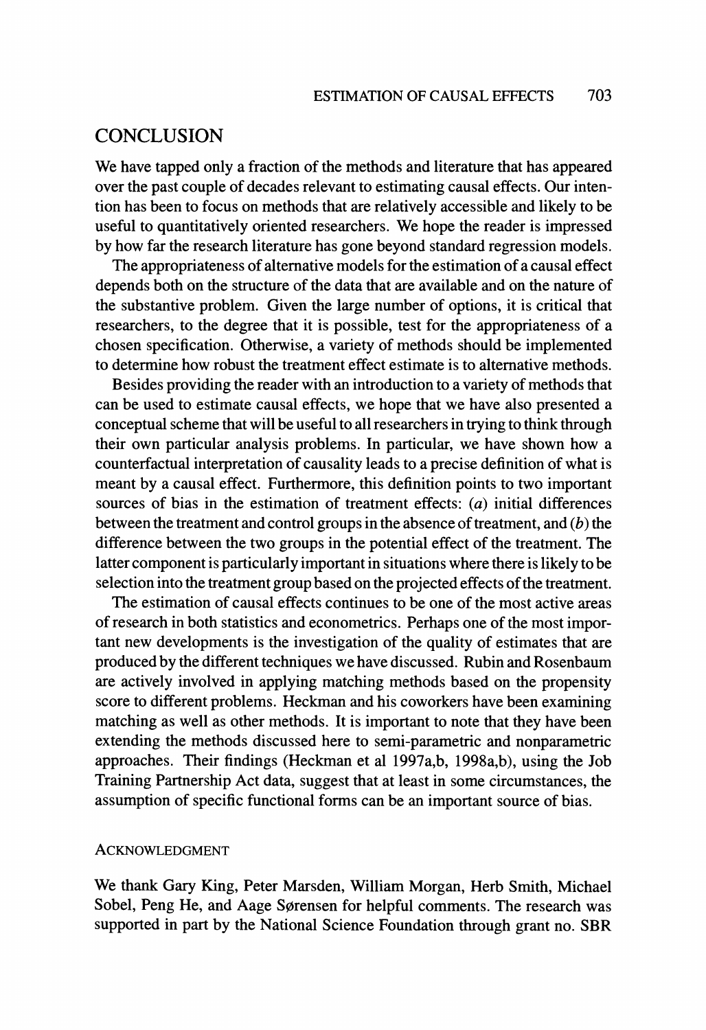## CONCLUSION

We have tapped only a fraction of the methods and literature that has appeared over the past couple of decades relevant to estimating causal effects. Our intention has been to focus on methods that are relatively accessible and likely to be useful to quantitatively oriented researchers. We hope the reader is impressed by how far the research literature has gone beyond standard regression models.

The appropriateness of alternative models for the estimation of a causal effect depends both on the structure of the data that are available and on the nature of the substantive problem. Given the large number of options, it is critical that researchers, to the degree that it is possible, test for the appropriateness of a chosen specification. Otherwise, a variety of methods should be implemented to determine how robust the treatment effect estimate is to alternative methods.

Besides providing the reader with an introduction to a variety of methods that can be used to estimate causal effects, we hope that we have also presented a conceptual scheme that will be useful to all researchers in trying to think through their own particular analysis problems. In particular, we have shown how a counterfactual interpretation of causality leads to a precise definition of what is meant by a causal effect. Furthermore, this definition points to two important sources of bias in the estimation of treatment effects: (*a*) initial differences between the treatment and control groups in the absence of treatment, and (*b*) the difference between the two groups in the potential effect of the treatment. The latter component is particularly important in situations where there is likely to be selection into the treatment group based on the projected effects of the treatment.

The estimation of causal effects continues to be one of the most active areas of research in both statistics and econometrics. Perhaps one of the most important new developments is the investigation of the quality of estimates that are produced by the different techniques we have discussed. Rubin and Rosenbaum are actively involved in applying matching methods based on the propensity score to different problems. Heckman and his coworkers have been examining matching as well as other methods. It is important to note that they have been extending the methods discussed here to semi-parametric and nonparametric approaches. Their findings (Heckman et al 1997a,b, 1998a,b), using the Job Training Partnership Act data, suggest that at least in some circumstances, the assumption of specific functional forms can be an important source of bias.

### ACKNOWLEDGMENT

We thank Gary King, Peter Marsden, William Morgan, Herb Smith, Michael Sobel, Peng He, and Aage Sørensen for helpful comments. The research was supported in part by the National Science Foundation through grant no. SBR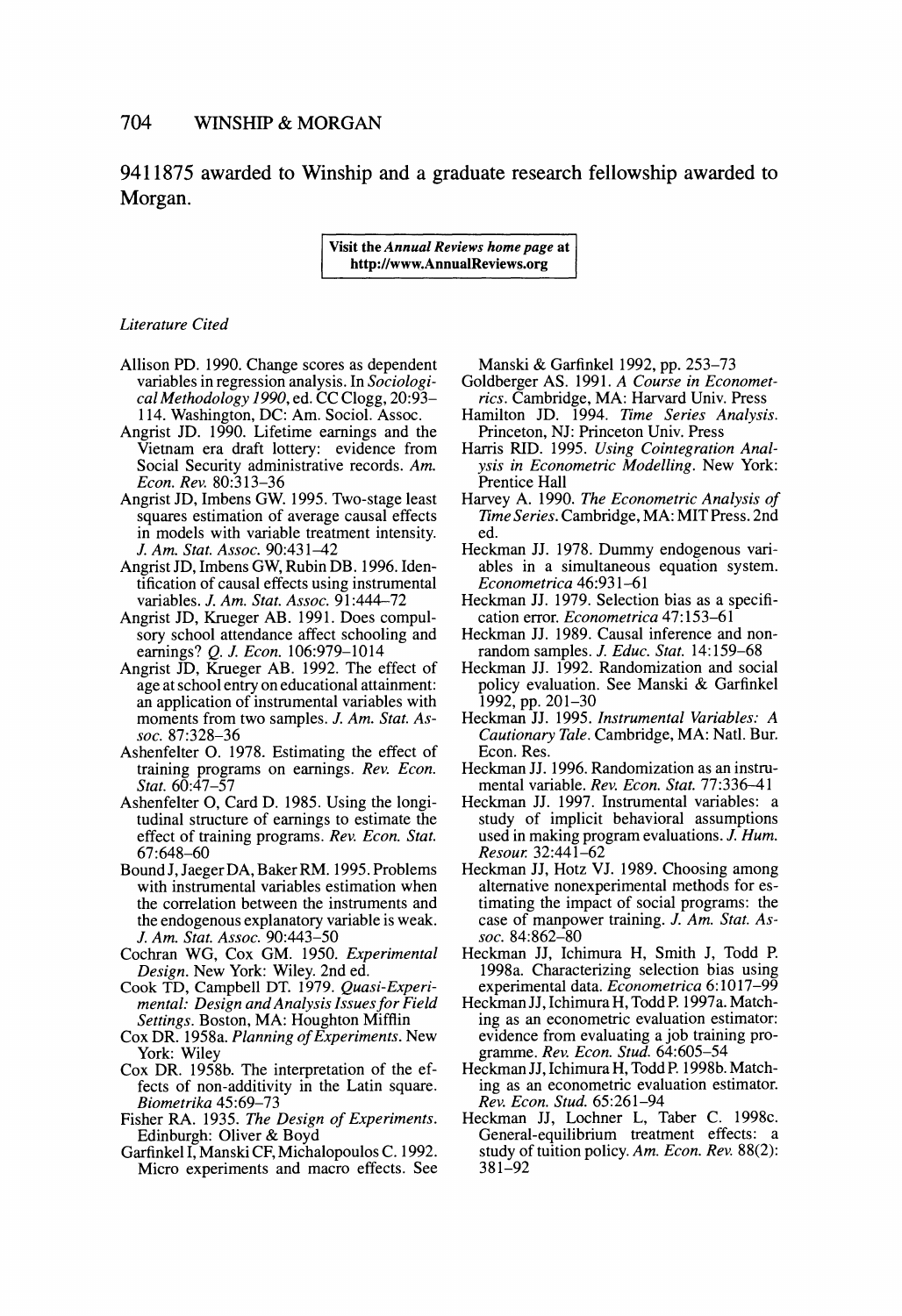9411875 awarded to Winship and a graduate research fellowship awarded to Morgan.

Visit the *Annual Reviews home page* at http://www.AnnualReviews.org

*Literature Cited*

Allison PD. 1990. Change scores as dependent variables in regression analysis. In *Sociological Methodology 1990*, ed. CC Clogg, 20:93–114. Washington, DC: Am. Sociol. Assoc.

Angrist JD. 1990. Lifetime earnings and the Vietnam era draft lottery: evidence from Social Security administrative records. *Am. Econ. Rev.* 80:313–36

Angrist JD, Imbens GW. 1995. Two-stage least squares estimation of average causal effects in models with variable treatment intensity. *J. Am. Stat. Assoc.* 90:431–42

Angrist JD, Imbens GW, Rubin DB. 1996. Identification of causal effects using instrumental variables. *J. Am. Stat. Assoc.* 91:444–72

Angrist JD, Krueger AB. 1991. Does compulsory school attendance affect schooling and earnings? *Q. J. Econ.* 106:979–1014

Angrist JD, Krueger AB. 1992. The effect of age at school entry on educational attainment: an application of instrumental variables with moments from two samples. *J. Am. Stat. Assoc.* 87:328–36

Ashenfelter O. 1978. Estimating the effect of training programs on earnings. *Rev. Econ. Stat.* 60:47–57

Ashenfelter O, Card D. 1985. Using the longitudinal structure of earnings to estimate the effect of training programs. *Rev. Econ. Stat.* 67:648–60

Bound J, Jaeger DA, Baker RM. 1995. Problems with instrumental variables estimation when the correlation between the instruments and the endogenous explanatory variable is weak. *J. Am. Stat. Assoc.* 90:443–50

Cochran WG, Cox GM. 1950. *Experimental Design*. New York: Wiley. 2nd ed.

Cook TD, Campbell DT. 1979. *Quasi-Experimental: Design and Analysis Issues for Field Settings*. Boston, MA: Houghton Mifflin

Cox DR. 1958a. *Planning of Experiments*. New York: Wiley

Cox DR. 1958b. The interpretation of the effects of non-additivity in the Latin square. *Biometrika* 45:69–73

Fisher RA. 1935. *The Design of Experiments*. Edinburgh: Oliver & Boyd

Garfinkel I, Manski CF, Michalopoulos C. 1992. Micro experiments and macro effects. See Manski & Garfinkel 1992, pp. 253–73

Goldberger AS. 1991. *A Course in Econometrics*. Cambridge, MA: Harvard Univ. Press

Hamilton JD. 1994. *Time Series Analysis*. Princeton, NJ: Princeton Univ. Press

Harris RID. 1995. *Using Cointegration Analysis in Econometric Modelling*. New York: Prentice Hall

Harvey A. 1990. *The Econometric Analysis of Time Series*. Cambridge, MA: MIT Press. 2nd ed.

Heckman JJ. 1978. Dummy endogenous variables in a simultaneous equation system. *Econometrica* 46:931–61

Heckman JJ. 1979. Selection bias as a specification error. *Econometrica* 47:153–61

Heckman JJ. 1989. Causal inference and nonrandom samples. *J. Educ. Stat.* 14:159–68

Heckman JJ. 1992. Randomization and social policy evaluation. See Manski & Garfinkel 1992, pp. 201–30

Heckman JJ. 1995. *Instrumental Variables: A Cautionary Tale*. Cambridge, MA: Natl. Bur. Econ. Res.

Heckman JJ. 1996. Randomization as an instrumental variable. *Rev. Econ. Stat.* 77:336–41

Heckman JJ. 1997. Instrumental variables: a study of implicit behavioral assumptions used in making program evaluations. *J. Hum. Resour.* 32:441–62

Heckman JJ, Hotz VJ. 1989. Choosing among alternative nonexperimental methods for estimating the impact of social programs: the case of manpower training. *J. Am. Stat. Assoc.* 84:862–80

Heckman JJ, Ichimura H, Smith J, Todd P. 1998a. Characterizing selection bias using experimental data. *Econometrica* 6:1017–99

Heckman JJ, Ichimura H, Todd P. 1997a. Matching as an econometric evaluation estimator: evidence from evaluating a job training programme. *Rev. Econ. Stud.* 64:605–54

Heckman JJ, Ichimura H, Todd P. 1998b. Matching as an econometric evaluation estimator. *Rev. Econ. Stud.* 65:261–94

Heckman JJ, Lochner L, Taber C. 1998c. General-equilibrium treatment effects: a study of tuition policy. *Am. Econ. Rev.* 88(2): 381–92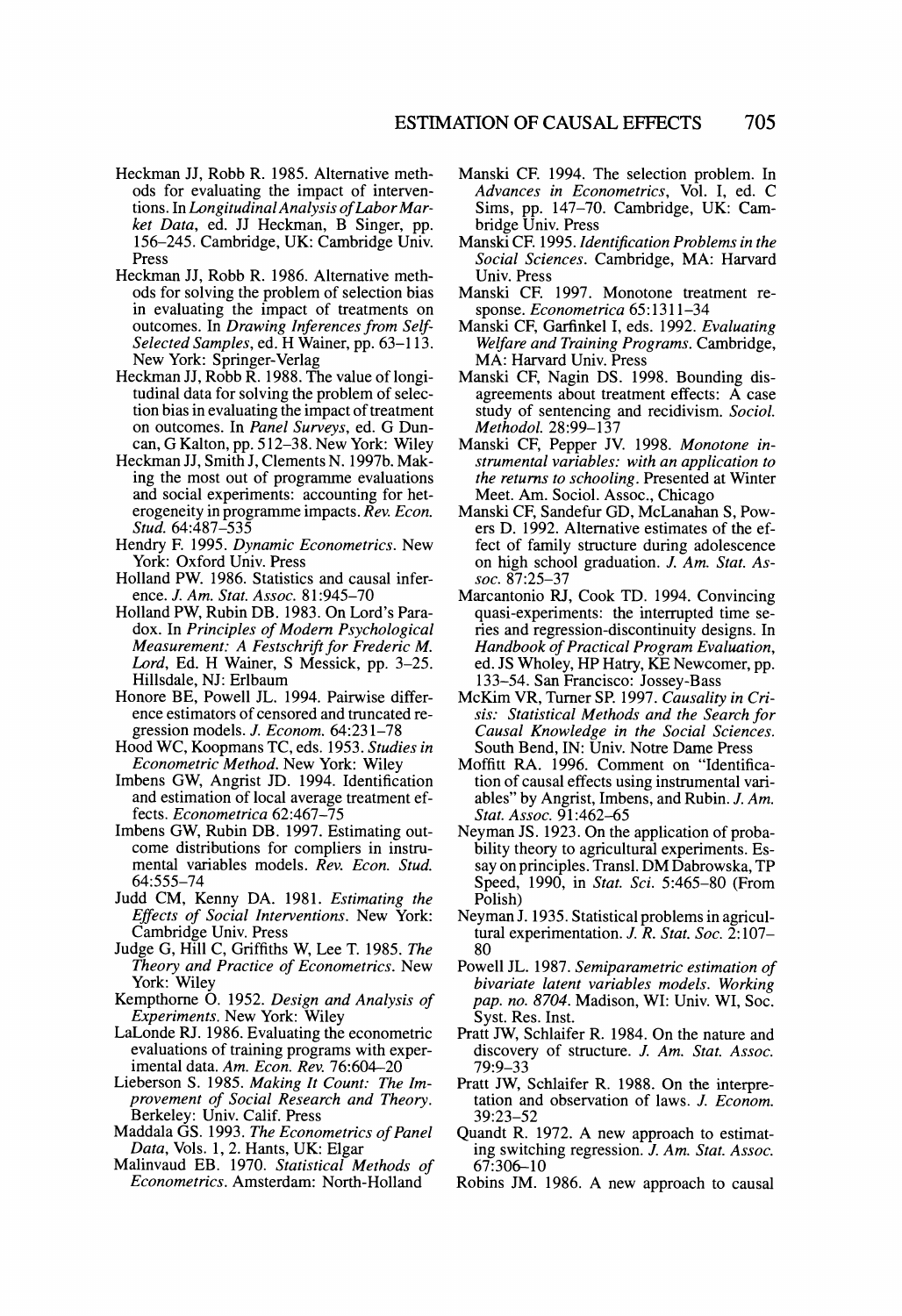Heckman JJ, Robb R. 1985. Alternative methods for evaluating the impact of interventions. In *Longitudinal Analysis of Labor Market Data*, ed. JJ Heckman, B Singer, pp. 156–245. Cambridge, UK: Cambridge Univ. Press

Heckman JJ, Robb R. 1986. Alternative methods for solving the problem of selection bias in evaluating the impact of treatments on outcomes. In *Drawing Inferences from Self-Selected Samples*, ed. H Wainer, pp. 63–113. New York: Springer-Verlag

Heckman JJ, Robb R. 1988. The value of longitudinal data for solving the problem of selection bias in evaluating the impact of treatment on outcomes. In *Panel Surveys*, ed. G Duncan, G Kalton, pp. 512–38. New York: Wiley

Heckman JJ, Smith J, Clements N. 1997b. Making the most out of programme evaluations and social experiments: accounting for heterogeneity in programme impacts. *Rev. Econ. Stud.* 64:487–535

Hendry F. 1995. *Dynamic Econometrics*. New York: Oxford Univ. Press

Holland PW. 1986. Statistics and causal inference. *J. Am. Stat. Assoc.* 81:945–70

Holland PW, Rubin DB. 1983. On Lord's Paradox. In *Principles of Modern Psychological Measurement: A Festschrift for Frederic M. Lord*, Ed. H Wainer, S Messick, pp. 3–25. Hillsdale, NJ: Erlbaum

Honore BE, Powell JL. 1994. Pairwise difference estimators of censored and truncated regression models. *J. Econom.* 64:231–78

Hood WC, Koopmans TC, eds. 1953. *Studies in Econometric Method*. New York: Wiley

Imbens GW, Angrist JD. 1994. Identification and estimation of local average treatment effects. *Econometrica* 62:467–75

Imbens GW, Rubin DB. 1997. Estimating outcome distributions for compliers in instrumental variables models. *Rev. Econ. Stud.* 64:555–74

Judd CM, Kenny DA. 1981. *Estimating the Effects of Social Interventions*. New York: Cambridge Univ. Press

Judge G, Hill C, Griffiths W, Lee T. 1985. *The Theory and Practice of Econometrics*. New York: Wiley

Kempthorne O. 1952. *Design and Analysis of Experiments*. New York: Wiley

LaLonde RJ. 1986. Evaluating the econometric evaluations of training programs with experimental data. *Am. Econ. Rev.* 76:604–20

Lieberson S. 1985. *Making It Count: The Improvement of Social Research and Theory*. Berkeley: Univ. Calif. Press

Maddala GS. 1993. *The Econometrics of Panel Data*, Vols. 1, 2. Hants, UK: Elgar

Malinvaud EB. 1970. *Statistical Methods of Econometrics*. Amsterdam: North-Holland

Manski CF. 1994. The selection problem. In *Advances in Econometrics*, Vol. I, ed. C Sims, pp. 147–70. Cambridge, UK: Cambridge Univ. Press

Manski CF. 1995. *Identification Problems in the Social Sciences*. Cambridge, MA: Harvard Univ. Press

Manski CF. 1997. Monotone treatment response. *Econometrica* 65:1311–34

Manski CF, Garfinkel I, eds. 1992. *Evaluating Welfare and Training Programs*. Cambridge, MA: Harvard Univ. Press

Manski CF, Nagin DS. 1998. Bounding disagreements about treatment effects: A case study of sentencing and recidivism. *Sociol. Methodol.* 28:99–137

Manski CF, Pepper JV. 1998. *Monotone instrumental variables: with an application to the returns to schooling*. Presented at Winter Meet. Am. Sociol. Assoc., Chicago

Manski CF, Sandefur GD, McLanahan S, Powers D. 1992. Alternative estimates of the effect of family structure during adolescence on high school graduation. *J. Am. Stat. Assoc.* 87:25–37

Marcantonio RJ, Cook TD. 1994. Convincing quasi-experiments: the interrupted time series and regression-discontinuity designs. In *Handbook of Practical Program Evaluation*, ed. JS Wholey, HP Hatry, KE Newcomer, pp. 133–54. San Francisco: Jossey-Bass

McKim VR, Turner SP. 1997. *Causality in Crisis: Statistical Methods and the Search for Causal Knowledge in the Social Sciences*. South Bend, IN: Univ. Notre Dame Press

Moffitt RA. 1996. Comment on "Identification of causal effects using instrumental variables" by Angrist, Imbens, and Rubin. *J. Am. Stat. Assoc.* 91:462–65

Neyman JS. 1923. On the application of probability theory to agricultural experiments. Essay on principles. Transl. DM Dabrowska, TP Speed, 1990, in *Stat. Sci.* 5:465–80 (From Polish)

Neyman J. 1935. Statistical problems in agricultural experimentation. *J. R. Stat. Soc.* 2:107–80

Powell JL. 1987. *Semiparametric estimation of bivariate latent variables models. Working pap. no. 8704*. Madison, WI: Univ. WI, Soc. Syst. Res. Inst.

Pratt JW, Schlaifer R. 1984. On the nature and discovery of structure. *J. Am. Stat. Assoc.* 79:9–33

Pratt JW, Schlaifer R. 1988. On the interpretation and observation of laws. *J. Econom.* 39:23–52

Quandt R. 1972. A new approach to estimating switching regression. *J. Am. Stat. Assoc.* 67:306–10

Robins JM. 1986. A new approach to causal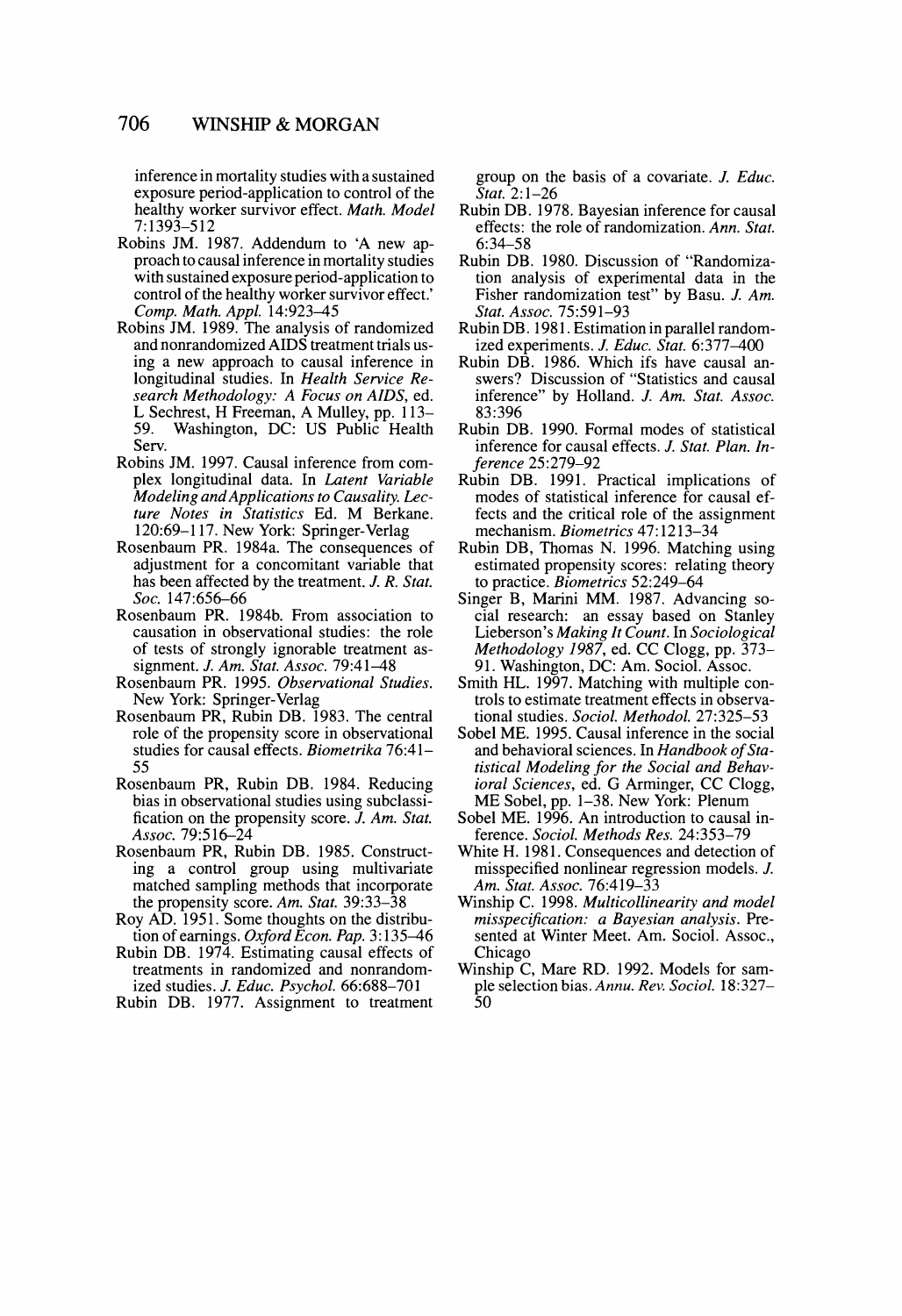inference in mortality studies with a sustained exposure period-application to control of the healthy worker survivor effect. *Math. Model* 7:1393–512

Robins JM. 1987. Addendum to 'A new approach to causal inference in mortality studies with sustained exposure period-application to control of the healthy worker survivor effect.' *Comp. Math. Appl.* 14:923–45

Robins JM. 1989. The analysis of randomized and nonrandomized AIDS treatment trials using a new approach to causal inference in longitudinal studies. In *Health Service Research Methodology: A Focus on AIDS*, ed. L Sechrest, H Freeman, A Mulley, pp. 113–59. Washington, DC: US Public Health Serv.

Robins JM. 1997. Causal inference from complex longitudinal data. In *Latent Variable Modeling and Applications to Causality. Lecture Notes in Statistics* Ed. M Berkane. 120:69–117. New York: Springer-Verlag

Rosenbaum PR. 1984a. The consequences of adjustment for a concomitant variable that has been affected by the treatment. *J. R. Stat. Soc.* 147:656–66

Rosenbaum PR. 1984b. From association to causation in observational studies: the role of tests of strongly ignorable treatment assignment. *J. Am. Stat. Assoc.* 79:41–48

Rosenbaum PR. 1995. *Observational Studies.* New York: Springer-Verlag

Rosenbaum PR, Rubin DB. 1983. The central role of the propensity score in observational studies for causal effects. *Biometrika* 76:41–55

Rosenbaum PR, Rubin DB. 1984. Reducing bias in observational studies using subclassification on the propensity score. *J. Am. Stat. Assoc.* 79:516–24

Rosenbaum PR, Rubin DB. 1985. Constructing a control group using multivariate matched sampling methods that incorporate the propensity score. *Am. Stat.* 39:33–38

Roy AD. 1951. Some thoughts on the distribution of earnings. *Oxford Econ. Pap.* 3:135–46

Rubin DB. 1974. Estimating causal effects of treatments in randomized and nonrandomized studies. *J. Educ. Psychol.* 66:688–701

Rubin DB. 1977. Assignment to treatment group on the basis of a covariate. *J. Educ. Stat.* 2:1–26

Rubin DB. 1978. Bayesian inference for causal effects: the role of randomization. *Ann. Stat.* 6:34–58

Rubin DB. 1980. Discussion of "Randomization analysis of experimental data in the Fisher randomization test" by Basu. *J. Am. Stat. Assoc.* 75:591–93

Rubin DB. 1981. Estimation in parallel randomized experiments. *J. Educ. Stat.* 6:377–400

Rubin DB. 1986. Which ifs have causal answers? Discussion of "Statistics and causal inference" by Holland. *J. Am. Stat. Assoc.* 83:396

Rubin DB. 1990. Formal modes of statistical inference for causal effects. *J. Stat. Plan. Inference* 25:279–92

Rubin DB. 1991. Practical implications of modes of statistical inference for causal effects and the critical role of the assignment mechanism. *Biometrics* 47:1213–34

Rubin DB, Thomas N. 1996. Matching using estimated propensity scores: relating theory to practice. *Biometrics* 52:249–64

Singer B, Marini MM. 1987. Advancing social research: an essay based on Stanley Lieberson's *Making It Count*. In *Sociological Methodology 1987*, ed. CC Clogg, pp. 373–91. Washington, DC: Am. Sociol. Assoc.

Smith HL. 1997. Matching with multiple controls to estimate treatment effects in observational studies. *Sociol. Methodol.* 27:325–53

Sobel ME. 1995. Causal inference in the social and behavioral sciences. In *Handbook of Statistical Modeling for the Social and Behavioral Sciences*, ed. G Arminger, CC Clogg, ME Sobel, pp. 1–38. New York: Plenum

Sobel ME. 1996. An introduction to causal inference. *Sociol. Methods Res.* 24:353–79

White H. 1981. Consequences and detection of misspecified nonlinear regression models. *J. Am. Stat. Assoc.* 76:419–33

Winship C. 1998. *Multicollinearity and model misspecification: a Bayesian analysis.* Presented at Winter Meet. Am. Sociol. Assoc., Chicago

Winship C, Mare RD. 1992. Models for sample selection bias. *Annu. Rev. Sociol.* 18:327–50